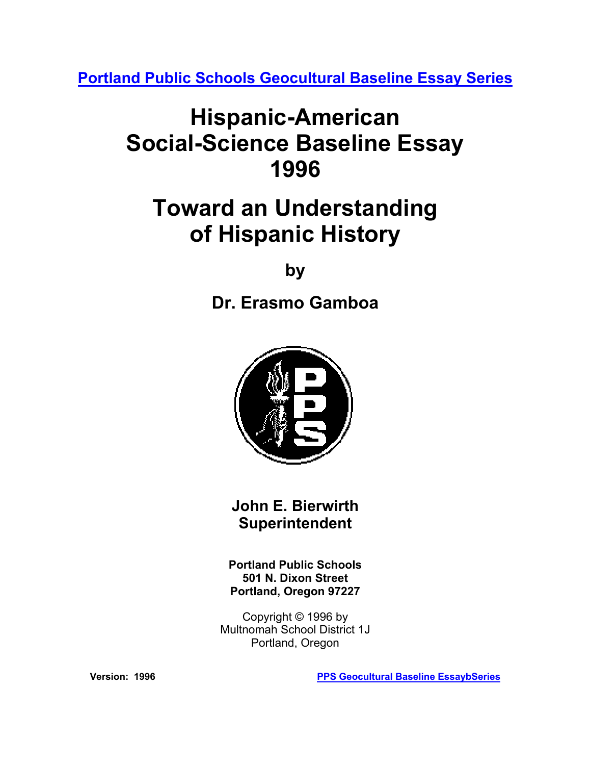**Portland Public Schools Geocultural Baseline Essay Series**

# Hispanic-American Social-Science Baseline Essay 1996

# Toward an Understanding of Hispanic History

**by**

## Dr. Erasmo Gamboa

**John E. Bierwirth**
**Superintendent**

**Portland Public Schools**
**501 N. Dixon Street**
**Portland, Oregon 97227**

Copyright © 1996 by
Multnomah School District 1J
Portland, Oregon

**Version: 1996**

**PPS Geocultural Baseline EssaybSeries**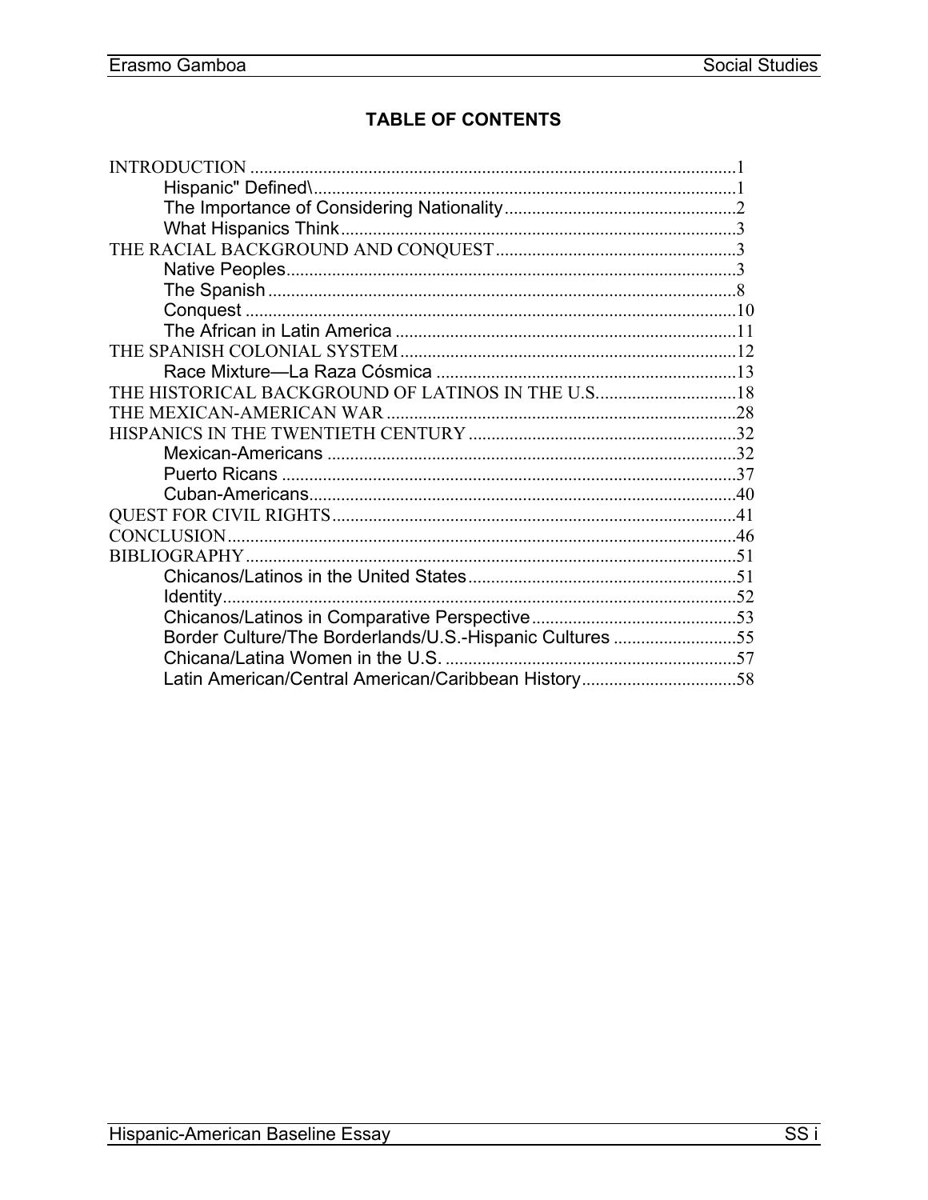## TABLE OF CONTENTS

INTRODUCTION ............................................................................................................1
- Hispanic" Defined\............................................................................................1
- The Importance of Considering Nationality...................................................2
- What Hispanics Think......................................................................................3

THE RACIAL BACKGROUND AND CONQUEST.....................................................3
- Native Peoples..................................................................................................3
- The Spanish......................................................................................................8
- Conquest...........................................................................................................10
- The African in Latin America...........................................................................11

THE SPANISH COLONIAL SYSTEM..........................................................................12
- Race Mixture—La Raza Cósmica...................................................................13

THE HISTORICAL BACKGROUND OF LATINOS IN THE U.S...............................18

THE MEXICAN-AMERICAN WAR.............................................................................28

HISPANICS IN THE TWENTIETH CENTURY...........................................................32
- Mexican-Americans..........................................................................................32
- Puerto Ricans...................................................................................................37
- Cuban-Americans.............................................................................................40

QUEST FOR CIVIL RIGHTS.........................................................................................41

CONCLUSION.................................................................................................................46

BIBLIOGRAPHY.............................................................................................................51
- Chicanos/Latinos in the United States...........................................................51
- Identity................................................................................................................52
- Chicanos/Latinos in Comparative Perspective.............................................53
- Border Culture/The Borderlands/U.S.-Hispanic Cultures...........................55
- Chicana/Latina Women in the U.S. ................................................................57
- Latin American/Central American/Caribbean History..................................58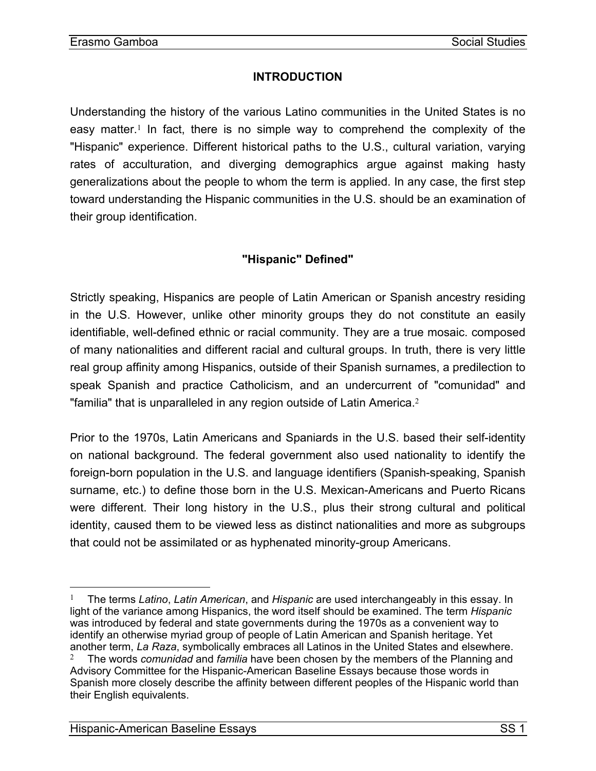## INTRODUCTION

Understanding the history of the various Latino communities in the United States is no easy matter.[1] In fact, there is no simple way to comprehend the complexity of the "Hispanic" experience. Different historical paths to the U.S., cultural variation, varying rates of acculturation, and diverging demographics argue against making hasty generalizations about the people to whom the term is applied. In any case, the first step toward understanding the Hispanic communities in the U.S. should be an examination of their group identification.

### "Hispanic" Defined"

Strictly speaking, Hispanics are people of Latin American or Spanish ancestry residing in the U.S. However, unlike other minority groups they do not constitute an easily identifiable, well-defined ethnic or racial community. They are a true mosaic. composed of many nationalities and different racial and cultural groups. In truth, there is very little real group affinity among Hispanics, outside of their Spanish surnames, a predilection to speak Spanish and practice Catholicism, and an undercurrent of "comunidad" and "familia" that is unparalleled in any region outside of Latin America.[2]

Prior to the 1970s, Latin Americans and Spaniards in the U.S. based their self-identity on national background. The federal government also used nationality to identify the foreign-born population in the U.S. and language identifiers (Spanish-speaking, Spanish surname, etc.) to define those born in the U.S. Mexican-Americans and Puerto Ricans were different. Their long history in the U.S., plus their strong cultural and political identity, caused them to be viewed less as distinct nationalities and more as subgroups that could not be assimilated or as hyphenated minority-group Americans.

---

[1] The terms *Latino*, *Latin American*, and *Hispanic* are used interchangeably in this essay. In light of the variance among Hispanics, the word itself should be examined. The term *Hispanic* was introduced by federal and state governments during the 1970s as a convenient way to identify an otherwise myriad group of people of Latin American and Spanish heritage. Yet another term, *La Raza*, symbolically embraces all Latinos in the United States and elsewhere.

[2] The words *comunidad* and *familia* have been chosen by the members of the Planning and Advisory Committee for the Hispanic-American Baseline Essays because those words in Spanish more closely describe the affinity between different peoples of the Hispanic world than their English equivalents.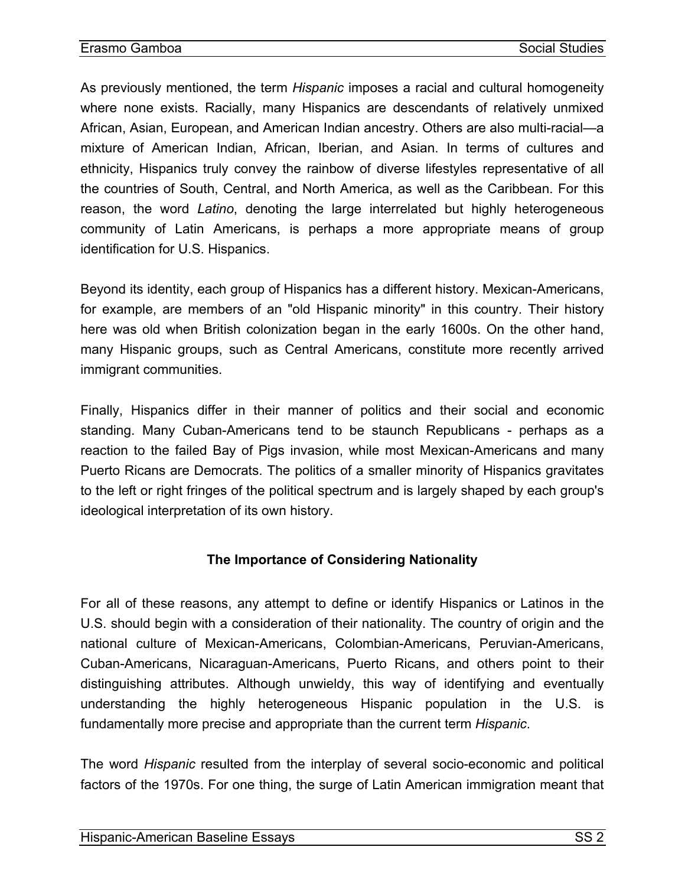As previously mentioned, the term *Hispanic* imposes a racial and cultural homogeneity where none exists. Racially, many Hispanics are descendants of relatively unmixed African, Asian, European, and American Indian ancestry. Others are also multi-racial—a mixture of American Indian, African, Iberian, and Asian. In terms of cultures and ethnicity, Hispanics truly convey the rainbow of diverse lifestyles representative of all the countries of South, Central, and North America, as well as the Caribbean. For this reason, the word *Latino*, denoting the large interrelated but highly heterogeneous community of Latin Americans, is perhaps a more appropriate means of group identification for U.S. Hispanics.

Beyond its identity, each group of Hispanics has a different history. Mexican-Americans, for example, are members of an "old Hispanic minority" in this country. Their history here was old when British colonization began in the early 1600s. On the other hand, many Hispanic groups, such as Central Americans, constitute more recently arrived immigrant communities.

Finally, Hispanics differ in their manner of politics and their social and economic standing. Many Cuban-Americans tend to be staunch Republicans - perhaps as a reaction to the failed Bay of Pigs invasion, while most Mexican-Americans and many Puerto Ricans are Democrats. The politics of a smaller minority of Hispanics gravitates to the left or right fringes of the political spectrum and is largely shaped by each group's ideological interpretation of its own history.

## The Importance of Considering Nationality

For all of these reasons, any attempt to define or identify Hispanics or Latinos in the U.S. should begin with a consideration of their nationality. The country of origin and the national culture of Mexican-Americans, Colombian-Americans, Peruvian-Americans, Cuban-Americans, Nicaraguan-Americans, Puerto Ricans, and others point to their distinguishing attributes. Although unwieldy, this way of identifying and eventually understanding the highly heterogeneous Hispanic population in the U.S. is fundamentally more precise and appropriate than the current term *Hispanic*.

The word *Hispanic* resulted from the interplay of several socio-economic and political factors of the 1970s. For one thing, the surge of Latin American immigration meant that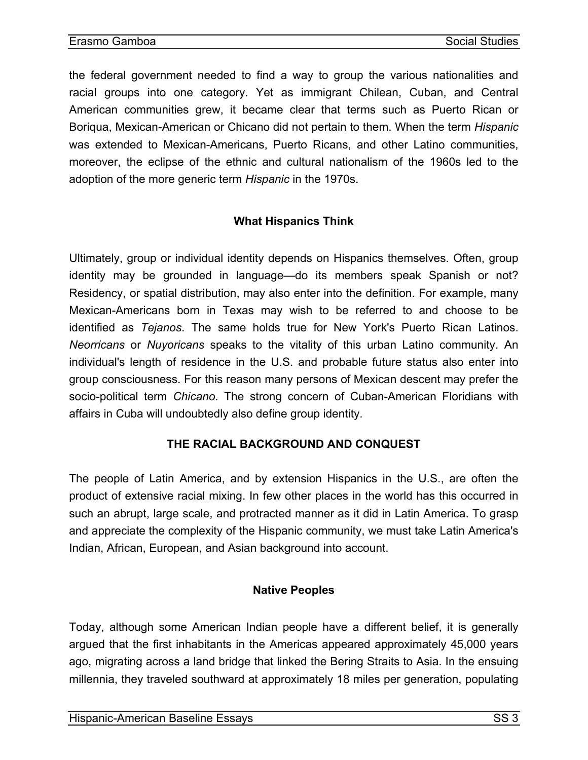the federal government needed to find a way to group the various nationalities and racial groups into one category. Yet as immigrant Chilean, Cuban, and Central American communities grew, it became clear that terms such as Puerto Rican or Boriqua, Mexican-American or Chicano did not pertain to them. When the term *Hispanic* was extended to Mexican-Americans, Puerto Ricans, and other Latino communities, moreover, the eclipse of the ethnic and cultural nationalism of the 1960s led to the adoption of the more generic term *Hispanic* in the 1970s.

### What Hispanics Think

Ultimately, group or individual identity depends on Hispanics themselves. Often, group identity may be grounded in language—do its members speak Spanish or not? Residency, or spatial distribution, may also enter into the definition. For example, many Mexican-Americans born in Texas may wish to be referred to and choose to be identified as *Tejanos*. The same holds true for New York's Puerto Rican Latinos. *Neorricans* or *Nuyoricans* speaks to the vitality of this urban Latino community. An individual's length of residence in the U.S. and probable future status also enter into group consciousness. For this reason many persons of Mexican descent may prefer the socio-political term *Chicano*. The strong concern of Cuban-American Floridians with affairs in Cuba will undoubtedly also define group identity.

## THE RACIAL BACKGROUND AND CONQUEST

The people of Latin America, and by extension Hispanics in the U.S., are often the product of extensive racial mixing. In few other places in the world has this occurred in such an abrupt, large scale, and protracted manner as it did in Latin America. To grasp and appreciate the complexity of the Hispanic community, we must take Latin America's Indian, African, European, and Asian background into account.

### Native Peoples

Today, although some American Indian people have a different belief, it is generally argued that the first inhabitants in the Americas appeared approximately 45,000 years ago, migrating across a land bridge that linked the Bering Straits to Asia. In the ensuing millennia, they traveled southward at approximately 18 miles per generation, populating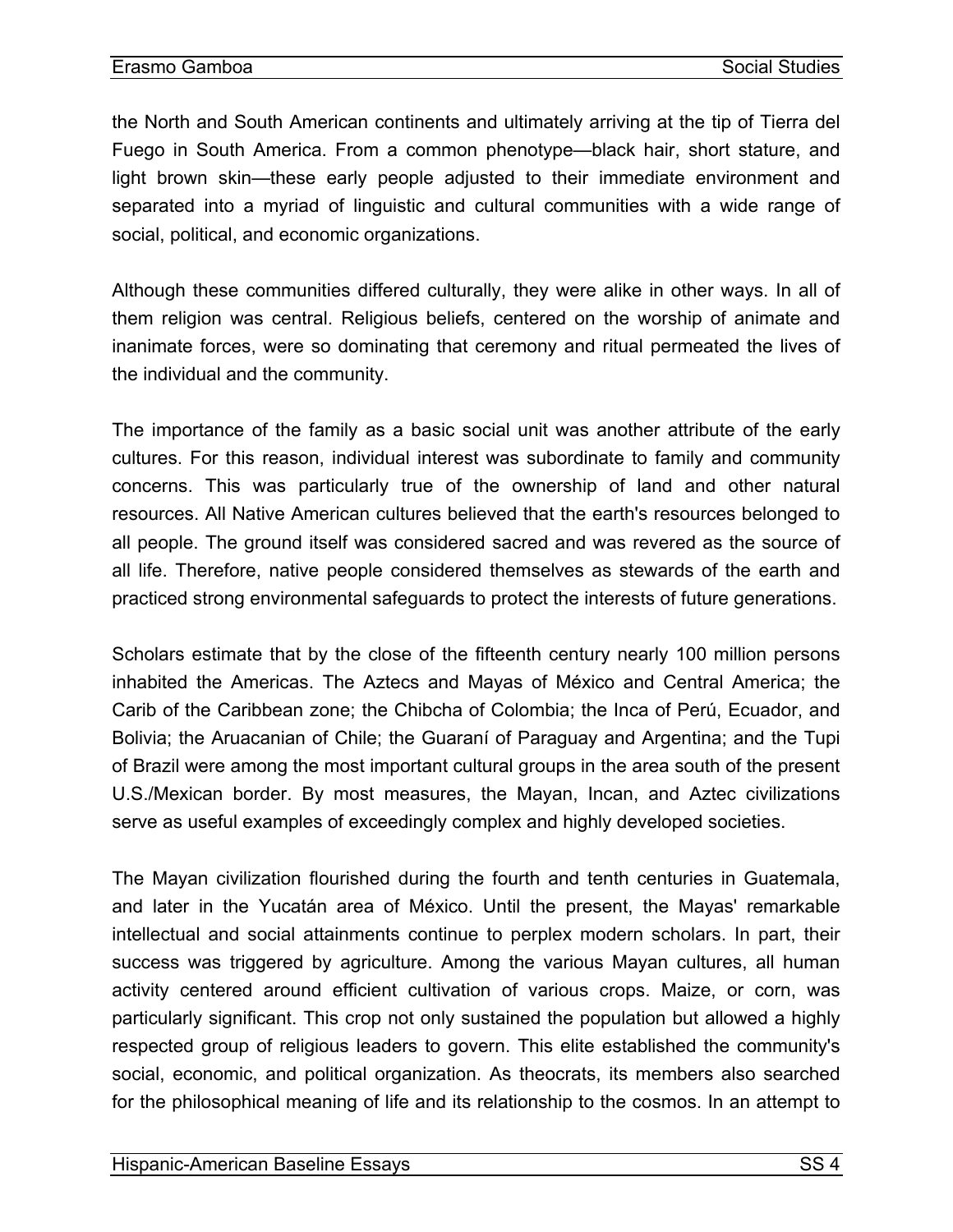the North and South American continents and ultimately arriving at the tip of Tierra del Fuego in South America. From a common phenotype—black hair, short stature, and light brown skin—these early people adjusted to their immediate environment and separated into a myriad of linguistic and cultural communities with a wide range of social, political, and economic organizations.

Although these communities differed culturally, they were alike in other ways. In all of them religion was central. Religious beliefs, centered on the worship of animate and inanimate forces, were so dominating that ceremony and ritual permeated the lives of the individual and the community.

The importance of the family as a basic social unit was another attribute of the early cultures. For this reason, individual interest was subordinate to family and community concerns. This was particularly true of the ownership of land and other natural resources. All Native American cultures believed that the earth's resources belonged to all people. The ground itself was considered sacred and was revered as the source of all life. Therefore, native people considered themselves as stewards of the earth and practiced strong environmental safeguards to protect the interests of future generations.

Scholars estimate that by the close of the fifteenth century nearly 100 million persons inhabited the Americas. The Aztecs and Mayas of México and Central America; the Carib of the Caribbean zone; the Chibcha of Colombia; the Inca of Perú, Ecuador, and Bolivia; the Aruacanian of Chile; the Guaraní of Paraguay and Argentina; and the Tupi of Brazil were among the most important cultural groups in the area south of the present U.S./Mexican border. By most measures, the Mayan, Incan, and Aztec civilizations serve as useful examples of exceedingly complex and highly developed societies.

The Mayan civilization flourished during the fourth and tenth centuries in Guatemala, and later in the Yucatán area of México. Until the present, the Mayas' remarkable intellectual and social attainments continue to perplex modern scholars. In part, their success was triggered by agriculture. Among the various Mayan cultures, all human activity centered around efficient cultivation of various crops. Maize, or corn, was particularly significant. This crop not only sustained the population but allowed a highly respected group of religious leaders to govern. This elite established the community's social, economic, and political organization. As theocrats, its members also searched for the philosophical meaning of life and its relationship to the cosmos. In an attempt to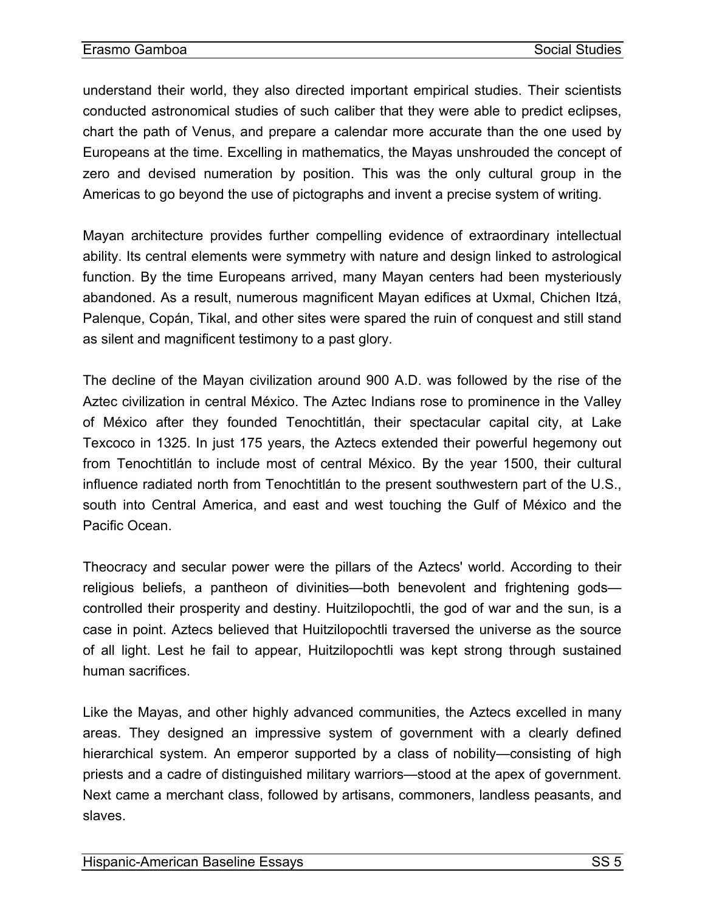understand their world, they also directed important empirical studies. Their scientists conducted astronomical studies of such caliber that they were able to predict eclipses, chart the path of Venus, and prepare a calendar more accurate than the one used by Europeans at the time. Excelling in mathematics, the Mayas unshrouded the concept of zero and devised numeration by position. This was the only cultural group in the Americas to go beyond the use of pictographs and invent a precise system of writing.

Mayan architecture provides further compelling evidence of extraordinary intellectual ability. Its central elements were symmetry with nature and design linked to astrological function. By the time Europeans arrived, many Mayan centers had been mysteriously abandoned. As a result, numerous magnificent Mayan edifices at Uxmal, Chichen Itzá, Palenque, Copán, Tikal, and other sites were spared the ruin of conquest and still stand as silent and magnificent testimony to a past glory.

The decline of the Mayan civilization around 900 A.D. was followed by the rise of the Aztec civilization in central México. The Aztec Indians rose to prominence in the Valley of México after they founded Tenochtitlán, their spectacular capital city, at Lake Texcoco in 1325. In just 175 years, the Aztecs extended their powerful hegemony out from Tenochtitlán to include most of central México. By the year 1500, their cultural influence radiated north from Tenochtitlán to the present southwestern part of the U.S., south into Central America, and east and west touching the Gulf of México and the Pacific Ocean.

Theocracy and secular power were the pillars of the Aztecs' world. According to their religious beliefs, a pantheon of divinities—both benevolent and frightening gods—controlled their prosperity and destiny. Huitzilopochtli, the god of war and the sun, is a case in point. Aztecs believed that Huitzilopochtli traversed the universe as the source of all light. Lest he fail to appear, Huitzilopochtli was kept strong through sustained human sacrifices.

Like the Mayas, and other highly advanced communities, the Aztecs excelled in many areas. They designed an impressive system of government with a clearly defined hierarchical system. An emperor supported by a class of nobility—consisting of high priests and a cadre of distinguished military warriors—stood at the apex of government. Next came a merchant class, followed by artisans, commoners, landless peasants, and slaves.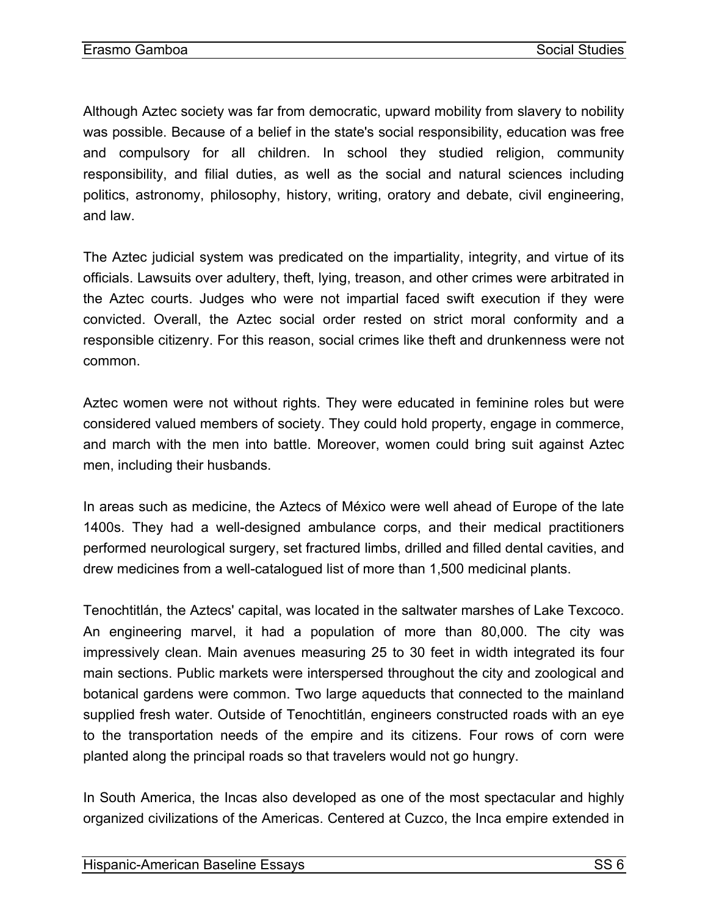Although Aztec society was far from democratic, upward mobility from slavery to nobility was possible. Because of a belief in the state's social responsibility, education was free and compulsory for all children. In school they studied religion, community responsibility, and filial duties, as well as the social and natural sciences including politics, astronomy, philosophy, history, writing, oratory and debate, civil engineering, and law.

The Aztec judicial system was predicated on the impartiality, integrity, and virtue of its officials. Lawsuits over adultery, theft, lying, treason, and other crimes were arbitrated in the Aztec courts. Judges who were not impartial faced swift execution if they were convicted. Overall, the Aztec social order rested on strict moral conformity and a responsible citizenry. For this reason, social crimes like theft and drunkenness were not common.

Aztec women were not without rights. They were educated in feminine roles but were considered valued members of society. They could hold property, engage in commerce, and march with the men into battle. Moreover, women could bring suit against Aztec men, including their husbands.

In areas such as medicine, the Aztecs of México were well ahead of Europe of the late 1400s. They had a well-designed ambulance corps, and their medical practitioners performed neurological surgery, set fractured limbs, drilled and filled dental cavities, and drew medicines from a well-catalogued list of more than 1,500 medicinal plants.

Tenochtitlán, the Aztecs' capital, was located in the saltwater marshes of Lake Texcoco. An engineering marvel, it had a population of more than 80,000. The city was impressively clean. Main avenues measuring 25 to 30 feet in width integrated its four main sections. Public markets were interspersed throughout the city and zoological and botanical gardens were common. Two large aqueducts that connected to the mainland supplied fresh water. Outside of Tenochtitlán, engineers constructed roads with an eye to the transportation needs of the empire and its citizens. Four rows of corn were planted along the principal roads so that travelers would not go hungry.

In South America, the Incas also developed as one of the most spectacular and highly organized civilizations of the Americas. Centered at Cuzco, the Inca empire extended in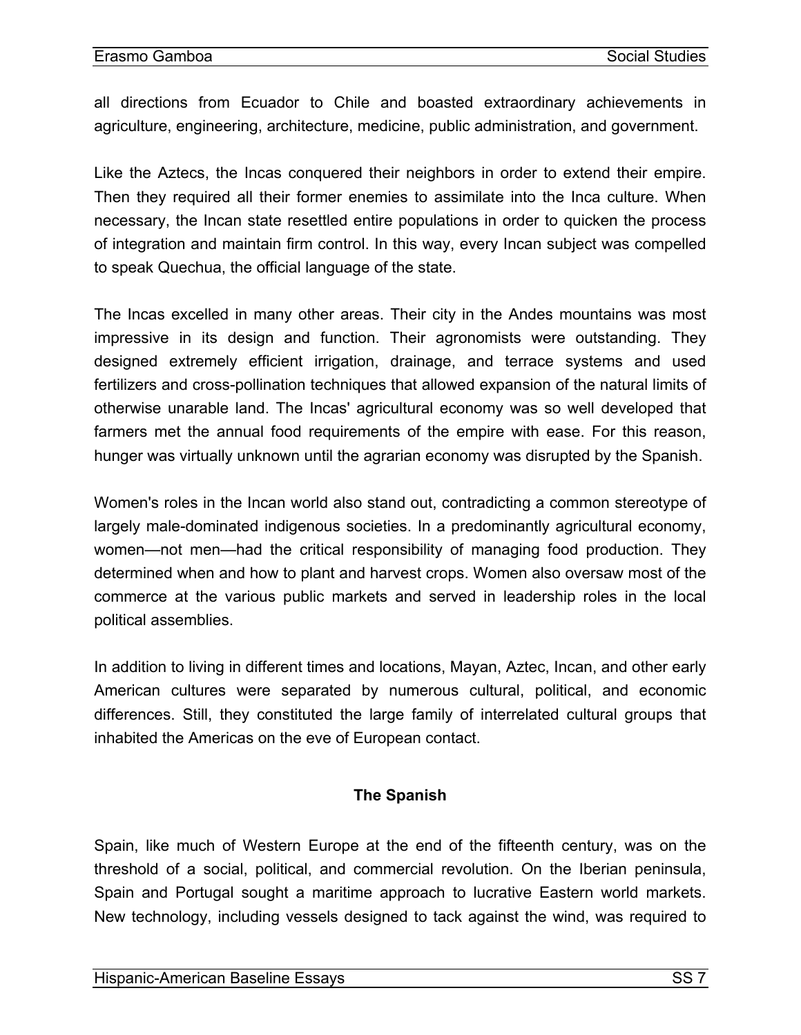all directions from Ecuador to Chile and boasted extraordinary achievements in agriculture, engineering, architecture, medicine, public administration, and government.

Like the Aztecs, the Incas conquered their neighbors in order to extend their empire. Then they required all their former enemies to assimilate into the Inca culture. When necessary, the Incan state resettled entire populations in order to quicken the process of integration and maintain firm control. In this way, every Incan subject was compelled to speak Quechua, the official language of the state.

The Incas excelled in many other areas. Their city in the Andes mountains was most impressive in its design and function. Their agronomists were outstanding. They designed extremely efficient irrigation, drainage, and terrace systems and used fertilizers and cross-pollination techniques that allowed expansion of the natural limits of otherwise unarable land. The Incas' agricultural economy was so well developed that farmers met the annual food requirements of the empire with ease. For this reason, hunger was virtually unknown until the agrarian economy was disrupted by the Spanish.

Women's roles in the Incan world also stand out, contradicting a common stereotype of largely male-dominated indigenous societies. In a predominantly agricultural economy, women—not men—had the critical responsibility of managing food production. They determined when and how to plant and harvest crops. Women also oversaw most of the commerce at the various public markets and served in leadership roles in the local political assemblies.

In addition to living in different times and locations, Mayan, Aztec, Incan, and other early American cultures were separated by numerous cultural, political, and economic differences. Still, they constituted the large family of interrelated cultural groups that inhabited the Americas on the eve of European contact.

## The Spanish

Spain, like much of Western Europe at the end of the fifteenth century, was on the threshold of a social, political, and commercial revolution. On the Iberian peninsula, Spain and Portugal sought a maritime approach to lucrative Eastern world markets. New technology, including vessels designed to tack against the wind, was required to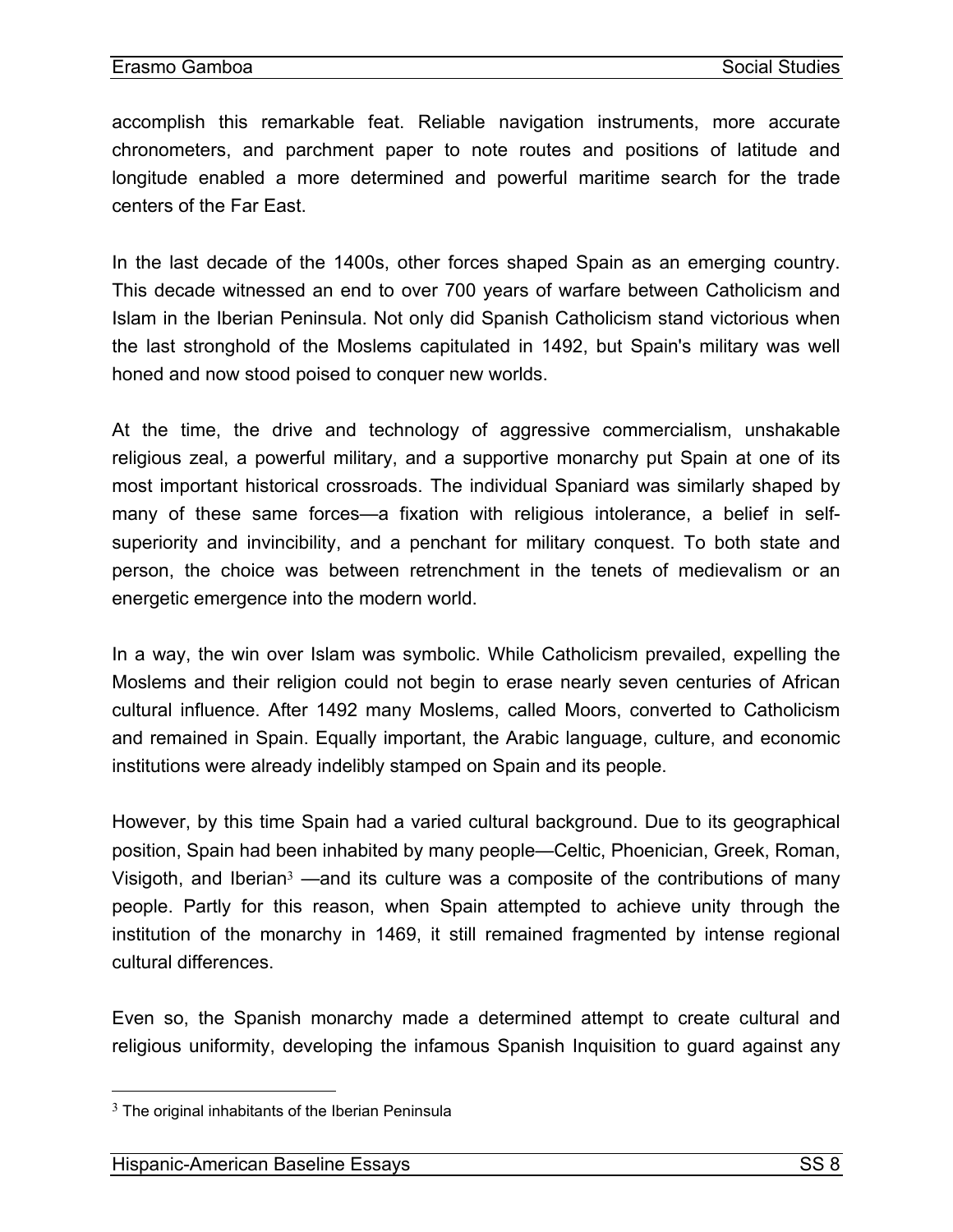accomplish this remarkable feat. Reliable navigation instruments, more accurate chronometers, and parchment paper to note routes and positions of latitude and longitude enabled a more determined and powerful maritime search for the trade centers of the Far East.

In the last decade of the 1400s, other forces shaped Spain as an emerging country. This decade witnessed an end to over 700 years of warfare between Catholicism and Islam in the Iberian Peninsula. Not only did Spanish Catholicism stand victorious when the last stronghold of the Moslems capitulated in 1492, but Spain's military was well honed and now stood poised to conquer new worlds.

At the time, the drive and technology of aggressive commercialism, unshakable religious zeal, a powerful military, and a supportive monarchy put Spain at one of its most important historical crossroads. The individual Spaniard was similarly shaped by many of these same forces—a fixation with religious intolerance, a belief in self-superiority and invincibility, and a penchant for military conquest. To both state and person, the choice was between retrenchment in the tenets of medievalism or an energetic emergence into the modern world.

In a way, the win over Islam was symbolic. While Catholicism prevailed, expelling the Moslems and their religion could not begin to erase nearly seven centuries of African cultural influence. After 1492 many Moslems, called Moors, converted to Catholicism and remained in Spain. Equally important, the Arabic language, culture, and economic institutions were already indelibly stamped on Spain and its people.

However, by this time Spain had a varied cultural background. Due to its geographical position, Spain had been inhabited by many people—Celtic, Phoenician, Greek, Roman, Visigoth, and Iberian[3] —and its culture was a composite of the contributions of many people. Partly for this reason, when Spain attempted to achieve unity through the institution of the monarchy in 1469, it still remained fragmented by intense regional cultural differences.

Even so, the Spanish monarchy made a determined attempt to create cultural and religious uniformity, developing the infamous Spanish Inquisition to guard against any

[3] The original inhabitants of the Iberian Peninsula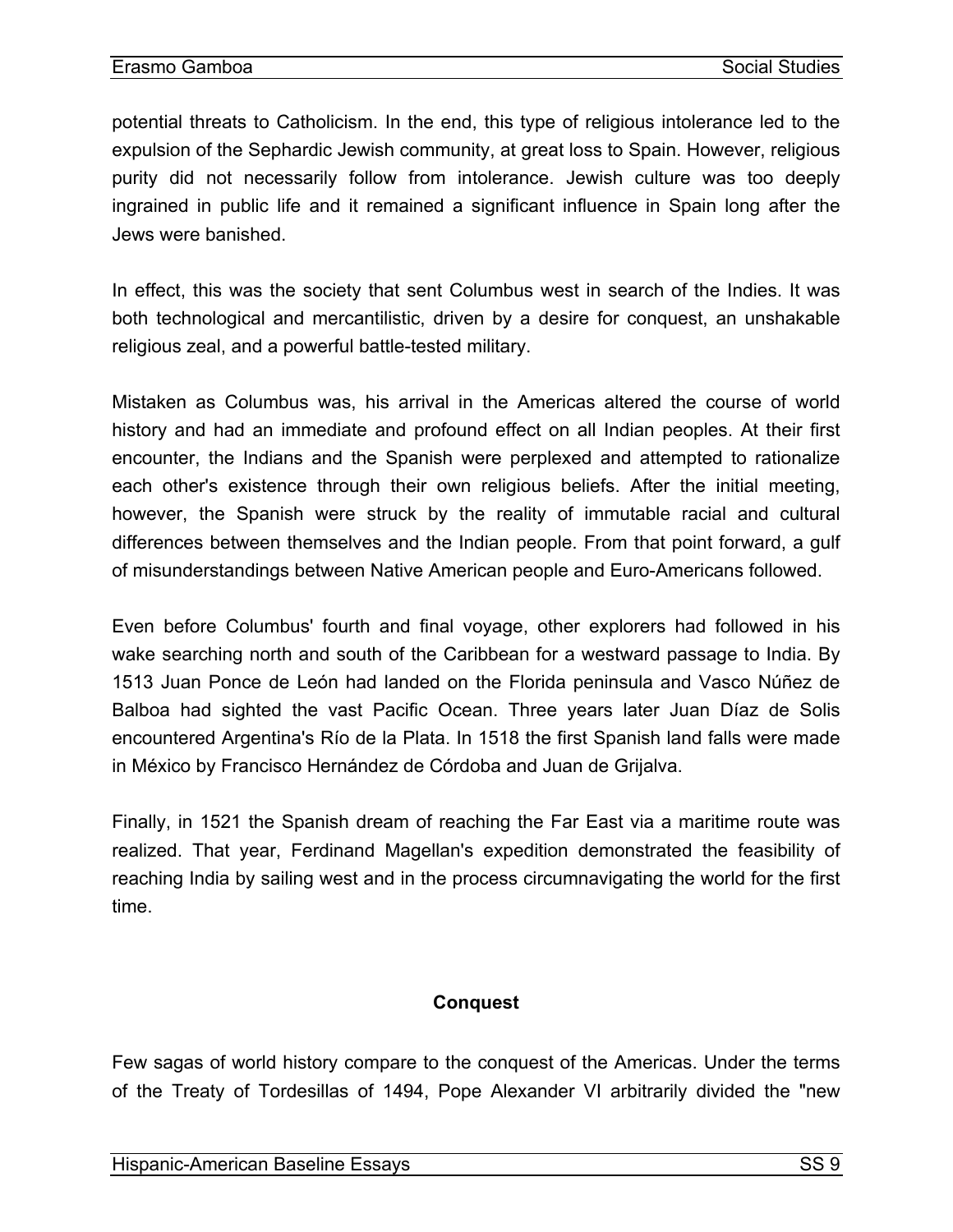potential threats to Catholicism. In the end, this type of religious intolerance led to the expulsion of the Sephardic Jewish community, at great loss to Spain. However, religious purity did not necessarily follow from intolerance. Jewish culture was too deeply ingrained in public life and it remained a significant influence in Spain long after the Jews were banished.

In effect, this was the society that sent Columbus west in search of the Indies. It was both technological and mercantilistic, driven by a desire for conquest, an unshakable religious zeal, and a powerful battle-tested military.

Mistaken as Columbus was, his arrival in the Americas altered the course of world history and had an immediate and profound effect on all Indian peoples. At their first encounter, the Indians and the Spanish were perplexed and attempted to rationalize each other's existence through their own religious beliefs. After the initial meeting, however, the Spanish were struck by the reality of immutable racial and cultural differences between themselves and the Indian people. From that point forward, a gulf of misunderstandings between Native American people and Euro-Americans followed.

Even before Columbus' fourth and final voyage, other explorers had followed in his wake searching north and south of the Caribbean for a westward passage to India. By 1513 Juan Ponce de León had landed on the Florida peninsula and Vasco Núñez de Balboa had sighted the vast Pacific Ocean. Three years later Juan Díaz de Solis encountered Argentina's Río de la Plata. In 1518 the first Spanish land falls were made in México by Francisco Hernández de Córdoba and Juan de Grijalva.

Finally, in 1521 the Spanish dream of reaching the Far East via a maritime route was realized. That year, Ferdinand Magellan's expedition demonstrated the feasibility of reaching India by sailing west and in the process circumnavigating the world for the first time.

## Conquest

Few sagas of world history compare to the conquest of the Americas. Under the terms of the Treaty of Tordesillas of 1494, Pope Alexander VI arbitrarily divided the "new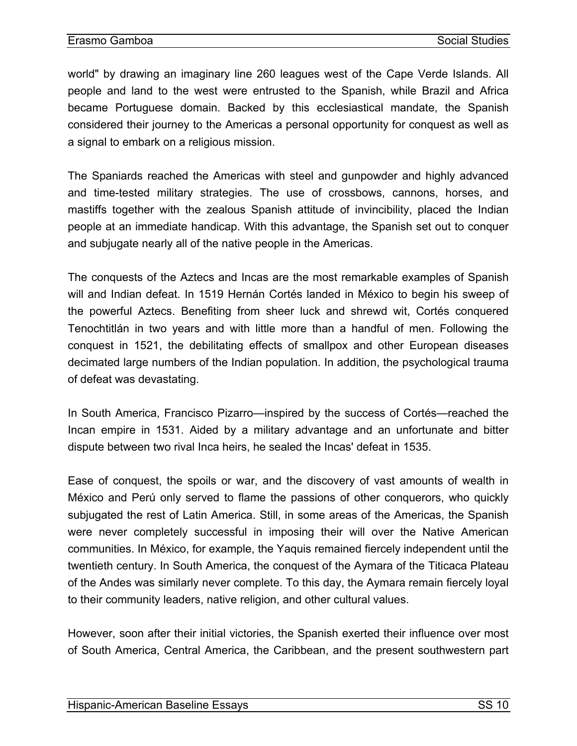world" by drawing an imaginary line 260 leagues west of the Cape Verde Islands. All people and land to the west were entrusted to the Spanish, while Brazil and Africa became Portuguese domain. Backed by this ecclesiastical mandate, the Spanish considered their journey to the Americas a personal opportunity for conquest as well as a signal to embark on a religious mission.

The Spaniards reached the Americas with steel and gunpowder and highly advanced and time-tested military strategies. The use of crossbows, cannons, horses, and mastiffs together with the zealous Spanish attitude of invincibility, placed the Indian people at an immediate handicap. With this advantage, the Spanish set out to conquer and subjugate nearly all of the native people in the Americas.

The conquests of the Aztecs and Incas are the most remarkable examples of Spanish will and Indian defeat. In 1519 Hernán Cortés landed in México to begin his sweep of the powerful Aztecs. Benefiting from sheer luck and shrewd wit, Cortés conquered Tenochtitlán in two years and with little more than a handful of men. Following the conquest in 1521, the debilitating effects of smallpox and other European diseases decimated large numbers of the Indian population. In addition, the psychological trauma of defeat was devastating.

In South America, Francisco Pizarro—inspired by the success of Cortés—reached the Incan empire in 1531. Aided by a military advantage and an unfortunate and bitter dispute between two rival Inca heirs, he sealed the Incas' defeat in 1535.

Ease of conquest, the spoils or war, and the discovery of vast amounts of wealth in México and Perú only served to flame the passions of other conquerors, who quickly subjugated the rest of Latin America. Still, in some areas of the Americas, the Spanish were never completely successful in imposing their will over the Native American communities. In México, for example, the Yaquis remained fiercely independent until the twentieth century. In South America, the conquest of the Aymara of the Titicaca Plateau of the Andes was similarly never complete. To this day, the Aymara remain fiercely loyal to their community leaders, native religion, and other cultural values.

However, soon after their initial victories, the Spanish exerted their influence over most of South America, Central America, the Caribbean, and the present southwestern part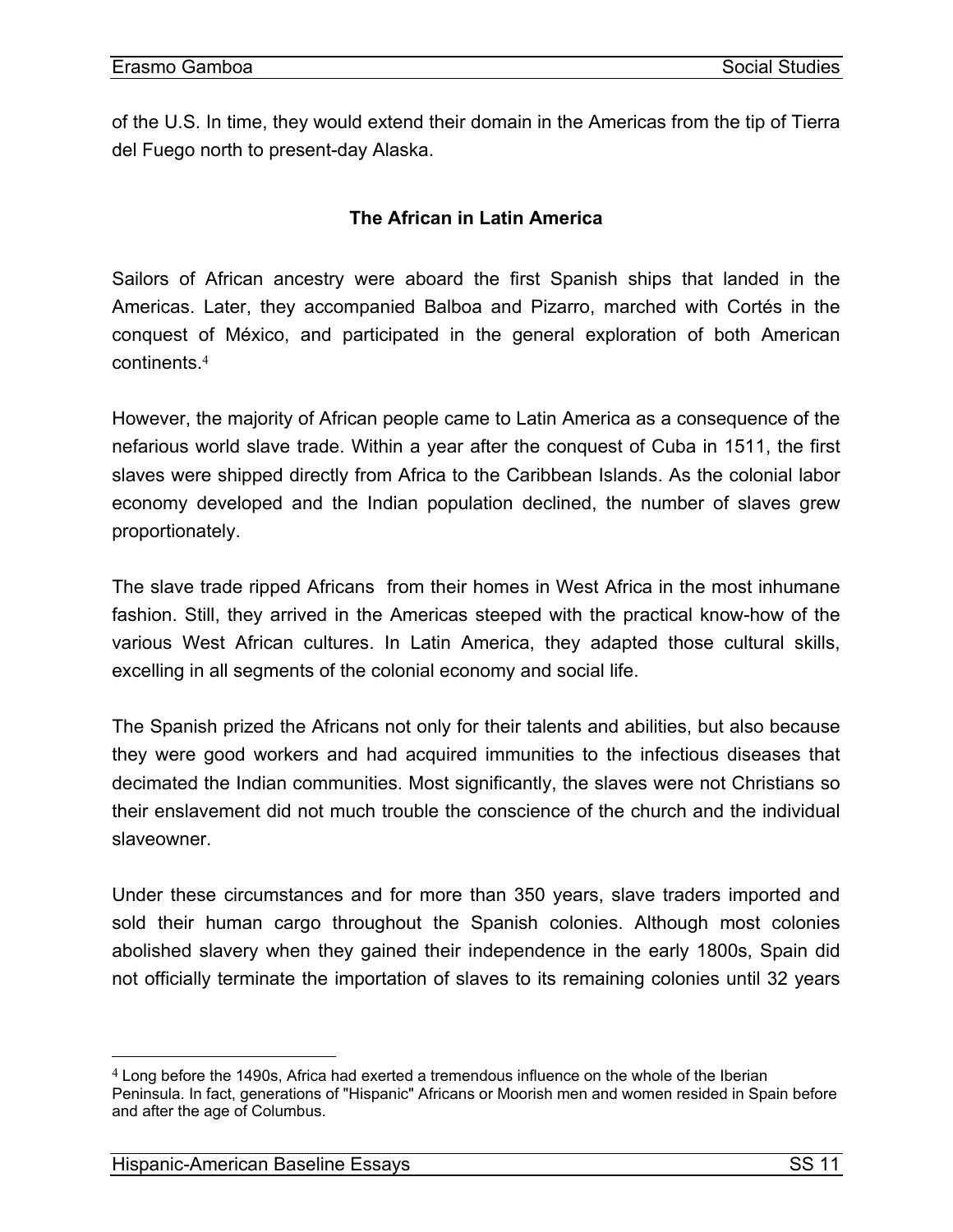of the U.S. In time, they would extend their domain in the Americas from the tip of Tierra del Fuego north to present-day Alaska.

### The African in Latin America

Sailors of African ancestry were aboard the first Spanish ships that landed in the Americas. Later, they accompanied Balboa and Pizarro, marched with Cortés in the conquest of México, and participated in the general exploration of both American continents.[4]

However, the majority of African people came to Latin America as a consequence of the nefarious world slave trade. Within a year after the conquest of Cuba in 1511, the first slaves were shipped directly from Africa to the Caribbean Islands. As the colonial labor economy developed and the Indian population declined, the number of slaves grew proportionately.

The slave trade ripped Africans from their homes in West Africa in the most inhumane fashion. Still, they arrived in the Americas steeped with the practical know-how of the various West African cultures. In Latin America, they adapted those cultural skills, excelling in all segments of the colonial economy and social life.

The Spanish prized the Africans not only for their talents and abilities, but also because they were good workers and had acquired immunities to the infectious diseases that decimated the Indian communities. Most significantly, the slaves were not Christians so their enslavement did not much trouble the conscience of the church and the individual slaveowner.

Under these circumstances and for more than 350 years, slave traders imported and sold their human cargo throughout the Spanish colonies. Although most colonies abolished slavery when they gained their independence in the early 1800s, Spain did not officially terminate the importation of slaves to its remaining colonies until 32 years

---

[4] Long before the 1490s, Africa had exerted a tremendous influence on the whole of the Iberian Peninsula. In fact, generations of "Hispanic" Africans or Moorish men and women resided in Spain before and after the age of Columbus.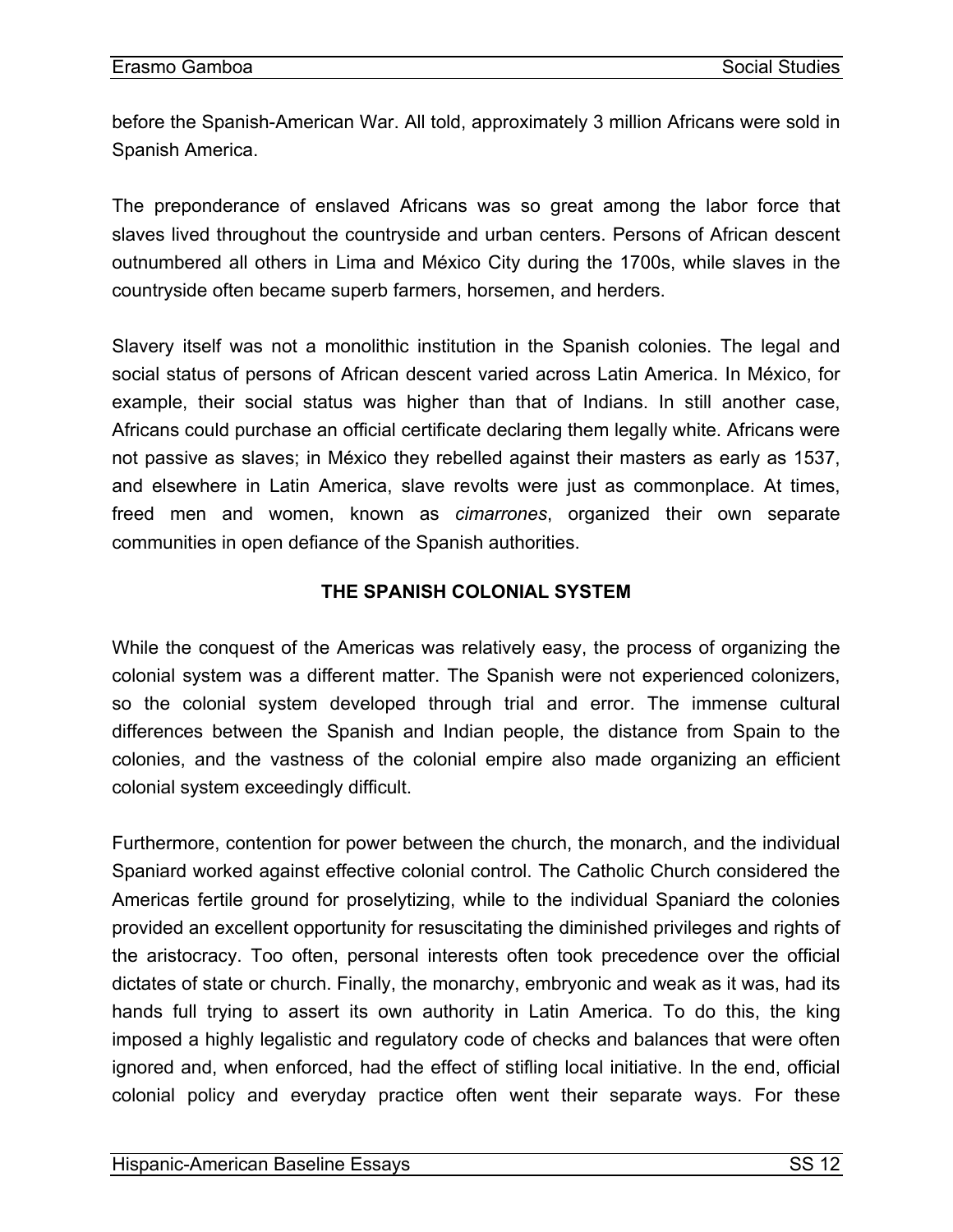before the Spanish-American War. All told, approximately 3 million Africans were sold in Spanish America.

The preponderance of enslaved Africans was so great among the labor force that slaves lived throughout the countryside and urban centers. Persons of African descent outnumbered all others in Lima and México City during the 1700s, while slaves in the countryside often became superb farmers, horsemen, and herders.

Slavery itself was not a monolithic institution in the Spanish colonies. The legal and social status of persons of African descent varied across Latin America. In México, for example, their social status was higher than that of Indians. In still another case, Africans could purchase an official certificate declaring them legally white. Africans were not passive as slaves; in México they rebelled against their masters as early as 1537, and elsewhere in Latin America, slave revolts were just as commonplace. At times, freed men and women, known as *cimarrones*, organized their own separate communities in open defiance of the Spanish authorities.

## THE SPANISH COLONIAL SYSTEM

While the conquest of the Americas was relatively easy, the process of organizing the colonial system was a different matter. The Spanish were not experienced colonizers, so the colonial system developed through trial and error. The immense cultural differences between the Spanish and Indian people, the distance from Spain to the colonies, and the vastness of the colonial empire also made organizing an efficient colonial system exceedingly difficult.

Furthermore, contention for power between the church, the monarch, and the individual Spaniard worked against effective colonial control. The Catholic Church considered the Americas fertile ground for proselytizing, while to the individual Spaniard the colonies provided an excellent opportunity for resuscitating the diminished privileges and rights of the aristocracy. Too often, personal interests often took precedence over the official dictates of state or church. Finally, the monarchy, embryonic and weak as it was, had its hands full trying to assert its own authority in Latin America. To do this, the king imposed a highly legalistic and regulatory code of checks and balances that were often ignored and, when enforced, had the effect of stifling local initiative. In the end, official colonial policy and everyday practice often went their separate ways. For these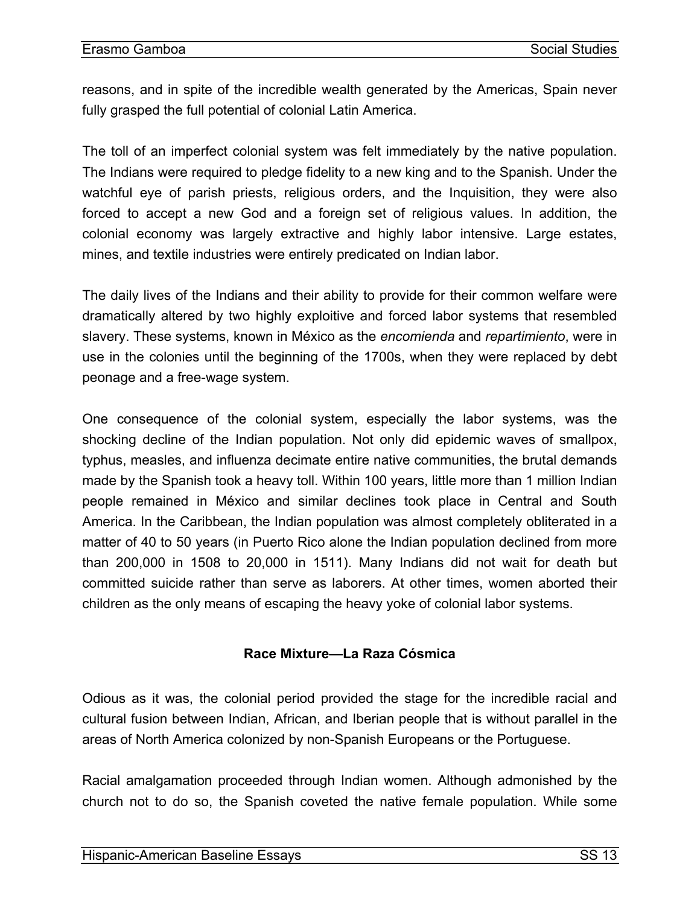reasons, and in spite of the incredible wealth generated by the Americas, Spain never fully grasped the full potential of colonial Latin America.

The toll of an imperfect colonial system was felt immediately by the native population. The Indians were required to pledge fidelity to a new king and to the Spanish. Under the watchful eye of parish priests, religious orders, and the Inquisition, they were also forced to accept a new God and a foreign set of religious values. In addition, the colonial economy was largely extractive and highly labor intensive. Large estates, mines, and textile industries were entirely predicated on Indian labor.

The daily lives of the Indians and their ability to provide for their common welfare were dramatically altered by two highly exploitive and forced labor systems that resembled slavery. These systems, known in México as the *encomienda* and *repartimiento*, were in use in the colonies until the beginning of the 1700s, when they were replaced by debt peonage and a free-wage system.

One consequence of the colonial system, especially the labor systems, was the shocking decline of the Indian population. Not only did epidemic waves of smallpox, typhus, measles, and influenza decimate entire native communities, the brutal demands made by the Spanish took a heavy toll. Within 100 years, little more than 1 million Indian people remained in México and similar declines took place in Central and South America. In the Caribbean, the Indian population was almost completely obliterated in a matter of 40 to 50 years (in Puerto Rico alone the Indian population declined from more than 200,000 in 1508 to 20,000 in 1511). Many Indians did not wait for death but committed suicide rather than serve as laborers. At other times, women aborted their children as the only means of escaping the heavy yoke of colonial labor systems.

### Race Mixture—La Raza Cósmica

Odious as it was, the colonial period provided the stage for the incredible racial and cultural fusion between Indian, African, and Iberian people that is without parallel in the areas of North America colonized by non-Spanish Europeans or the Portuguese.

Racial amalgamation proceeded through Indian women. Although admonished by the church not to do so, the Spanish coveted the native female population. While some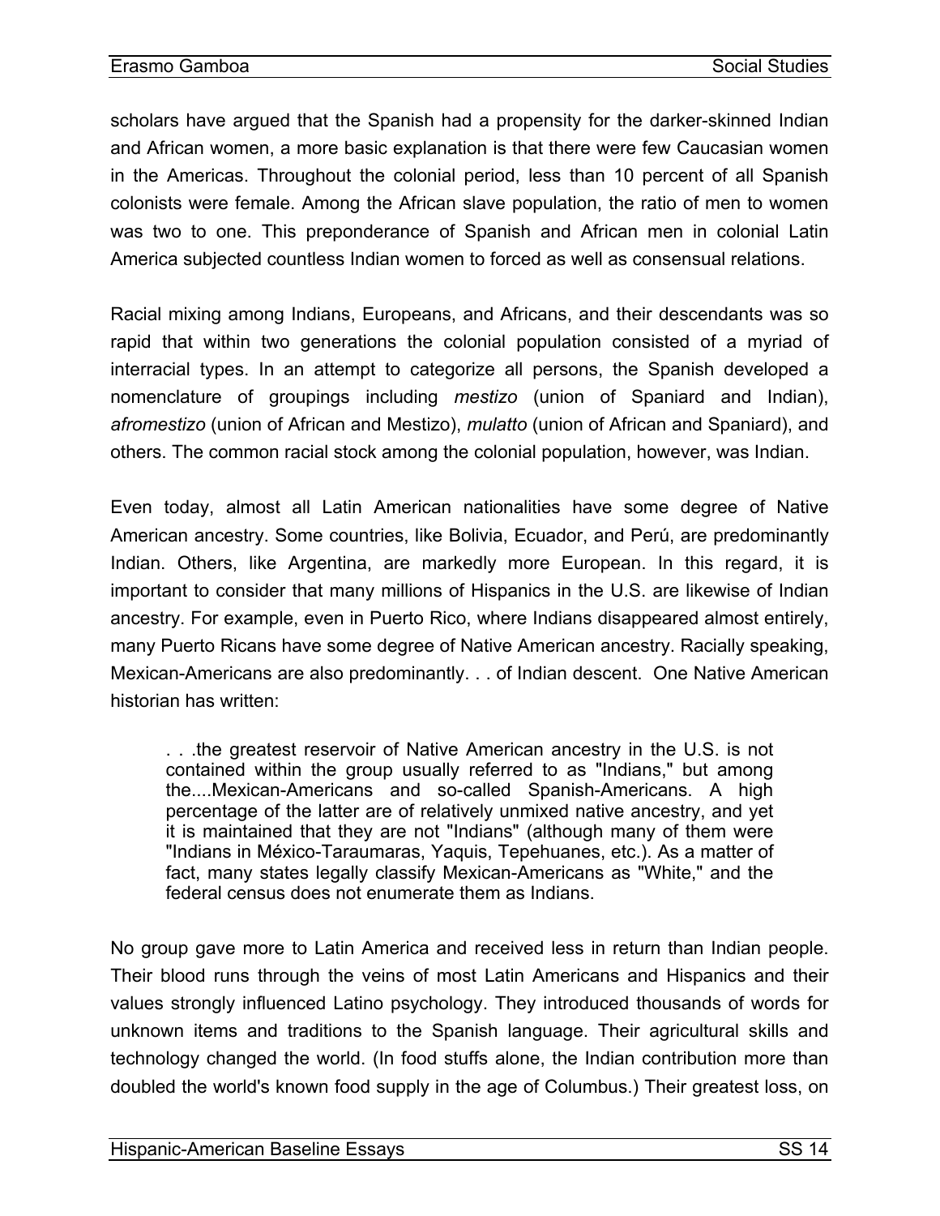scholars have argued that the Spanish had a propensity for the darker-skinned Indian and African women, a more basic explanation is that there were few Caucasian women in the Americas. Throughout the colonial period, less than 10 percent of all Spanish colonists were female. Among the African slave population, the ratio of men to women was two to one. This preponderance of Spanish and African men in colonial Latin America subjected countless Indian women to forced as well as consensual relations.

Racial mixing among Indians, Europeans, and Africans, and their descendants was so rapid that within two generations the colonial population consisted of a myriad of interracial types. In an attempt to categorize all persons, the Spanish developed a nomenclature of groupings including *mestizo* (union of Spaniard and Indian), *afromestizo* (union of African and Mestizo), *mulatto* (union of African and Spaniard), and others. The common racial stock among the colonial population, however, was Indian.

Even today, almost all Latin American nationalities have some degree of Native American ancestry. Some countries, like Bolivia, Ecuador, and Perú, are predominantly Indian. Others, like Argentina, are markedly more European. In this regard, it is important to consider that many millions of Hispanics in the U.S. are likewise of Indian ancestry. For example, even in Puerto Rico, where Indians disappeared almost entirely, many Puerto Ricans have some degree of Native American ancestry. Racially speaking, Mexican-Americans are also predominantly. . . of Indian descent. One Native American historian has written:

> . . .the greatest reservoir of Native American ancestry in the U.S. is not contained within the group usually referred to as "Indians," but among the....Mexican-Americans and so-called Spanish-Americans. A high percentage of the latter are of relatively unmixed native ancestry, and yet it is maintained that they are not "Indians" (although many of them were "Indians in México-Taraumaras, Yaquis, Tepehuanes, etc.). As a matter of fact, many states legally classify Mexican-Americans as "White," and the federal census does not enumerate them as Indians.

No group gave more to Latin America and received less in return than Indian people. Their blood runs through the veins of most Latin Americans and Hispanics and their values strongly influenced Latino psychology. They introduced thousands of words for unknown items and traditions to the Spanish language. Their agricultural skills and technology changed the world. (In food stuffs alone, the Indian contribution more than doubled the world's known food supply in the age of Columbus.) Their greatest loss, on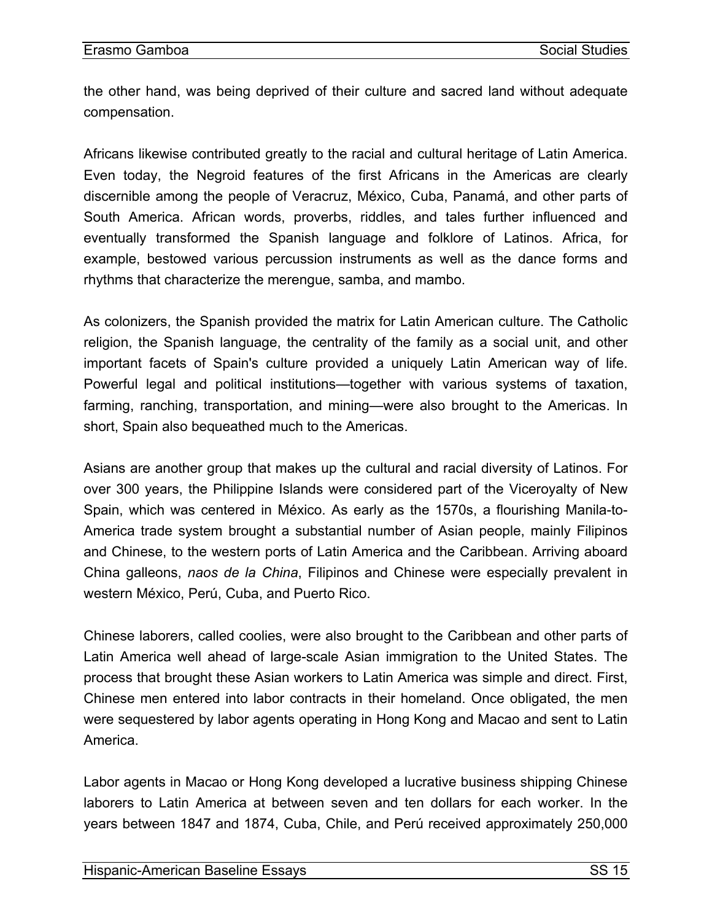the other hand, was being deprived of their culture and sacred land without adequate compensation.

Africans likewise contributed greatly to the racial and cultural heritage of Latin America. Even today, the Negroid features of the first Africans in the Americas are clearly discernible among the people of Veracruz, México, Cuba, Panamá, and other parts of South America. African words, proverbs, riddles, and tales further influenced and eventually transformed the Spanish language and folklore of Latinos. Africa, for example, bestowed various percussion instruments as well as the dance forms and rhythms that characterize the merengue, samba, and mambo.

As colonizers, the Spanish provided the matrix for Latin American culture. The Catholic religion, the Spanish language, the centrality of the family as a social unit, and other important facets of Spain's culture provided a uniquely Latin American way of life. Powerful legal and political institutions—together with various systems of taxation, farming, ranching, transportation, and mining—were also brought to the Americas. In short, Spain also bequeathed much to the Americas.

Asians are another group that makes up the cultural and racial diversity of Latinos. For over 300 years, the Philippine Islands were considered part of the Viceroyalty of New Spain, which was centered in México. As early as the 1570s, a flourishing Manila-to-America trade system brought a substantial number of Asian people, mainly Filipinos and Chinese, to the western ports of Latin America and the Caribbean. Arriving aboard China galleons, *naos de la China*, Filipinos and Chinese were especially prevalent in western México, Perú, Cuba, and Puerto Rico.

Chinese laborers, called coolies, were also brought to the Caribbean and other parts of Latin America well ahead of large-scale Asian immigration to the United States. The process that brought these Asian workers to Latin America was simple and direct. First, Chinese men entered into labor contracts in their homeland. Once obligated, the men were sequestered by labor agents operating in Hong Kong and Macao and sent to Latin America.

Labor agents in Macao or Hong Kong developed a lucrative business shipping Chinese laborers to Latin America at between seven and ten dollars for each worker. In the years between 1847 and 1874, Cuba, Chile, and Perú received approximately 250,000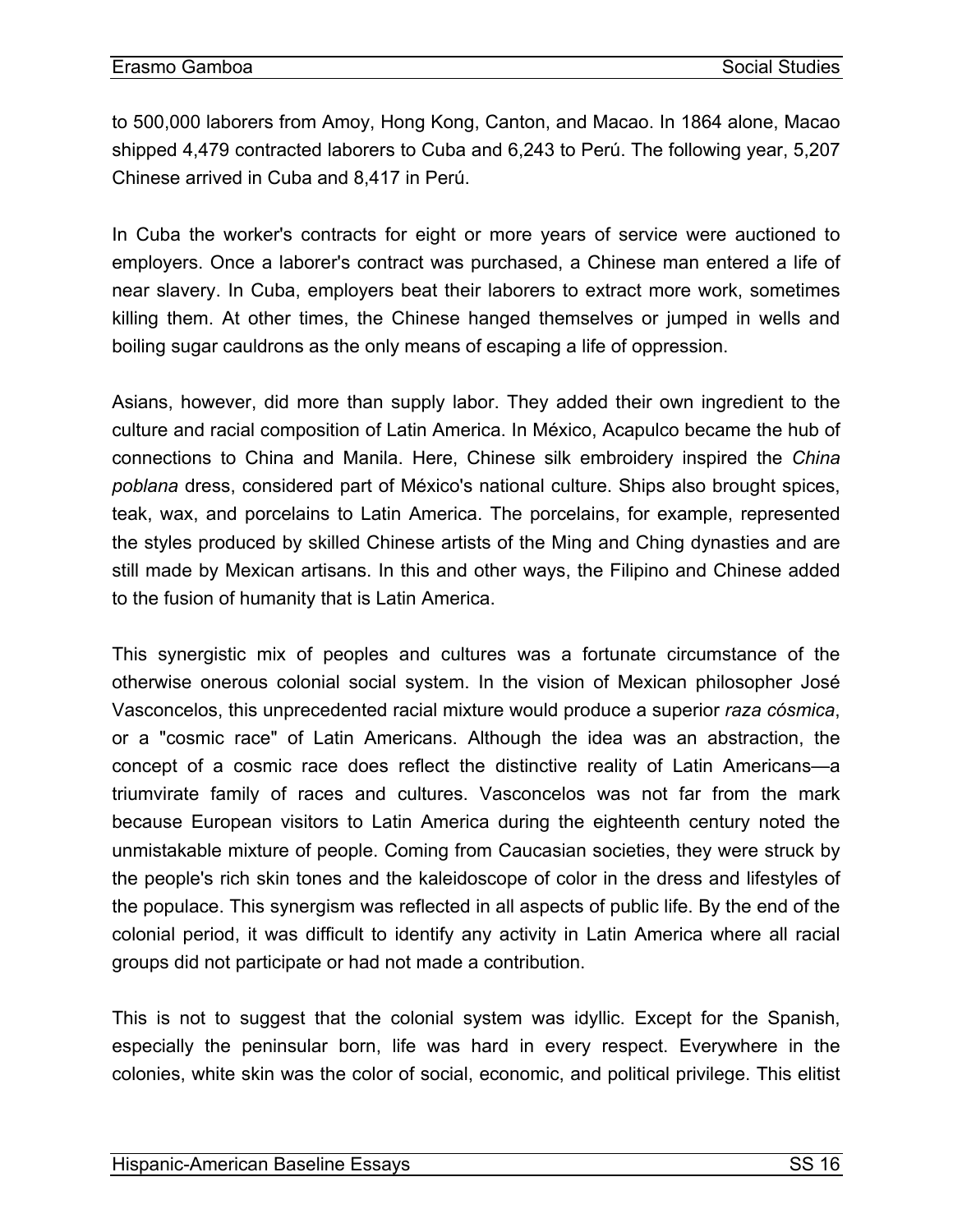to 500,000 laborers from Amoy, Hong Kong, Canton, and Macao. In 1864 alone, Macao shipped 4,479 contracted laborers to Cuba and 6,243 to Perú. The following year, 5,207 Chinese arrived in Cuba and 8,417 in Perú.

In Cuba the worker's contracts for eight or more years of service were auctioned to employers. Once a laborer's contract was purchased, a Chinese man entered a life of near slavery. In Cuba, employers beat their laborers to extract more work, sometimes killing them. At other times, the Chinese hanged themselves or jumped in wells and boiling sugar cauldrons as the only means of escaping a life of oppression.

Asians, however, did more than supply labor. They added their own ingredient to the culture and racial composition of Latin America. In México, Acapulco became the hub of connections to China and Manila. Here, Chinese silk embroidery inspired the *China poblana* dress, considered part of México's national culture. Ships also brought spices, teak, wax, and porcelains to Latin America. The porcelains, for example, represented the styles produced by skilled Chinese artists of the Ming and Ching dynasties and are still made by Mexican artisans. In this and other ways, the Filipino and Chinese added to the fusion of humanity that is Latin America.

This synergistic mix of peoples and cultures was a fortunate circumstance of the otherwise onerous colonial social system. In the vision of Mexican philosopher José Vasconcelos, this unprecedented racial mixture would produce a superior *raza cósmica*, or a "cosmic race" of Latin Americans. Although the idea was an abstraction, the concept of a cosmic race does reflect the distinctive reality of Latin Americans—a triumvirate family of races and cultures. Vasconcelos was not far from the mark because European visitors to Latin America during the eighteenth century noted the unmistakable mixture of people. Coming from Caucasian societies, they were struck by the people's rich skin tones and the kaleidoscope of color in the dress and lifestyles of the populace. This synergism was reflected in all aspects of public life. By the end of the colonial period, it was difficult to identify any activity in Latin America where all racial groups did not participate or had not made a contribution.

This is not to suggest that the colonial system was idyllic. Except for the Spanish, especially the peninsular born, life was hard in every respect. Everywhere in the colonies, white skin was the color of social, economic, and political privilege. This elitist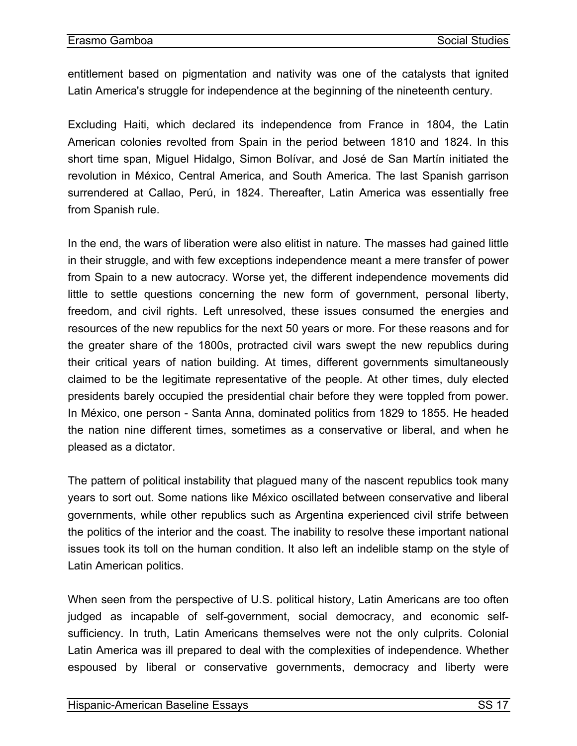entitlement based on pigmentation and nativity was one of the catalysts that ignited Latin America's struggle for independence at the beginning of the nineteenth century.

Excluding Haiti, which declared its independence from France in 1804, the Latin American colonies revolted from Spain in the period between 1810 and 1824. In this short time span, Miguel Hidalgo, Simon Bolívar, and José de San Martín initiated the revolution in México, Central America, and South America. The last Spanish garrison surrendered at Callao, Perú, in 1824. Thereafter, Latin America was essentially free from Spanish rule.

In the end, the wars of liberation were also elitist in nature. The masses had gained little in their struggle, and with few exceptions independence meant a mere transfer of power from Spain to a new autocracy. Worse yet, the different independence movements did little to settle questions concerning the new form of government, personal liberty, freedom, and civil rights. Left unresolved, these issues consumed the energies and resources of the new republics for the next 50 years or more. For these reasons and for the greater share of the 1800s, protracted civil wars swept the new republics during their critical years of nation building. At times, different governments simultaneously claimed to be the legitimate representative of the people. At other times, duly elected presidents barely occupied the presidential chair before they were toppled from power. In México, one person - Santa Anna, dominated politics from 1829 to 1855. He headed the nation nine different times, sometimes as a conservative or liberal, and when he pleased as a dictator.

The pattern of political instability that plagued many of the nascent republics took many years to sort out. Some nations like México oscillated between conservative and liberal governments, while other republics such as Argentina experienced civil strife between the politics of the interior and the coast. The inability to resolve these important national issues took its toll on the human condition. It also left an indelible stamp on the style of Latin American politics.

When seen from the perspective of U.S. political history, Latin Americans are too often judged as incapable of self-government, social democracy, and economic self-sufficiency. In truth, Latin Americans themselves were not the only culprits. Colonial Latin America was ill prepared to deal with the complexities of independence. Whether espoused by liberal or conservative governments, democracy and liberty were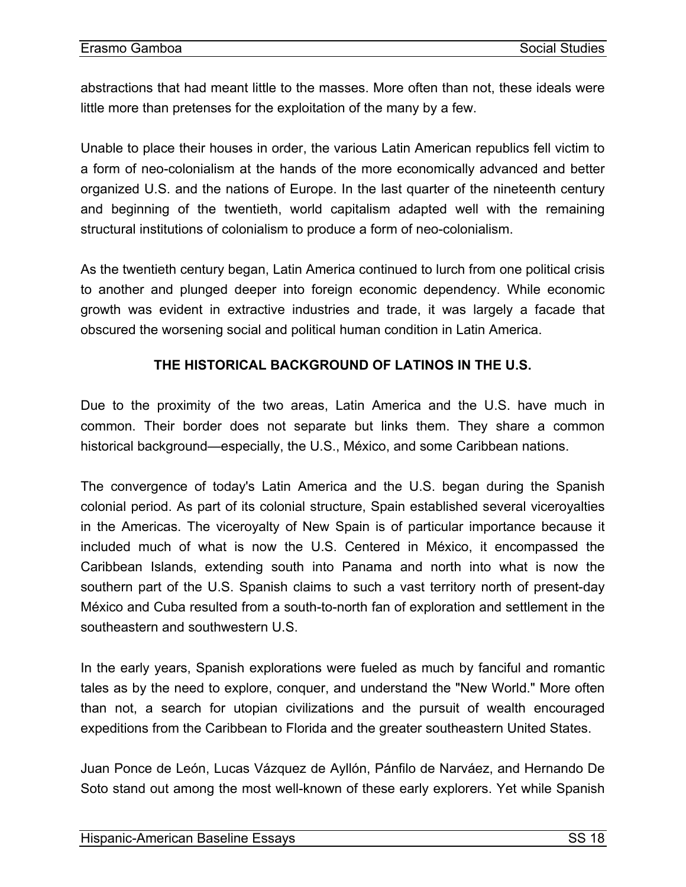abstractions that had meant little to the masses. More often than not, these ideals were little more than pretenses for the exploitation of the many by a few.

Unable to place their houses in order, the various Latin American republics fell victim to a form of neo-colonialism at the hands of the more economically advanced and better organized U.S. and the nations of Europe. In the last quarter of the nineteenth century and beginning of the twentieth, world capitalism adapted well with the remaining structural institutions of colonialism to produce a form of neo-colonialism.

As the twentieth century began, Latin America continued to lurch from one political crisis to another and plunged deeper into foreign economic dependency. While economic growth was evident in extractive industries and trade, it was largely a facade that obscured the worsening social and political human condition in Latin America.

## THE HISTORICAL BACKGROUND OF LATINOS IN THE U.S.

Due to the proximity of the two areas, Latin America and the U.S. have much in common. Their border does not separate but links them. They share a common historical background—especially, the U.S., México, and some Caribbean nations.

The convergence of today's Latin America and the U.S. began during the Spanish colonial period. As part of its colonial structure, Spain established several viceroyalties in the Americas. The viceroyalty of New Spain is of particular importance because it included much of what is now the U.S. Centered in México, it encompassed the Caribbean Islands, extending south into Panama and north into what is now the southern part of the U.S. Spanish claims to such a vast territory north of present-day México and Cuba resulted from a south-to-north fan of exploration and settlement in the southeastern and southwestern U.S.

In the early years, Spanish explorations were fueled as much by fanciful and romantic tales as by the need to explore, conquer, and understand the "New World." More often than not, a search for utopian civilizations and the pursuit of wealth encouraged expeditions from the Caribbean to Florida and the greater southeastern United States.

Juan Ponce de León, Lucas Vázquez de Ayllón, Pánfilo de Narváez, and Hernando De Soto stand out among the most well-known of these early explorers. Yet while Spanish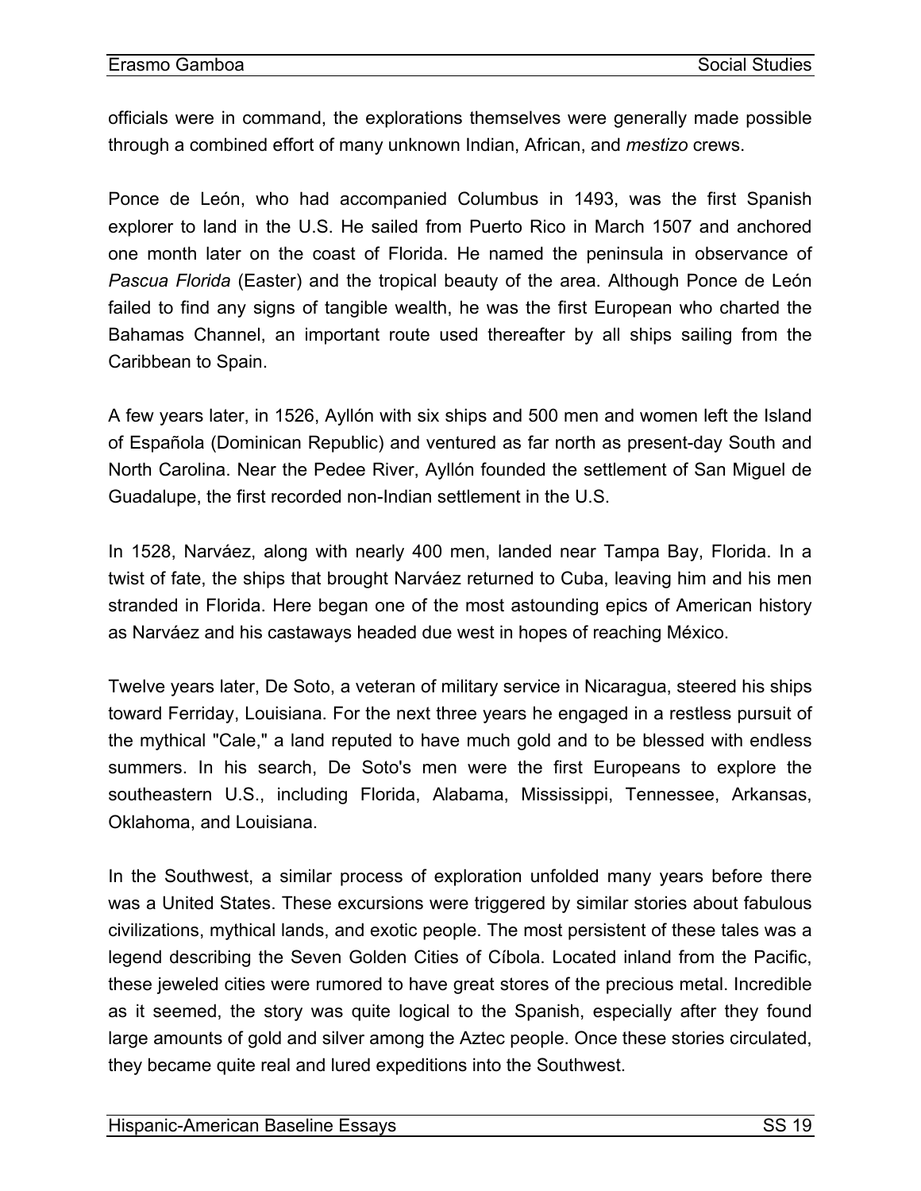officials were in command, the explorations themselves were generally made possible through a combined effort of many unknown Indian, African, and *mestizo* crews.

Ponce de León, who had accompanied Columbus in 1493, was the first Spanish explorer to land in the U.S. He sailed from Puerto Rico in March 1507 and anchored one month later on the coast of Florida. He named the peninsula in observance of *Pascua Florida* (Easter) and the tropical beauty of the area. Although Ponce de León failed to find any signs of tangible wealth, he was the first European who charted the Bahamas Channel, an important route used thereafter by all ships sailing from the Caribbean to Spain.

A few years later, in 1526, Ayllón with six ships and 500 men and women left the Island of Española (Dominican Republic) and ventured as far north as present-day South and North Carolina. Near the Pedee River, Ayllón founded the settlement of San Miguel de Guadalupe, the first recorded non-Indian settlement in the U.S.

In 1528, Narváez, along with nearly 400 men, landed near Tampa Bay, Florida. In a twist of fate, the ships that brought Narváez returned to Cuba, leaving him and his men stranded in Florida. Here began one of the most astounding epics of American history as Narváez and his castaways headed due west in hopes of reaching México.

Twelve years later, De Soto, a veteran of military service in Nicaragua, steered his ships toward Ferriday, Louisiana. For the next three years he engaged in a restless pursuit of the mythical "Cale," a land reputed to have much gold and to be blessed with endless summers. In his search, De Soto's men were the first Europeans to explore the southeastern U.S., including Florida, Alabama, Mississippi, Tennessee, Arkansas, Oklahoma, and Louisiana.

In the Southwest, a similar process of exploration unfolded many years before there was a United States. These excursions were triggered by similar stories about fabulous civilizations, mythical lands, and exotic people. The most persistent of these tales was a legend describing the Seven Golden Cities of Cíbola. Located inland from the Pacific, these jeweled cities were rumored to have great stores of the precious metal. Incredible as it seemed, the story was quite logical to the Spanish, especially after they found large amounts of gold and silver among the Aztec people. Once these stories circulated, they became quite real and lured expeditions into the Southwest.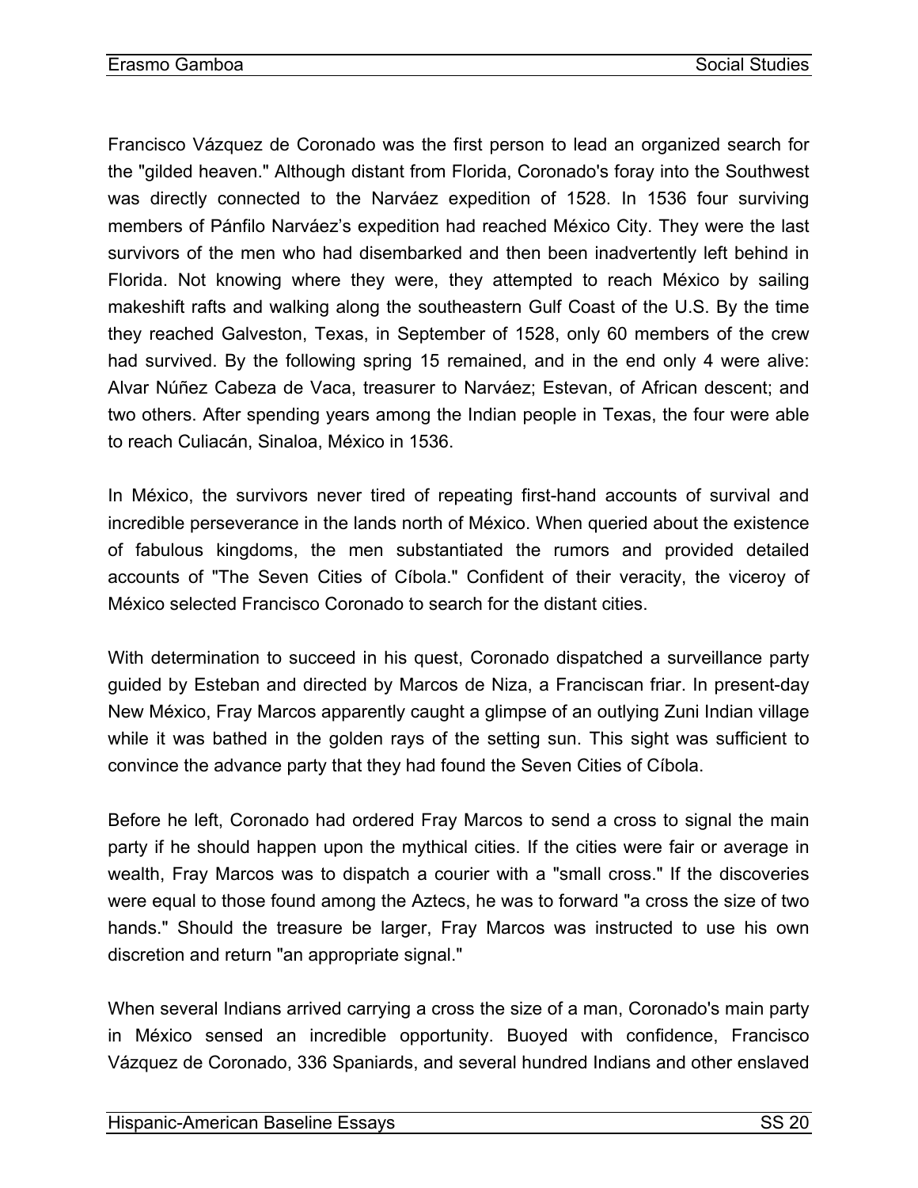Francisco Vázquez de Coronado was the first person to lead an organized search for the "gilded heaven." Although distant from Florida, Coronado's foray into the Southwest was directly connected to the Narváez expedition of 1528. In 1536 four surviving members of Pánfilo Narváez's expedition had reached México City. They were the last survivors of the men who had disembarked and then been inadvertently left behind in Florida. Not knowing where they were, they attempted to reach México by sailing makeshift rafts and walking along the southeastern Gulf Coast of the U.S. By the time they reached Galveston, Texas, in September of 1528, only 60 members of the crew had survived. By the following spring 15 remained, and in the end only 4 were alive: Alvar Núñez Cabeza de Vaca, treasurer to Narváez; Estevan, of African descent; and two others. After spending years among the Indian people in Texas, the four were able to reach Culiacán, Sinaloa, México in 1536.

In México, the survivors never tired of repeating first-hand accounts of survival and incredible perseverance in the lands north of México. When queried about the existence of fabulous kingdoms, the men substantiated the rumors and provided detailed accounts of "The Seven Cities of Cíbola." Confident of their veracity, the viceroy of México selected Francisco Coronado to search for the distant cities.

With determination to succeed in his quest, Coronado dispatched a surveillance party guided by Esteban and directed by Marcos de Niza, a Franciscan friar. In present-day New México, Fray Marcos apparently caught a glimpse of an outlying Zuni Indian village while it was bathed in the golden rays of the setting sun. This sight was sufficient to convince the advance party that they had found the Seven Cities of Cíbola.

Before he left, Coronado had ordered Fray Marcos to send a cross to signal the main party if he should happen upon the mythical cities. If the cities were fair or average in wealth, Fray Marcos was to dispatch a courier with a "small cross." If the discoveries were equal to those found among the Aztecs, he was to forward "a cross the size of two hands." Should the treasure be larger, Fray Marcos was instructed to use his own discretion and return "an appropriate signal."

When several Indians arrived carrying a cross the size of a man, Coronado's main party in México sensed an incredible opportunity. Buoyed with confidence, Francisco Vázquez de Coronado, 336 Spaniards, and several hundred Indians and other enslaved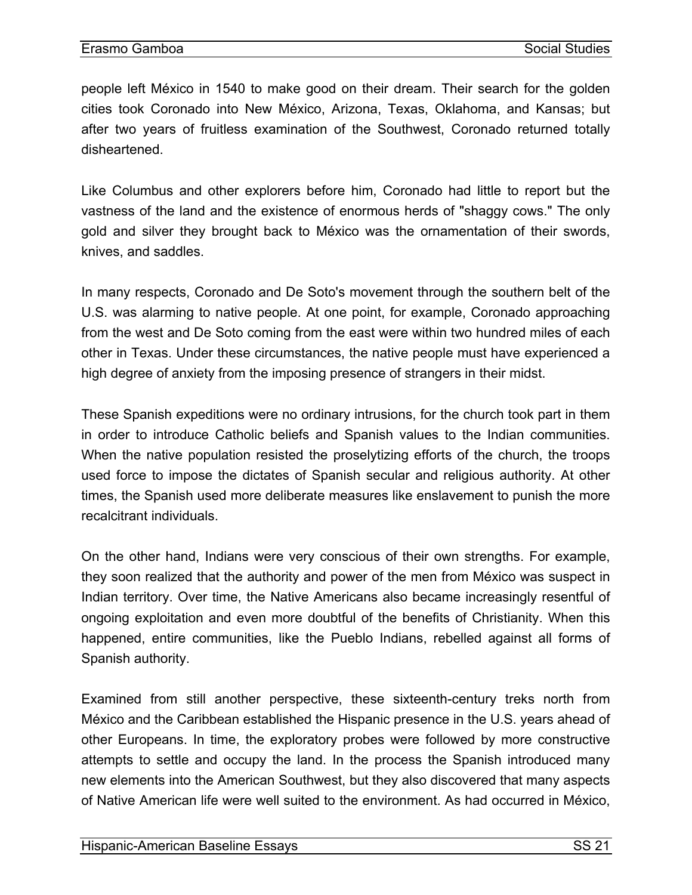people left México in 1540 to make good on their dream. Their search for the golden cities took Coronado into New México, Arizona, Texas, Oklahoma, and Kansas; but after two years of fruitless examination of the Southwest, Coronado returned totally disheartened.

Like Columbus and other explorers before him, Coronado had little to report but the vastness of the land and the existence of enormous herds of "shaggy cows." The only gold and silver they brought back to México was the ornamentation of their swords, knives, and saddles.

In many respects, Coronado and De Soto's movement through the southern belt of the U.S. was alarming to native people. At one point, for example, Coronado approaching from the west and De Soto coming from the east were within two hundred miles of each other in Texas. Under these circumstances, the native people must have experienced a high degree of anxiety from the imposing presence of strangers in their midst.

These Spanish expeditions were no ordinary intrusions, for the church took part in them in order to introduce Catholic beliefs and Spanish values to the Indian communities. When the native population resisted the proselytizing efforts of the church, the troops used force to impose the dictates of Spanish secular and religious authority. At other times, the Spanish used more deliberate measures like enslavement to punish the more recalcitrant individuals.

On the other hand, Indians were very conscious of their own strengths. For example, they soon realized that the authority and power of the men from México was suspect in Indian territory. Over time, the Native Americans also became increasingly resentful of ongoing exploitation and even more doubtful of the benefits of Christianity. When this happened, entire communities, like the Pueblo Indians, rebelled against all forms of Spanish authority.

Examined from still another perspective, these sixteenth-century treks north from México and the Caribbean established the Hispanic presence in the U.S. years ahead of other Europeans. In time, the exploratory probes were followed by more constructive attempts to settle and occupy the land. In the process the Spanish introduced many new elements into the American Southwest, but they also discovered that many aspects of Native American life were well suited to the environment. As had occurred in México,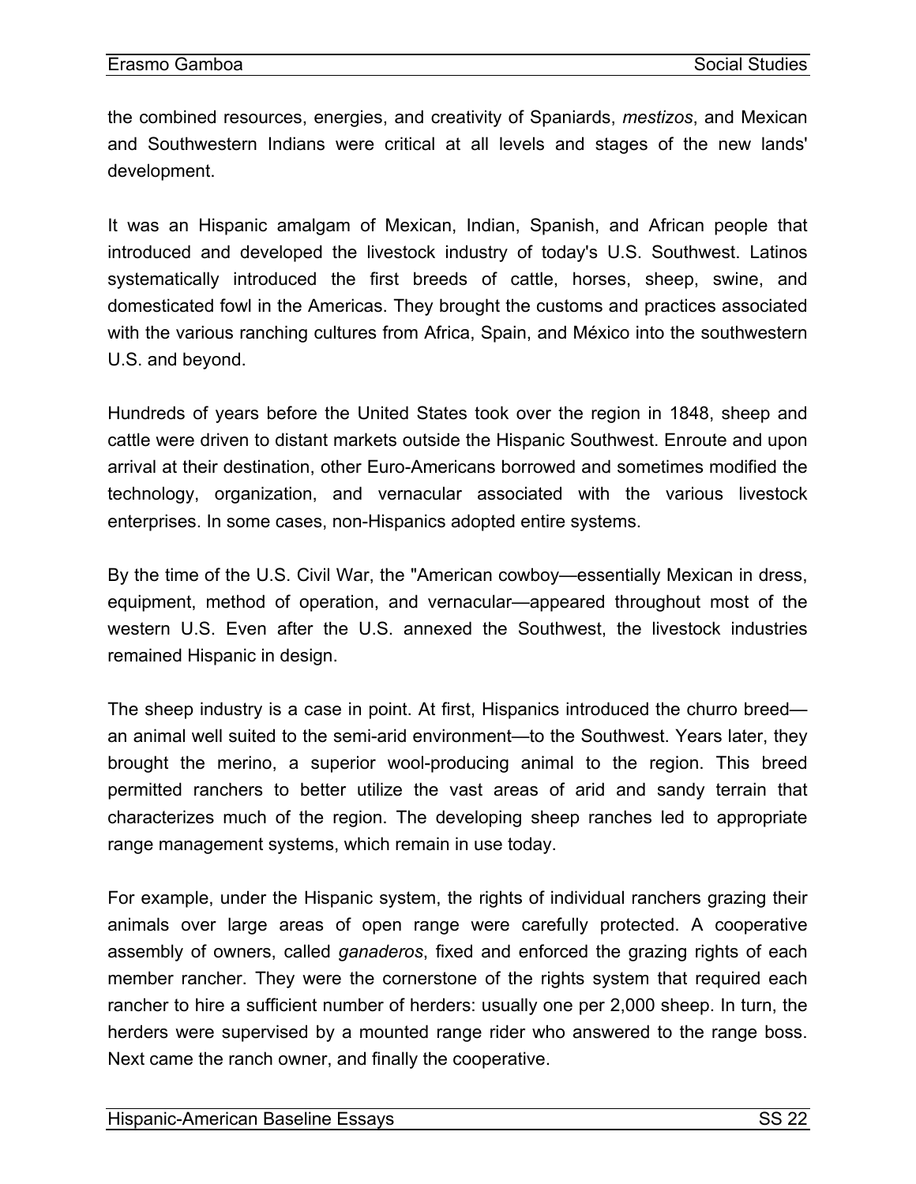the combined resources, energies, and creativity of Spaniards, *mestizos*, and Mexican and Southwestern Indians were critical at all levels and stages of the new lands' development.

It was an Hispanic amalgam of Mexican, Indian, Spanish, and African people that introduced and developed the livestock industry of today's U.S. Southwest. Latinos systematically introduced the first breeds of cattle, horses, sheep, swine, and domesticated fowl in the Americas. They brought the customs and practices associated with the various ranching cultures from Africa, Spain, and México into the southwestern U.S. and beyond.

Hundreds of years before the United States took over the region in 1848, sheep and cattle were driven to distant markets outside the Hispanic Southwest. Enroute and upon arrival at their destination, other Euro-Americans borrowed and sometimes modified the technology, organization, and vernacular associated with the various livestock enterprises. In some cases, non-Hispanics adopted entire systems.

By the time of the U.S. Civil War, the "American cowboy—essentially Mexican in dress, equipment, method of operation, and vernacular—appeared throughout most of the western U.S. Even after the U.S. annexed the Southwest, the livestock industries remained Hispanic in design.

The sheep industry is a case in point. At first, Hispanics introduced the churro breed—an animal well suited to the semi-arid environment—to the Southwest. Years later, they brought the merino, a superior wool-producing animal to the region. This breed permitted ranchers to better utilize the vast areas of arid and sandy terrain that characterizes much of the region. The developing sheep ranches led to appropriate range management systems, which remain in use today.

For example, under the Hispanic system, the rights of individual ranchers grazing their animals over large areas of open range were carefully protected. A cooperative assembly of owners, called *ganaderos*, fixed and enforced the grazing rights of each member rancher. They were the cornerstone of the rights system that required each rancher to hire a sufficient number of herders: usually one per 2,000 sheep. In turn, the herders were supervised by a mounted range rider who answered to the range boss. Next came the ranch owner, and finally the cooperative.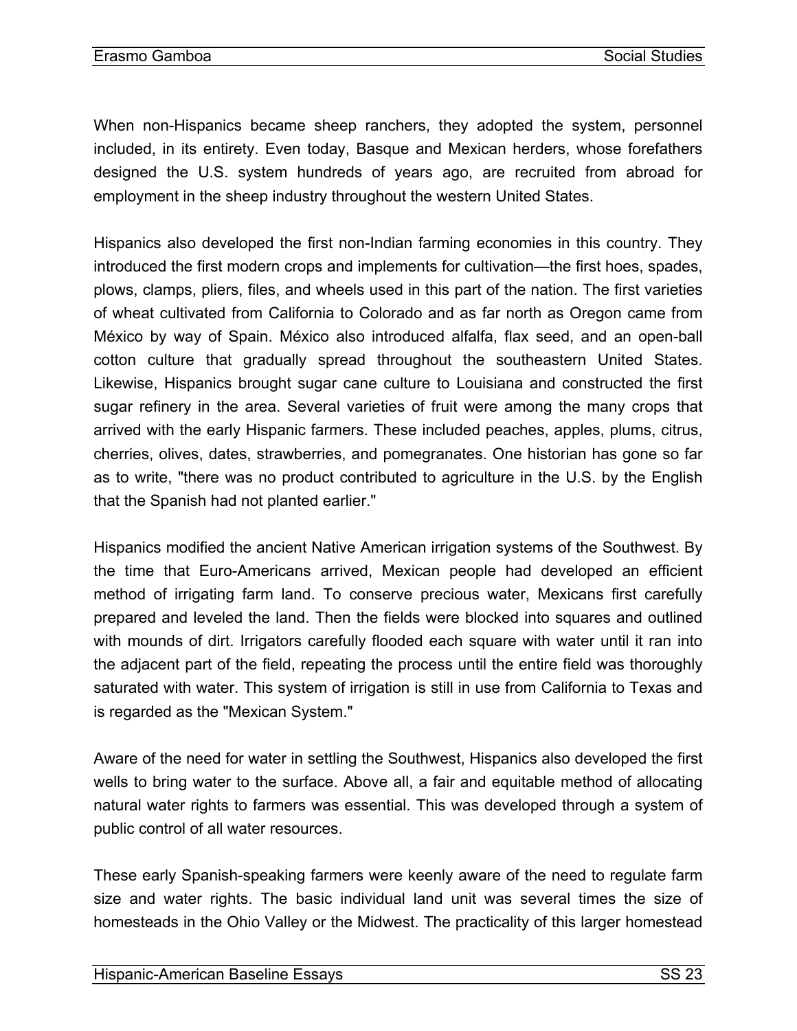When non-Hispanics became sheep ranchers, they adopted the system, personnel included, in its entirety. Even today, Basque and Mexican herders, whose forefathers designed the U.S. system hundreds of years ago, are recruited from abroad for employment in the sheep industry throughout the western United States.

Hispanics also developed the first non-Indian farming economies in this country. They introduced the first modern crops and implements for cultivation—the first hoes, spades, plows, clamps, pliers, files, and wheels used in this part of the nation. The first varieties of wheat cultivated from California to Colorado and as far north as Oregon came from México by way of Spain. México also introduced alfalfa, flax seed, and an open-ball cotton culture that gradually spread throughout the southeastern United States. Likewise, Hispanics brought sugar cane culture to Louisiana and constructed the first sugar refinery in the area. Several varieties of fruit were among the many crops that arrived with the early Hispanic farmers. These included peaches, apples, plums, citrus, cherries, olives, dates, strawberries, and pomegranates. One historian has gone so far as to write, "there was no product contributed to agriculture in the U.S. by the English that the Spanish had not planted earlier."

Hispanics modified the ancient Native American irrigation systems of the Southwest. By the time that Euro-Americans arrived, Mexican people had developed an efficient method of irrigating farm land. To conserve precious water, Mexicans first carefully prepared and leveled the land. Then the fields were blocked into squares and outlined with mounds of dirt. Irrigators carefully flooded each square with water until it ran into the adjacent part of the field, repeating the process until the entire field was thoroughly saturated with water. This system of irrigation is still in use from California to Texas and is regarded as the "Mexican System."

Aware of the need for water in settling the Southwest, Hispanics also developed the first wells to bring water to the surface. Above all, a fair and equitable method of allocating natural water rights to farmers was essential. This was developed through a system of public control of all water resources.

These early Spanish-speaking farmers were keenly aware of the need to regulate farm size and water rights. The basic individual land unit was several times the size of homesteads in the Ohio Valley or the Midwest. The practicality of this larger homestead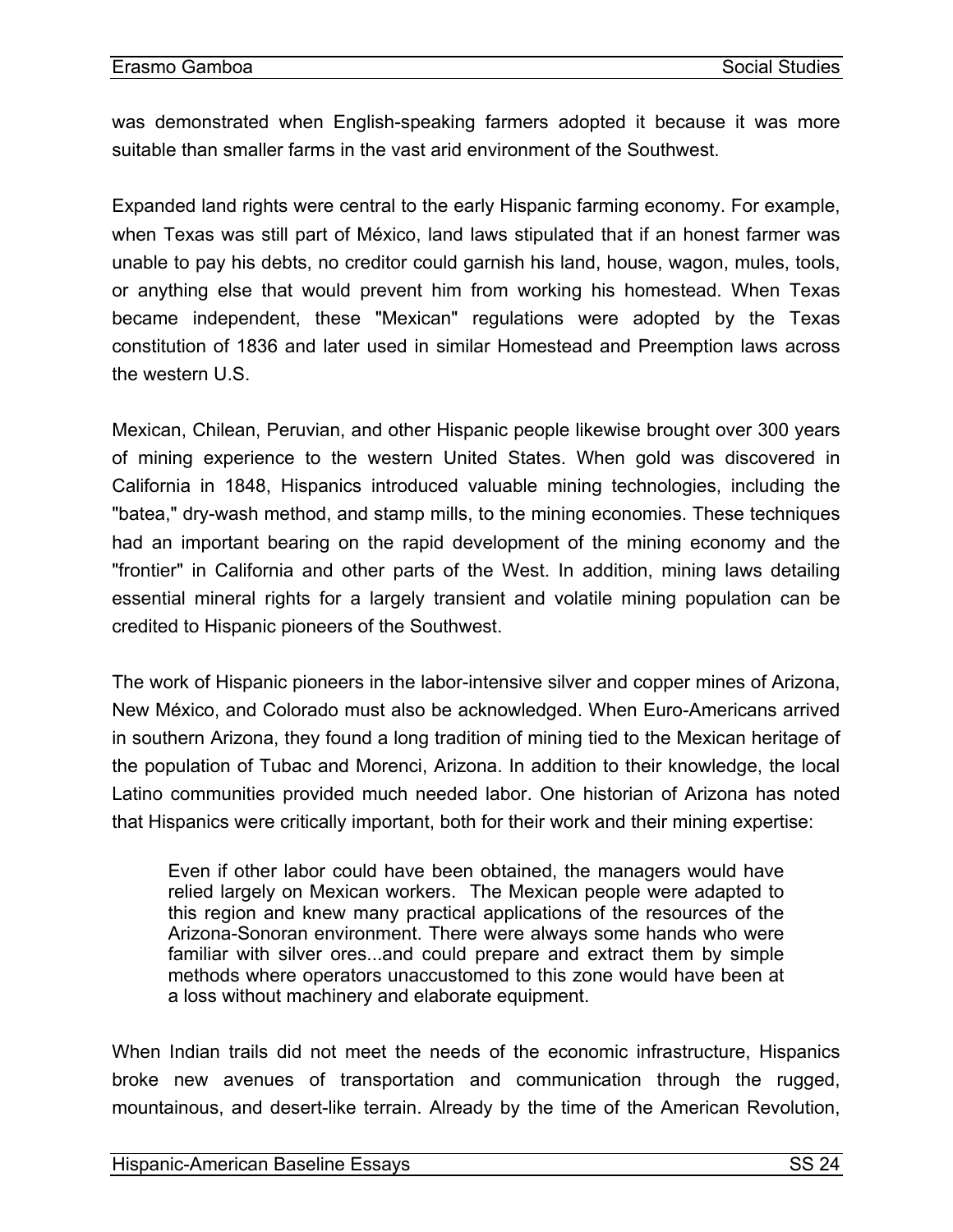was demonstrated when English-speaking farmers adopted it because it was more suitable than smaller farms in the vast arid environment of the Southwest.

Expanded land rights were central to the early Hispanic farming economy. For example, when Texas was still part of México, land laws stipulated that if an honest farmer was unable to pay his debts, no creditor could garnish his land, house, wagon, mules, tools, or anything else that would prevent him from working his homestead. When Texas became independent, these "Mexican" regulations were adopted by the Texas constitution of 1836 and later used in similar Homestead and Preemption laws across the western U.S.

Mexican, Chilean, Peruvian, and other Hispanic people likewise brought over 300 years of mining experience to the western United States. When gold was discovered in California in 1848, Hispanics introduced valuable mining technologies, including the "batea," dry-wash method, and stamp mills, to the mining economies. These techniques had an important bearing on the rapid development of the mining economy and the "frontier" in California and other parts of the West. In addition, mining laws detailing essential mineral rights for a largely transient and volatile mining population can be credited to Hispanic pioneers of the Southwest.

The work of Hispanic pioneers in the labor-intensive silver and copper mines of Arizona, New México, and Colorado must also be acknowledged. When Euro-Americans arrived in southern Arizona, they found a long tradition of mining tied to the Mexican heritage of the population of Tubac and Morenci, Arizona. In addition to their knowledge, the local Latino communities provided much needed labor. One historian of Arizona has noted that Hispanics were critically important, both for their work and their mining expertise:

> Even if other labor could have been obtained, the managers would have relied largely on Mexican workers. The Mexican people were adapted to this region and knew many practical applications of the resources of the Arizona-Sonoran environment. There were always some hands who were familiar with silver ores...and could prepare and extract them by simple methods where operators unaccustomed to this zone would have been at a loss without machinery and elaborate equipment.

When Indian trails did not meet the needs of the economic infrastructure, Hispanics broke new avenues of transportation and communication through the rugged, mountainous, and desert-like terrain. Already by the time of the American Revolution,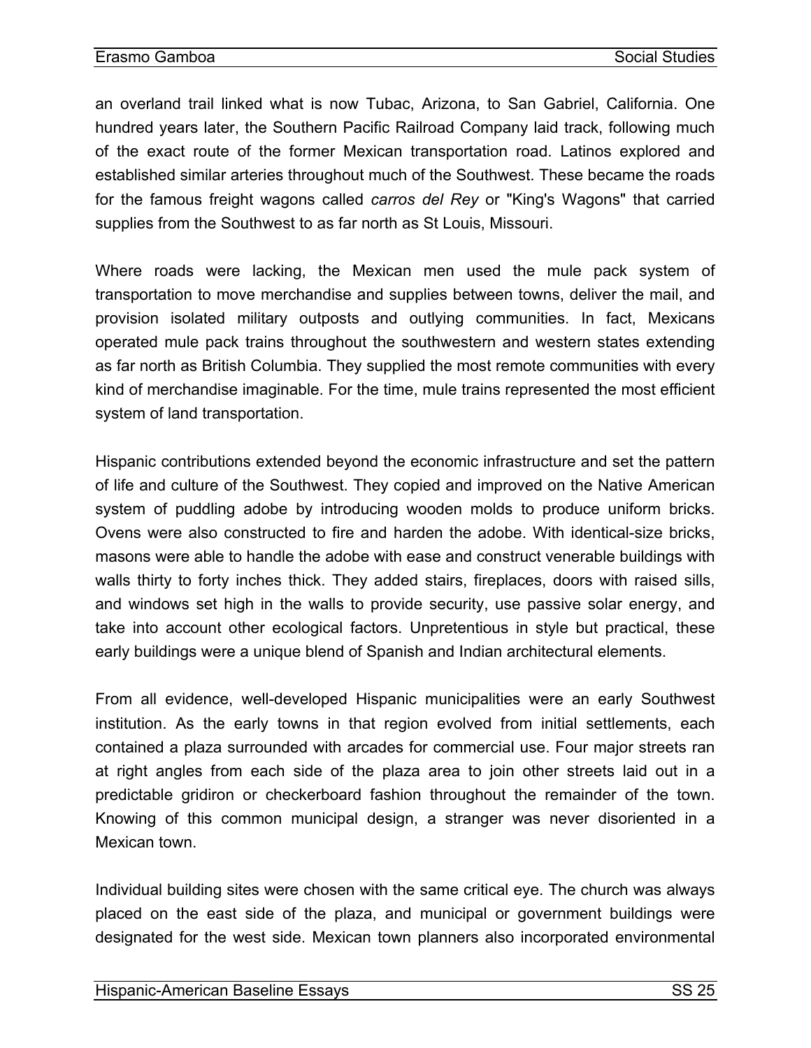an overland trail linked what is now Tubac, Arizona, to San Gabriel, California. One hundred years later, the Southern Pacific Railroad Company laid track, following much of the exact route of the former Mexican transportation road. Latinos explored and established similar arteries throughout much of the Southwest. These became the roads for the famous freight wagons called *carros del Rey* or "King's Wagons" that carried supplies from the Southwest to as far north as St Louis, Missouri.

Where roads were lacking, the Mexican men used the mule pack system of transportation to move merchandise and supplies between towns, deliver the mail, and provision isolated military outposts and outlying communities. In fact, Mexicans operated mule pack trains throughout the southwestern and western states extending as far north as British Columbia. They supplied the most remote communities with every kind of merchandise imaginable. For the time, mule trains represented the most efficient system of land transportation.

Hispanic contributions extended beyond the economic infrastructure and set the pattern of life and culture of the Southwest. They copied and improved on the Native American system of puddling adobe by introducing wooden molds to produce uniform bricks. Ovens were also constructed to fire and harden the adobe. With identical-size bricks, masons were able to handle the adobe with ease and construct venerable buildings with walls thirty to forty inches thick. They added stairs, fireplaces, doors with raised sills, and windows set high in the walls to provide security, use passive solar energy, and take into account other ecological factors. Unpretentious in style but practical, these early buildings were a unique blend of Spanish and Indian architectural elements.

From all evidence, well-developed Hispanic municipalities were an early Southwest institution. As the early towns in that region evolved from initial settlements, each contained a plaza surrounded with arcades for commercial use. Four major streets ran at right angles from each side of the plaza area to join other streets laid out in a predictable gridiron or checkerboard fashion throughout the remainder of the town. Knowing of this common municipal design, a stranger was never disoriented in a Mexican town.

Individual building sites were chosen with the same critical eye. The church was always placed on the east side of the plaza, and municipal or government buildings were designated for the west side. Mexican town planners also incorporated environmental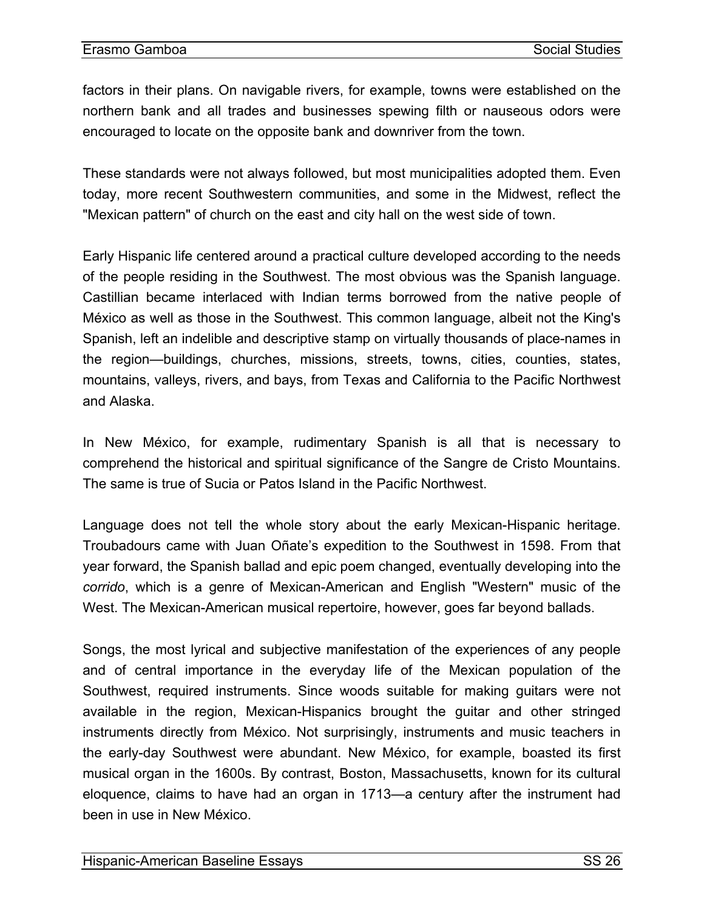factors in their plans. On navigable rivers, for example, towns were established on the northern bank and all trades and businesses spewing filth or nauseous odors were encouraged to locate on the opposite bank and downriver from the town.

These standards were not always followed, but most municipalities adopted them. Even today, more recent Southwestern communities, and some in the Midwest, reflect the "Mexican pattern" of church on the east and city hall on the west side of town.

Early Hispanic life centered around a practical culture developed according to the needs of the people residing in the Southwest. The most obvious was the Spanish language. Castillian became interlaced with Indian terms borrowed from the native people of México as well as those in the Southwest. This common language, albeit not the King's Spanish, left an indelible and descriptive stamp on virtually thousands of place-names in the region—buildings, churches, missions, streets, towns, cities, counties, states, mountains, valleys, rivers, and bays, from Texas and California to the Pacific Northwest and Alaska.

In New México, for example, rudimentary Spanish is all that is necessary to comprehend the historical and spiritual significance of the Sangre de Cristo Mountains. The same is true of Sucia or Patos Island in the Pacific Northwest.

Language does not tell the whole story about the early Mexican-Hispanic heritage. Troubadours came with Juan Oñate's expedition to the Southwest in 1598. From that year forward, the Spanish ballad and epic poem changed, eventually developing into the *corrido*, which is a genre of Mexican-American and English "Western" music of the West. The Mexican-American musical repertoire, however, goes far beyond ballads.

Songs, the most lyrical and subjective manifestation of the experiences of any people and of central importance in the everyday life of the Mexican population of the Southwest, required instruments. Since woods suitable for making guitars were not available in the region, Mexican-Hispanics brought the guitar and other stringed instruments directly from México. Not surprisingly, instruments and music teachers in the early-day Southwest were abundant. New México, for example, boasted its first musical organ in the 1600s. By contrast, Boston, Massachusetts, known for its cultural eloquence, claims to have had an organ in 1713—a century after the instrument had been in use in New México.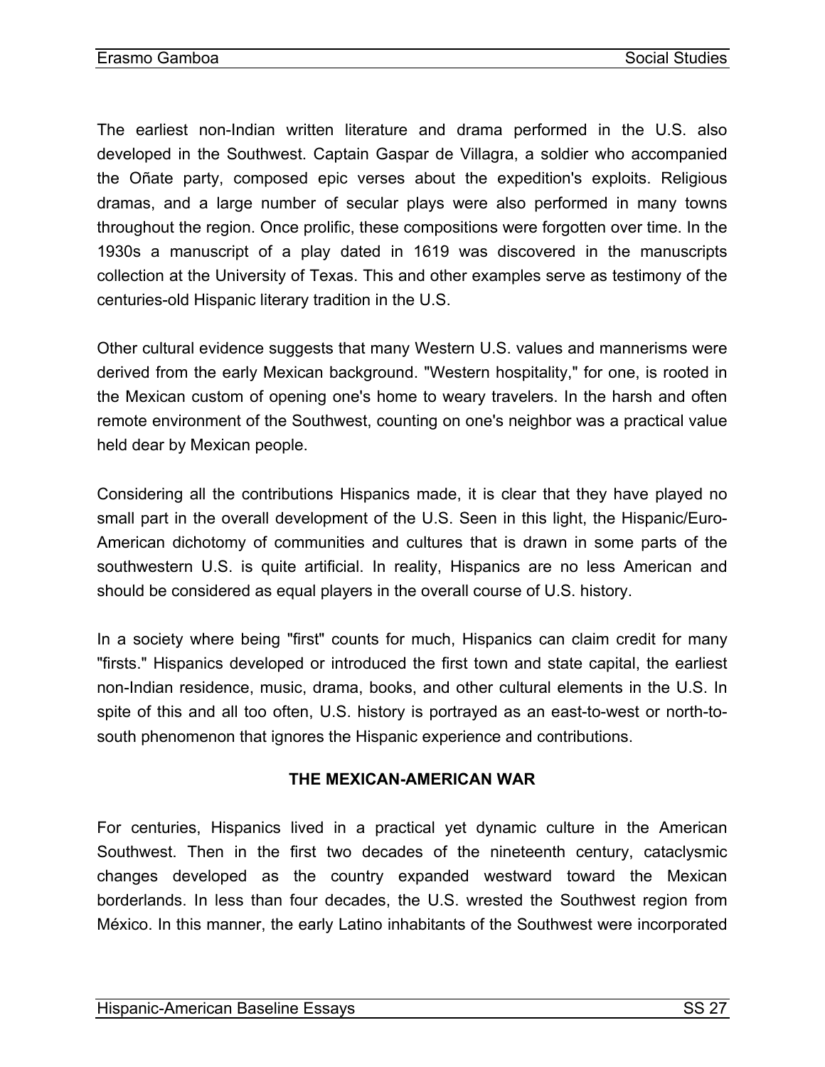The earliest non-Indian written literature and drama performed in the U.S. also developed in the Southwest. Captain Gaspar de Villagra, a soldier who accompanied the Oñate party, composed epic verses about the expedition's exploits. Religious dramas, and a large number of secular plays were also performed in many towns throughout the region. Once prolific, these compositions were forgotten over time. In the 1930s a manuscript of a play dated in 1619 was discovered in the manuscripts collection at the University of Texas. This and other examples serve as testimony of the centuries-old Hispanic literary tradition in the U.S.

Other cultural evidence suggests that many Western U.S. values and mannerisms were derived from the early Mexican background. "Western hospitality," for one, is rooted in the Mexican custom of opening one's home to weary travelers. In the harsh and often remote environment of the Southwest, counting on one's neighbor was a practical value held dear by Mexican people.

Considering all the contributions Hispanics made, it is clear that they have played no small part in the overall development of the U.S. Seen in this light, the Hispanic/Euro-American dichotomy of communities and cultures that is drawn in some parts of the southwestern U.S. is quite artificial. In reality, Hispanics are no less American and should be considered as equal players in the overall course of U.S. history.

In a society where being "first" counts for much, Hispanics can claim credit for many "firsts." Hispanics developed or introduced the first town and state capital, the earliest non-Indian residence, music, drama, books, and other cultural elements in the U.S. In spite of this and all too often, U.S. history is portrayed as an east-to-west or north-to-south phenomenon that ignores the Hispanic experience and contributions.

## THE MEXICAN-AMERICAN WAR

For centuries, Hispanics lived in a practical yet dynamic culture in the American Southwest. Then in the first two decades of the nineteenth century, cataclysmic changes developed as the country expanded westward toward the Mexican borderlands. In less than four decades, the U.S. wrested the Southwest region from México. In this manner, the early Latino inhabitants of the Southwest were incorporated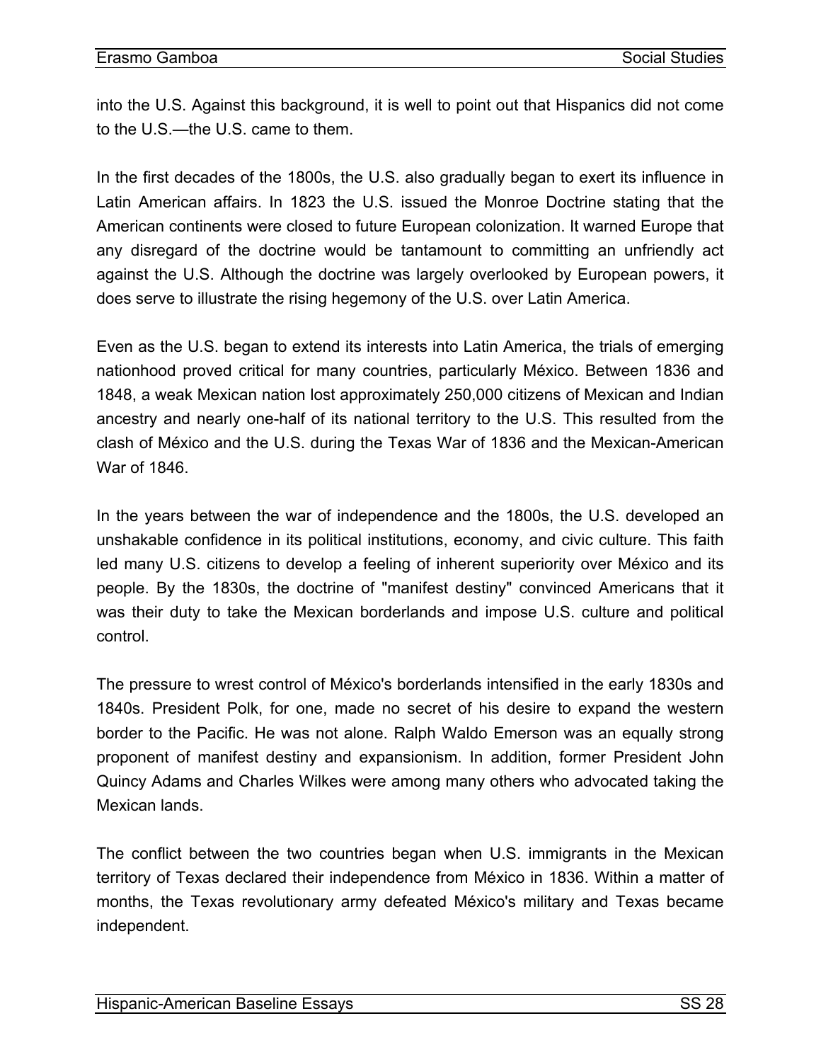into the U.S. Against this background, it is well to point out that Hispanics did not come to the U.S.—the U.S. came to them.

In the first decades of the 1800s, the U.S. also gradually began to exert its influence in Latin American affairs. In 1823 the U.S. issued the Monroe Doctrine stating that the American continents were closed to future European colonization. It warned Europe that any disregard of the doctrine would be tantamount to committing an unfriendly act against the U.S. Although the doctrine was largely overlooked by European powers, it does serve to illustrate the rising hegemony of the U.S. over Latin America.

Even as the U.S. began to extend its interests into Latin America, the trials of emerging nationhood proved critical for many countries, particularly México. Between 1836 and 1848, a weak Mexican nation lost approximately 250,000 citizens of Mexican and Indian ancestry and nearly one-half of its national territory to the U.S. This resulted from the clash of México and the U.S. during the Texas War of 1836 and the Mexican-American War of 1846.

In the years between the war of independence and the 1800s, the U.S. developed an unshakable confidence in its political institutions, economy, and civic culture. This faith led many U.S. citizens to develop a feeling of inherent superiority over México and its people. By the 1830s, the doctrine of "manifest destiny" convinced Americans that it was their duty to take the Mexican borderlands and impose U.S. culture and political control.

The pressure to wrest control of México's borderlands intensified in the early 1830s and 1840s. President Polk, for one, made no secret of his desire to expand the western border to the Pacific. He was not alone. Ralph Waldo Emerson was an equally strong proponent of manifest destiny and expansionism. In addition, former President John Quincy Adams and Charles Wilkes were among many others who advocated taking the Mexican lands.

The conflict between the two countries began when U.S. immigrants in the Mexican territory of Texas declared their independence from México in 1836. Within a matter of months, the Texas revolutionary army defeated México's military and Texas became independent.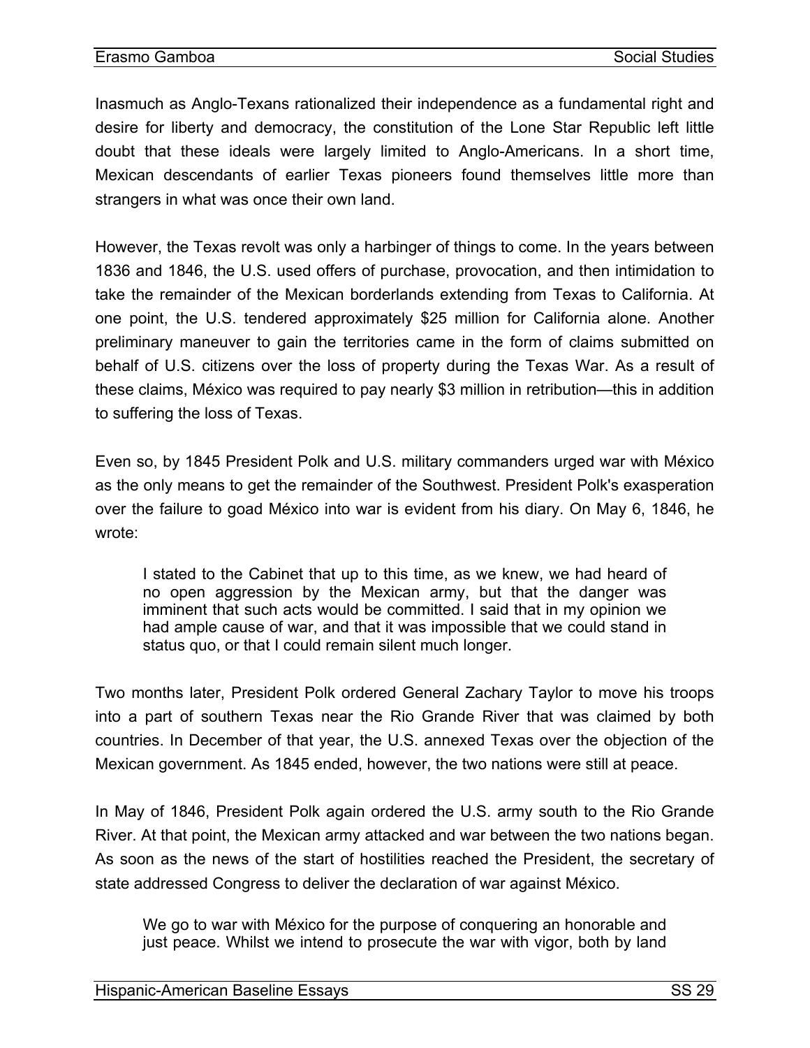Inasmuch as Anglo-Texans rationalized their independence as a fundamental right and desire for liberty and democracy, the constitution of the Lone Star Republic left little doubt that these ideals were largely limited to Anglo-Americans. In a short time, Mexican descendants of earlier Texas pioneers found themselves little more than strangers in what was once their own land.

However, the Texas revolt was only a harbinger of things to come. In the years between 1836 and 1846, the U.S. used offers of purchase, provocation, and then intimidation to take the remainder of the Mexican borderlands extending from Texas to California. At one point, the U.S. tendered approximately $25 million for California alone. Another preliminary maneuver to gain the territories came in the form of claims submitted on behalf of U.S. citizens over the loss of property during the Texas War. As a result of these claims, México was required to pay nearly $3 million in retribution—this in addition to suffering the loss of Texas.

Even so, by 1845 President Polk and U.S. military commanders urged war with México as the only means to get the remainder of the Southwest. President Polk's exasperation over the failure to goad México into war is evident from his diary. On May 6, 1846, he wrote:

> I stated to the Cabinet that up to this time, as we knew, we had heard of no open aggression by the Mexican army, but that the danger was imminent that such acts would be committed. I said that in my opinion we had ample cause of war, and that it was impossible that we could stand in status quo, or that I could remain silent much longer.

Two months later, President Polk ordered General Zachary Taylor to move his troops into a part of southern Texas near the Rio Grande River that was claimed by both countries. In December of that year, the U.S. annexed Texas over the objection of the Mexican government. As 1845 ended, however, the two nations were still at peace.

In May of 1846, President Polk again ordered the U.S. army south to the Rio Grande River. At that point, the Mexican army attacked and war between the two nations began. As soon as the news of the start of hostilities reached the President, the secretary of state addressed Congress to deliver the declaration of war against México.

> We go to war with México for the purpose of conquering an honorable and just peace. Whilst we intend to prosecute the war with vigor, both by land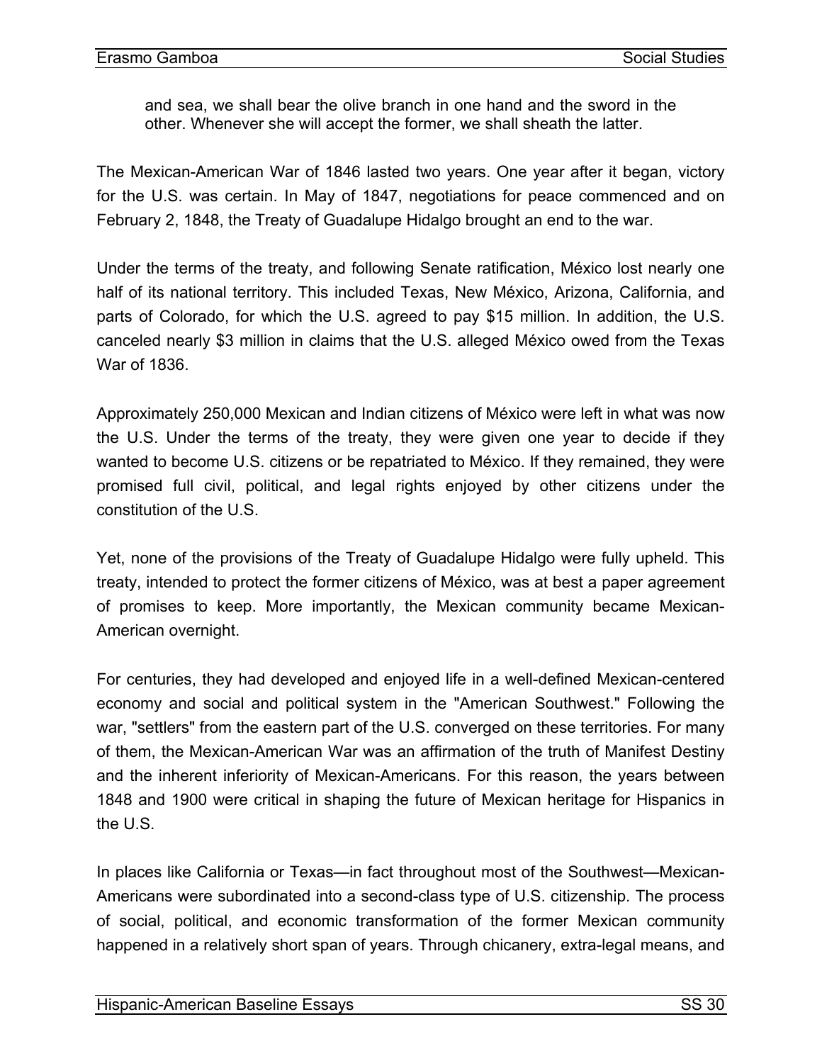> and sea, we shall bear the olive branch in one hand and the sword in the other. Whenever she will accept the former, we shall sheath the latter.

The Mexican-American War of 1846 lasted two years. One year after it began, victory for the U.S. was certain. In May of 1847, negotiations for peace commenced and on February 2, 1848, the Treaty of Guadalupe Hidalgo brought an end to the war.

Under the terms of the treaty, and following Senate ratification, México lost nearly one half of its national territory. This included Texas, New México, Arizona, California, and parts of Colorado, for which the U.S. agreed to pay $15 million. In addition, the U.S. canceled nearly $3 million in claims that the U.S. alleged México owed from the Texas War of 1836.

Approximately 250,000 Mexican and Indian citizens of México were left in what was now the U.S. Under the terms of the treaty, they were given one year to decide if they wanted to become U.S. citizens or be repatriated to México. If they remained, they were promised full civil, political, and legal rights enjoyed by other citizens under the constitution of the U.S.

Yet, none of the provisions of the Treaty of Guadalupe Hidalgo were fully upheld. This treaty, intended to protect the former citizens of México, was at best a paper agreement of promises to keep. More importantly, the Mexican community became Mexican-American overnight.

For centuries, they had developed and enjoyed life in a well-defined Mexican-centered economy and social and political system in the "American Southwest." Following the war, "settlers" from the eastern part of the U.S. converged on these territories. For many of them, the Mexican-American War was an affirmation of the truth of Manifest Destiny and the inherent inferiority of Mexican-Americans. For this reason, the years between 1848 and 1900 were critical in shaping the future of Mexican heritage for Hispanics in the U.S.

In places like California or Texas—in fact throughout most of the Southwest—Mexican-Americans were subordinated into a second-class type of U.S. citizenship. The process of social, political, and economic transformation of the former Mexican community happened in a relatively short span of years. Through chicanery, extra-legal means, and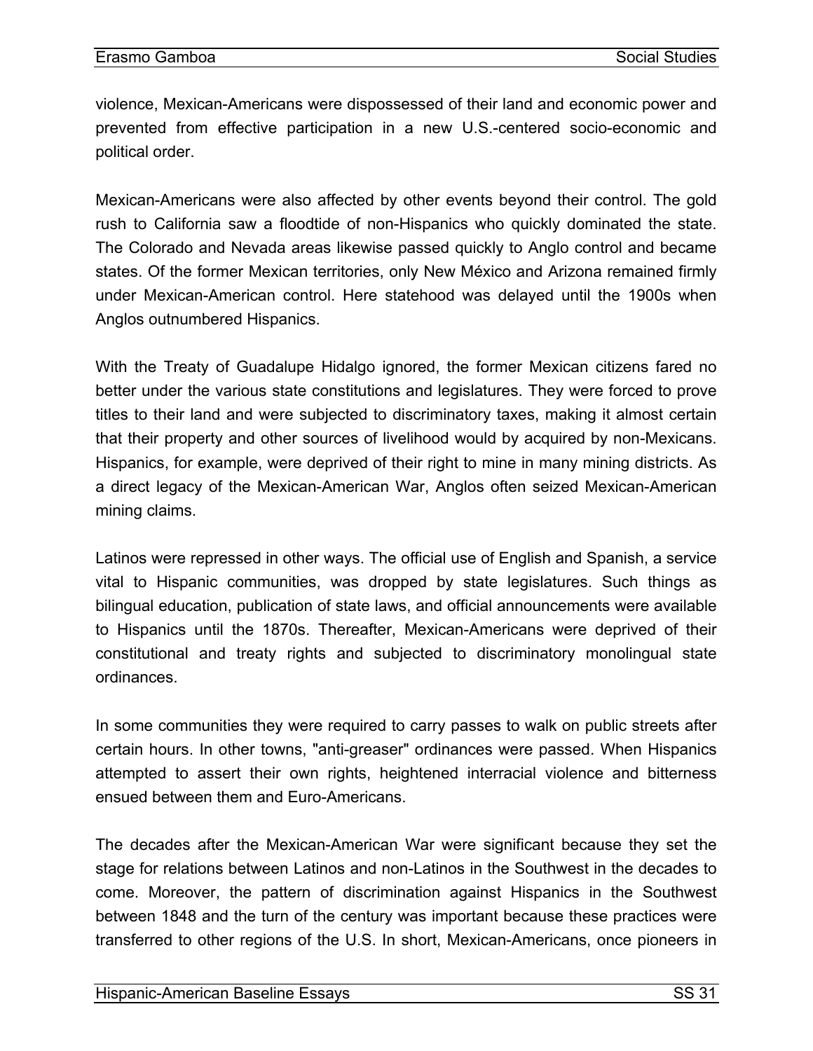violence, Mexican-Americans were dispossessed of their land and economic power and prevented from effective participation in a new U.S.-centered socio-economic and political order.

Mexican-Americans were also affected by other events beyond their control. The gold rush to California saw a floodtide of non-Hispanics who quickly dominated the state. The Colorado and Nevada areas likewise passed quickly to Anglo control and became states. Of the former Mexican territories, only New México and Arizona remained firmly under Mexican-American control. Here statehood was delayed until the 1900s when Anglos outnumbered Hispanics.

With the Treaty of Guadalupe Hidalgo ignored, the former Mexican citizens fared no better under the various state constitutions and legislatures. They were forced to prove titles to their land and were subjected to discriminatory taxes, making it almost certain that their property and other sources of livelihood would by acquired by non-Mexicans. Hispanics, for example, were deprived of their right to mine in many mining districts. As a direct legacy of the Mexican-American War, Anglos often seized Mexican-American mining claims.

Latinos were repressed in other ways. The official use of English and Spanish, a service vital to Hispanic communities, was dropped by state legislatures. Such things as bilingual education, publication of state laws, and official announcements were available to Hispanics until the 1870s. Thereafter, Mexican-Americans were deprived of their constitutional and treaty rights and subjected to discriminatory monolingual state ordinances.

In some communities they were required to carry passes to walk on public streets after certain hours. In other towns, "anti-greaser" ordinances were passed. When Hispanics attempted to assert their own rights, heightened interracial violence and bitterness ensued between them and Euro-Americans.

The decades after the Mexican-American War were significant because they set the stage for relations between Latinos and non-Latinos in the Southwest in the decades to come. Moreover, the pattern of discrimination against Hispanics in the Southwest between 1848 and the turn of the century was important because these practices were transferred to other regions of the U.S. In short, Mexican-Americans, once pioneers in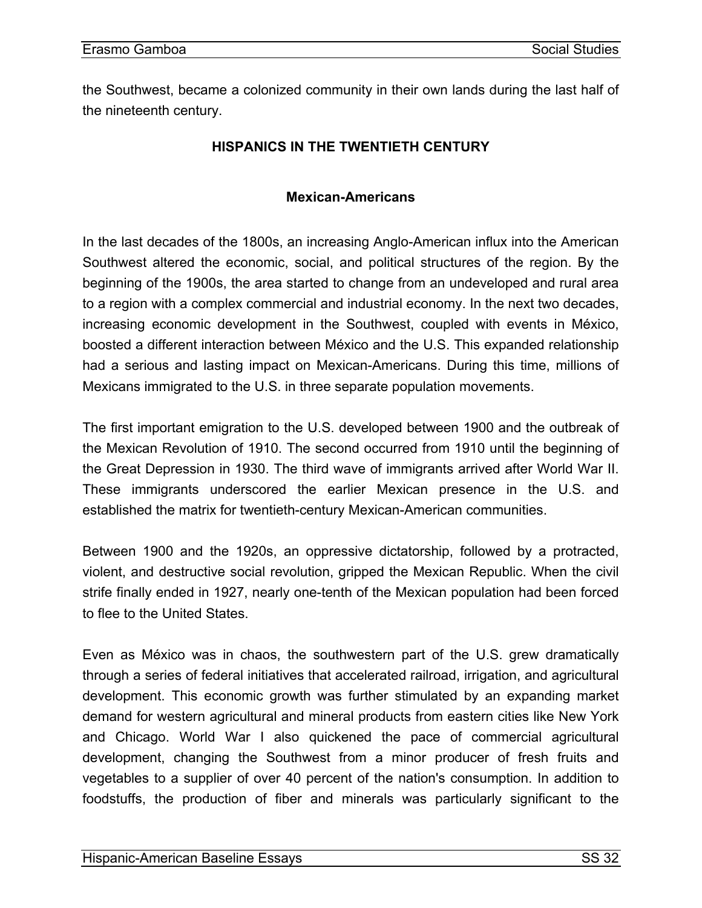the Southwest, became a colonized community in their own lands during the last half of the nineteenth century.

## HISPANICS IN THE TWENTIETH CENTURY

### Mexican-Americans

In the last decades of the 1800s, an increasing Anglo-American influx into the American Southwest altered the economic, social, and political structures of the region. By the beginning of the 1900s, the area started to change from an undeveloped and rural area to a region with a complex commercial and industrial economy. In the next two decades, increasing economic development in the Southwest, coupled with events in México, boosted a different interaction between México and the U.S. This expanded relationship had a serious and lasting impact on Mexican-Americans. During this time, millions of Mexicans immigrated to the U.S. in three separate population movements.

The first important emigration to the U.S. developed between 1900 and the outbreak of the Mexican Revolution of 1910. The second occurred from 1910 until the beginning of the Great Depression in 1930. The third wave of immigrants arrived after World War II. These immigrants underscored the earlier Mexican presence in the U.S. and established the matrix for twentieth-century Mexican-American communities.

Between 1900 and the 1920s, an oppressive dictatorship, followed by a protracted, violent, and destructive social revolution, gripped the Mexican Republic. When the civil strife finally ended in 1927, nearly one-tenth of the Mexican population had been forced to flee to the United States.

Even as México was in chaos, the southwestern part of the U.S. grew dramatically through a series of federal initiatives that accelerated railroad, irrigation, and agricultural development. This economic growth was further stimulated by an expanding market demand for western agricultural and mineral products from eastern cities like New York and Chicago. World War I also quickened the pace of commercial agricultural development, changing the Southwest from a minor producer of fresh fruits and vegetables to a supplier of over 40 percent of the nation's consumption. In addition to foodstuffs, the production of fiber and minerals was particularly significant to the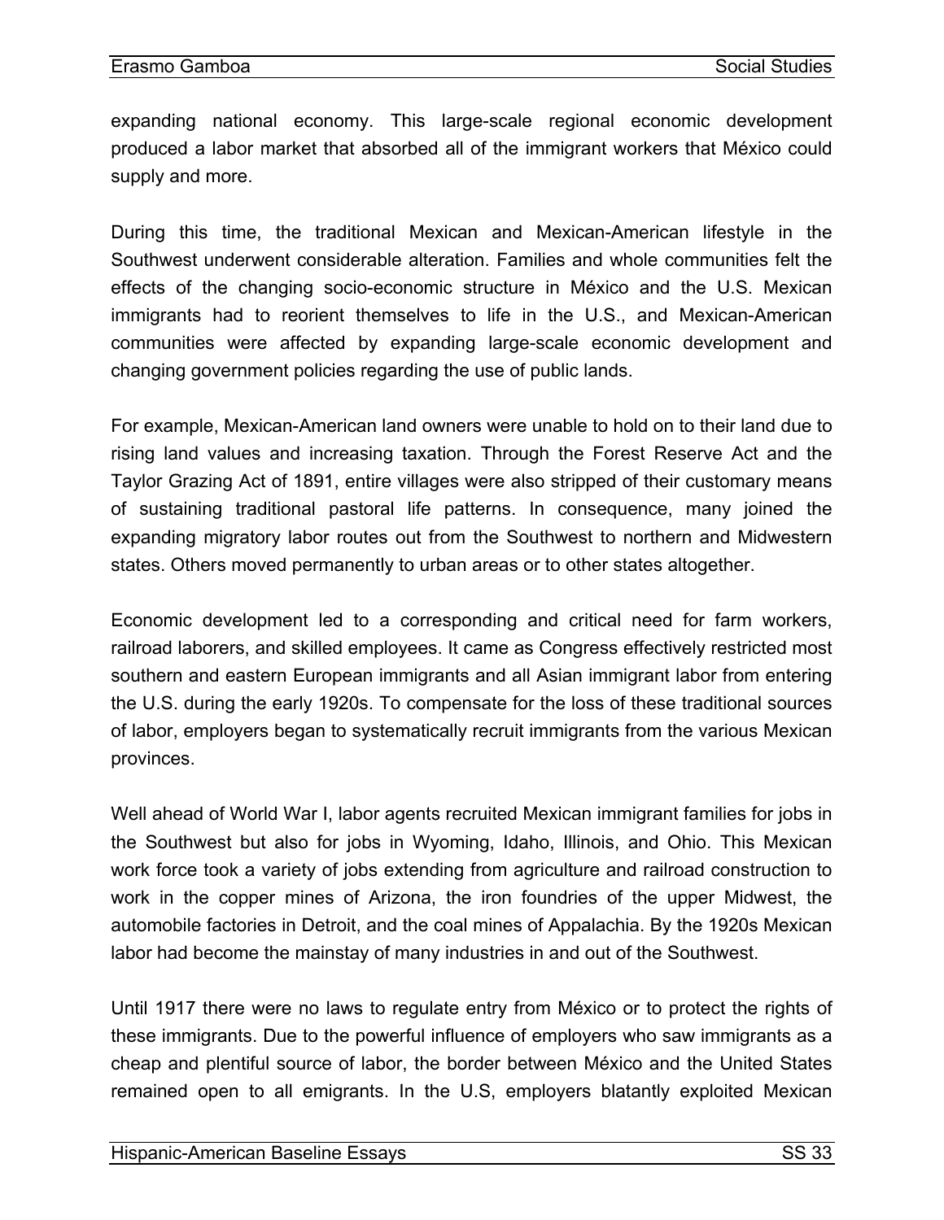expanding national economy. This large-scale regional economic development produced a labor market that absorbed all of the immigrant workers that México could supply and more.

During this time, the traditional Mexican and Mexican-American lifestyle in the Southwest underwent considerable alteration. Families and whole communities felt the effects of the changing socio-economic structure in México and the U.S. Mexican immigrants had to reorient themselves to life in the U.S., and Mexican-American communities were affected by expanding large-scale economic development and changing government policies regarding the use of public lands.

For example, Mexican-American land owners were unable to hold on to their land due to rising land values and increasing taxation. Through the Forest Reserve Act and the Taylor Grazing Act of 1891, entire villages were also stripped of their customary means of sustaining traditional pastoral life patterns. In consequence, many joined the expanding migratory labor routes out from the Southwest to northern and Midwestern states. Others moved permanently to urban areas or to other states altogether.

Economic development led to a corresponding and critical need for farm workers, railroad laborers, and skilled employees. It came as Congress effectively restricted most southern and eastern European immigrants and all Asian immigrant labor from entering the U.S. during the early 1920s. To compensate for the loss of these traditional sources of labor, employers began to systematically recruit immigrants from the various Mexican provinces.

Well ahead of World War I, labor agents recruited Mexican immigrant families for jobs in the Southwest but also for jobs in Wyoming, Idaho, Illinois, and Ohio. This Mexican work force took a variety of jobs extending from agriculture and railroad construction to work in the copper mines of Arizona, the iron foundries of the upper Midwest, the automobile factories in Detroit, and the coal mines of Appalachia. By the 1920s Mexican labor had become the mainstay of many industries in and out of the Southwest.

Until 1917 there were no laws to regulate entry from México or to protect the rights of these immigrants. Due to the powerful influence of employers who saw immigrants as a cheap and plentiful source of labor, the border between México and the United States remained open to all emigrants. In the U.S, employers blatantly exploited Mexican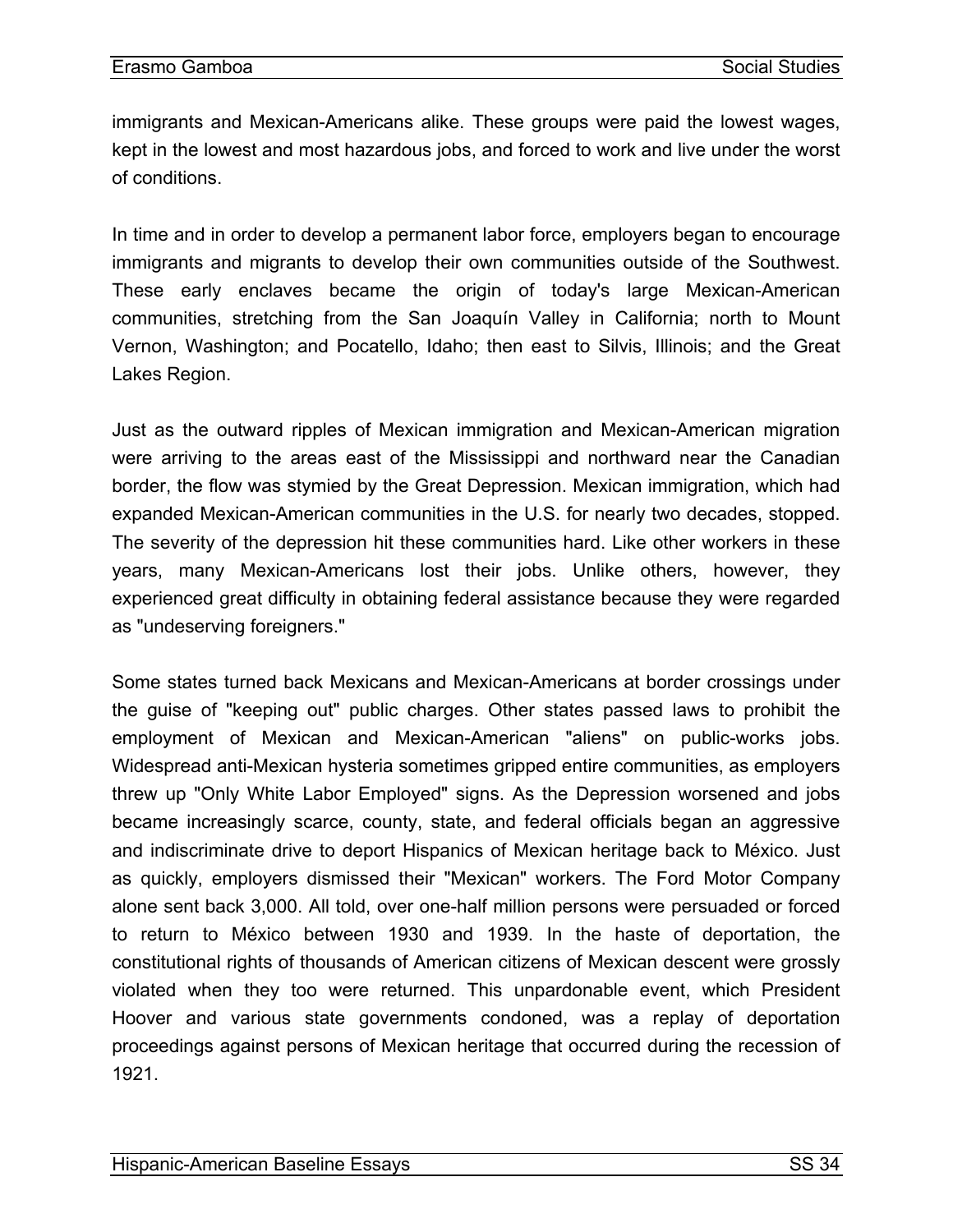immigrants and Mexican-Americans alike. These groups were paid the lowest wages, kept in the lowest and most hazardous jobs, and forced to work and live under the worst of conditions.

In time and in order to develop a permanent labor force, employers began to encourage immigrants and migrants to develop their own communities outside of the Southwest. These early enclaves became the origin of today's large Mexican-American communities, stretching from the San Joaquín Valley in California; north to Mount Vernon, Washington; and Pocatello, Idaho; then east to Silvis, Illinois; and the Great Lakes Region.

Just as the outward ripples of Mexican immigration and Mexican-American migration were arriving to the areas east of the Mississippi and northward near the Canadian border, the flow was stymied by the Great Depression. Mexican immigration, which had expanded Mexican-American communities in the U.S. for nearly two decades, stopped. The severity of the depression hit these communities hard. Like other workers in these years, many Mexican-Americans lost their jobs. Unlike others, however, they experienced great difficulty in obtaining federal assistance because they were regarded as "undeserving foreigners."

Some states turned back Mexicans and Mexican-Americans at border crossings under the guise of "keeping out" public charges. Other states passed laws to prohibit the employment of Mexican and Mexican-American "aliens" on public-works jobs. Widespread anti-Mexican hysteria sometimes gripped entire communities, as employers threw up "Only White Labor Employed" signs. As the Depression worsened and jobs became increasingly scarce, county, state, and federal officials began an aggressive and indiscriminate drive to deport Hispanics of Mexican heritage back to México. Just as quickly, employers dismissed their "Mexican" workers. The Ford Motor Company alone sent back 3,000. All told, over one-half million persons were persuaded or forced to return to México between 1930 and 1939. In the haste of deportation, the constitutional rights of thousands of American citizens of Mexican descent were grossly violated when they too were returned. This unpardonable event, which President Hoover and various state governments condoned, was a replay of deportation proceedings against persons of Mexican heritage that occurred during the recession of 1921.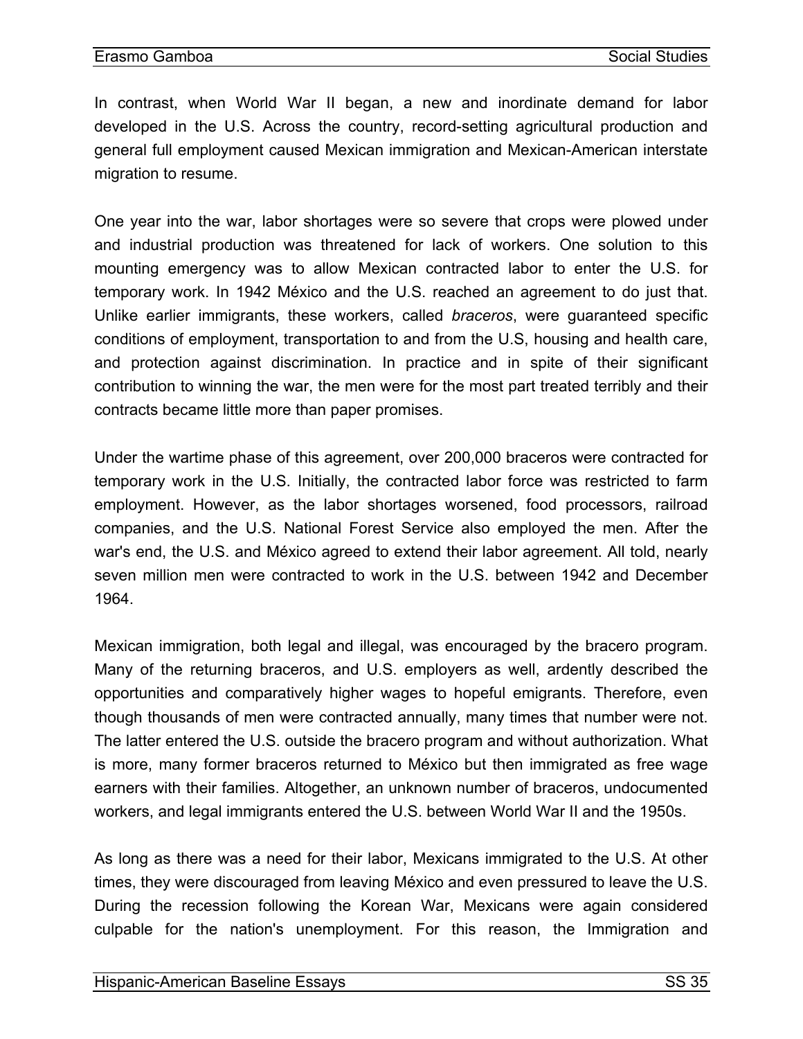In contrast, when World War II began, a new and inordinate demand for labor developed in the U.S. Across the country, record-setting agricultural production and general full employment caused Mexican immigration and Mexican-American interstate migration to resume.

One year into the war, labor shortages were so severe that crops were plowed under and industrial production was threatened for lack of workers. One solution to this mounting emergency was to allow Mexican contracted labor to enter the U.S. for temporary work. In 1942 México and the U.S. reached an agreement to do just that. Unlike earlier immigrants, these workers, called *braceros*, were guaranteed specific conditions of employment, transportation to and from the U.S, housing and health care, and protection against discrimination. In practice and in spite of their significant contribution to winning the war, the men were for the most part treated terribly and their contracts became little more than paper promises.

Under the wartime phase of this agreement, over 200,000 braceros were contracted for temporary work in the U.S. Initially, the contracted labor force was restricted to farm employment. However, as the labor shortages worsened, food processors, railroad companies, and the U.S. National Forest Service also employed the men. After the war's end, the U.S. and México agreed to extend their labor agreement. All told, nearly seven million men were contracted to work in the U.S. between 1942 and December 1964.

Mexican immigration, both legal and illegal, was encouraged by the bracero program. Many of the returning braceros, and U.S. employers as well, ardently described the opportunities and comparatively higher wages to hopeful emigrants. Therefore, even though thousands of men were contracted annually, many times that number were not. The latter entered the U.S. outside the bracero program and without authorization. What is more, many former braceros returned to México but then immigrated as free wage earners with their families. Altogether, an unknown number of braceros, undocumented workers, and legal immigrants entered the U.S. between World War II and the 1950s.

As long as there was a need for their labor, Mexicans immigrated to the U.S. At other times, they were discouraged from leaving México and even pressured to leave the U.S. During the recession following the Korean War, Mexicans were again considered culpable for the nation's unemployment. For this reason, the Immigration and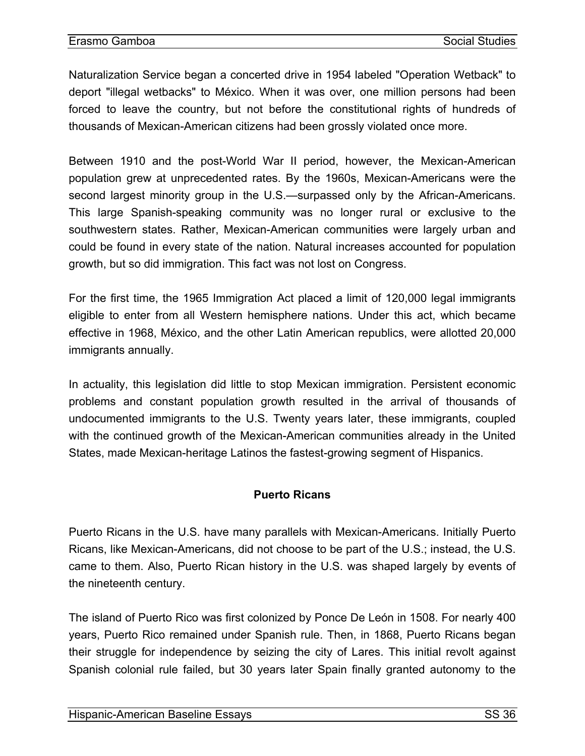Naturalization Service began a concerted drive in 1954 labeled "Operation Wetback" to deport "illegal wetbacks" to México. When it was over, one million persons had been forced to leave the country, but not before the constitutional rights of hundreds of thousands of Mexican-American citizens had been grossly violated once more.

Between 1910 and the post-World War II period, however, the Mexican-American population grew at unprecedented rates. By the 1960s, Mexican-Americans were the second largest minority group in the U.S.—surpassed only by the African-Americans. This large Spanish-speaking community was no longer rural or exclusive to the southwestern states. Rather, Mexican-American communities were largely urban and could be found in every state of the nation. Natural increases accounted for population growth, but so did immigration. This fact was not lost on Congress.

For the first time, the 1965 Immigration Act placed a limit of 120,000 legal immigrants eligible to enter from all Western hemisphere nations. Under this act, which became effective in 1968, México, and the other Latin American republics, were allotted 20,000 immigrants annually.

In actuality, this legislation did little to stop Mexican immigration. Persistent economic problems and constant population growth resulted in the arrival of thousands of undocumented immigrants to the U.S. Twenty years later, these immigrants, coupled with the continued growth of the Mexican-American communities already in the United States, made Mexican-heritage Latinos the fastest-growing segment of Hispanics.

## Puerto Ricans

Puerto Ricans in the U.S. have many parallels with Mexican-Americans. Initially Puerto Ricans, like Mexican-Americans, did not choose to be part of the U.S.; instead, the U.S. came to them. Also, Puerto Rican history in the U.S. was shaped largely by events of the nineteenth century.

The island of Puerto Rico was first colonized by Ponce De León in 1508. For nearly 400 years, Puerto Rico remained under Spanish rule. Then, in 1868, Puerto Ricans began their struggle for independence by seizing the city of Lares. This initial revolt against Spanish colonial rule failed, but 30 years later Spain finally granted autonomy to the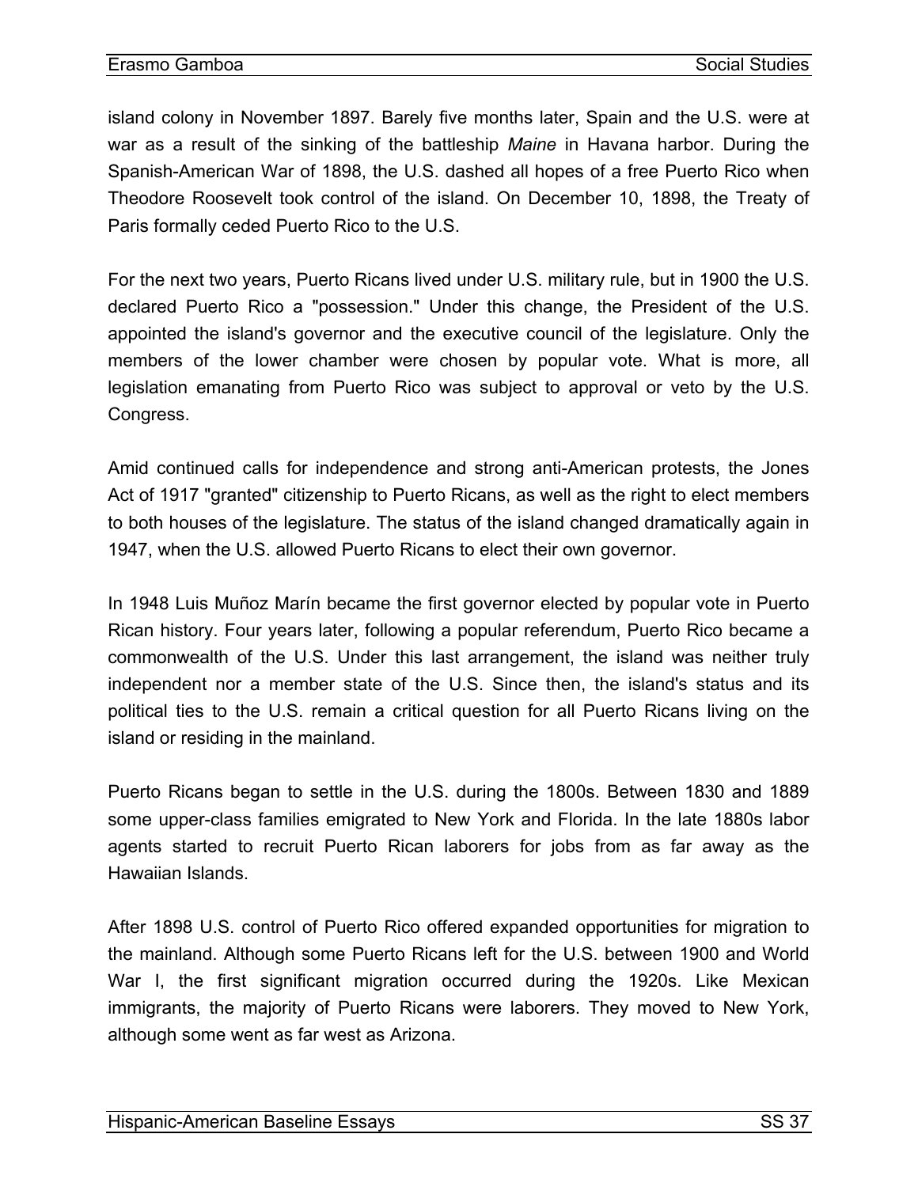island colony in November 1897. Barely five months later, Spain and the U.S. were at war as a result of the sinking of the battleship *Maine* in Havana harbor. During the Spanish-American War of 1898, the U.S. dashed all hopes of a free Puerto Rico when Theodore Roosevelt took control of the island. On December 10, 1898, the Treaty of Paris formally ceded Puerto Rico to the U.S.

For the next two years, Puerto Ricans lived under U.S. military rule, but in 1900 the U.S. declared Puerto Rico a "possession." Under this change, the President of the U.S. appointed the island's governor and the executive council of the legislature. Only the members of the lower chamber were chosen by popular vote. What is more, all legislation emanating from Puerto Rico was subject to approval or veto by the U.S. Congress.

Amid continued calls for independence and strong anti-American protests, the Jones Act of 1917 "granted" citizenship to Puerto Ricans, as well as the right to elect members to both houses of the legislature. The status of the island changed dramatically again in 1947, when the U.S. allowed Puerto Ricans to elect their own governor.

In 1948 Luis Muñoz Marín became the first governor elected by popular vote in Puerto Rican history. Four years later, following a popular referendum, Puerto Rico became a commonwealth of the U.S. Under this last arrangement, the island was neither truly independent nor a member state of the U.S. Since then, the island's status and its political ties to the U.S. remain a critical question for all Puerto Ricans living on the island or residing in the mainland.

Puerto Ricans began to settle in the U.S. during the 1800s. Between 1830 and 1889 some upper-class families emigrated to New York and Florida. In the late 1880s labor agents started to recruit Puerto Rican laborers for jobs from as far away as the Hawaiian Islands.

After 1898 U.S. control of Puerto Rico offered expanded opportunities for migration to the mainland. Although some Puerto Ricans left for the U.S. between 1900 and World War I, the first significant migration occurred during the 1920s. Like Mexican immigrants, the majority of Puerto Ricans were laborers. They moved to New York, although some went as far west as Arizona.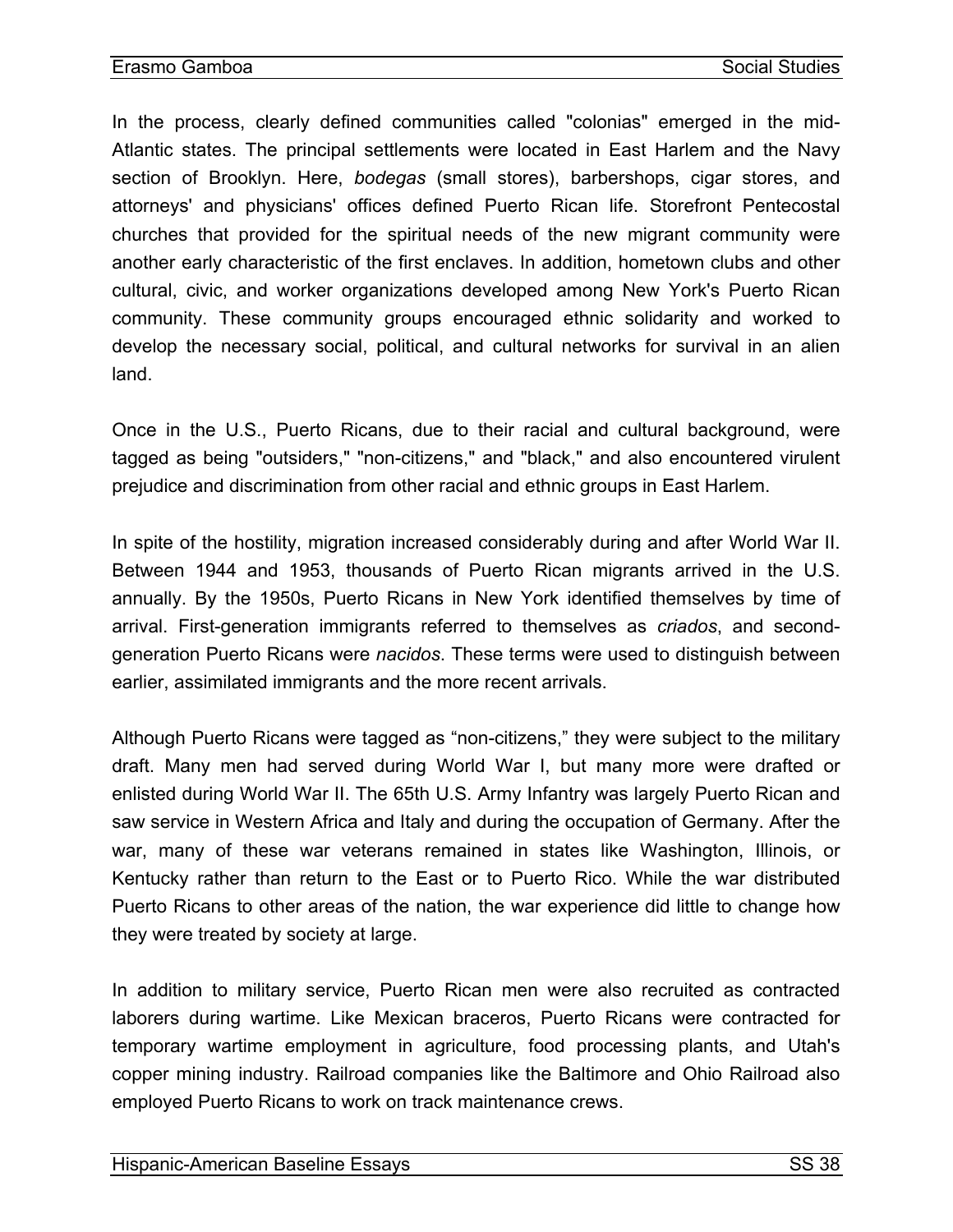In the process, clearly defined communities called "colonias" emerged in the mid-Atlantic states. The principal settlements were located in East Harlem and the Navy section of Brooklyn. Here, *bodegas* (small stores), barbershops, cigar stores, and attorneys' and physicians' offices defined Puerto Rican life. Storefront Pentecostal churches that provided for the spiritual needs of the new migrant community were another early characteristic of the first enclaves. In addition, hometown clubs and other cultural, civic, and worker organizations developed among New York's Puerto Rican community. These community groups encouraged ethnic solidarity and worked to develop the necessary social, political, and cultural networks for survival in an alien land.

Once in the U.S., Puerto Ricans, due to their racial and cultural background, were tagged as being "outsiders," "non-citizens," and "black," and also encountered virulent prejudice and discrimination from other racial and ethnic groups in East Harlem.

In spite of the hostility, migration increased considerably during and after World War II. Between 1944 and 1953, thousands of Puerto Rican migrants arrived in the U.S. annually. By the 1950s, Puerto Ricans in New York identified themselves by time of arrival. First-generation immigrants referred to themselves as *criados*, and second-generation Puerto Ricans were *nacidos*. These terms were used to distinguish between earlier, assimilated immigrants and the more recent arrivals.

Although Puerto Ricans were tagged as "non-citizens," they were subject to the military draft. Many men had served during World War I, but many more were drafted or enlisted during World War II. The 65th U.S. Army Infantry was largely Puerto Rican and saw service in Western Africa and Italy and during the occupation of Germany. After the war, many of these war veterans remained in states like Washington, Illinois, or Kentucky rather than return to the East or to Puerto Rico. While the war distributed Puerto Ricans to other areas of the nation, the war experience did little to change how they were treated by society at large.

In addition to military service, Puerto Rican men were also recruited as contracted laborers during wartime. Like Mexican braceros, Puerto Ricans were contracted for temporary wartime employment in agriculture, food processing plants, and Utah's copper mining industry. Railroad companies like the Baltimore and Ohio Railroad also employed Puerto Ricans to work on track maintenance crews.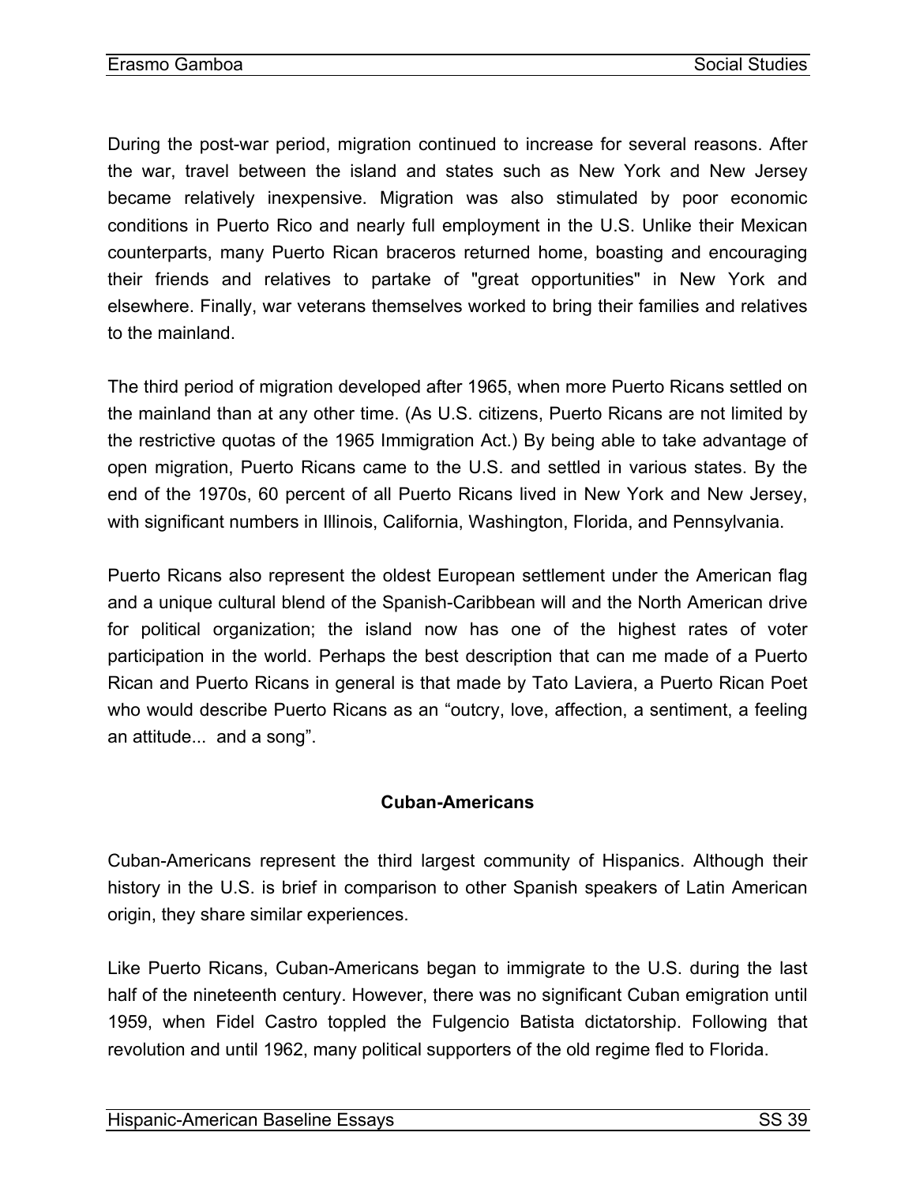During the post-war period, migration continued to increase for several reasons. After the war, travel between the island and states such as New York and New Jersey became relatively inexpensive. Migration was also stimulated by poor economic conditions in Puerto Rico and nearly full employment in the U.S. Unlike their Mexican counterparts, many Puerto Rican braceros returned home, boasting and encouraging their friends and relatives to partake of "great opportunities" in New York and elsewhere. Finally, war veterans themselves worked to bring their families and relatives to the mainland.

The third period of migration developed after 1965, when more Puerto Ricans settled on the mainland than at any other time. (As U.S. citizens, Puerto Ricans are not limited by the restrictive quotas of the 1965 Immigration Act.) By being able to take advantage of open migration, Puerto Ricans came to the U.S. and settled in various states. By the end of the 1970s, 60 percent of all Puerto Ricans lived in New York and New Jersey, with significant numbers in Illinois, California, Washington, Florida, and Pennsylvania.

Puerto Ricans also represent the oldest European settlement under the American flag and a unique cultural blend of the Spanish-Caribbean will and the North American drive for political organization; the island now has one of the highest rates of voter participation in the world. Perhaps the best description that can me made of a Puerto Rican and Puerto Ricans in general is that made by Tato Laviera, a Puerto Rican Poet who would describe Puerto Ricans as an “outcry, love, affection, a sentiment, a feeling an attitude... and a song”.

## Cuban-Americans

Cuban-Americans represent the third largest community of Hispanics. Although their history in the U.S. is brief in comparison to other Spanish speakers of Latin American origin, they share similar experiences.

Like Puerto Ricans, Cuban-Americans began to immigrate to the U.S. during the last half of the nineteenth century. However, there was no significant Cuban emigration until 1959, when Fidel Castro toppled the Fulgencio Batista dictatorship. Following that revolution and until 1962, many political supporters of the old regime fled to Florida.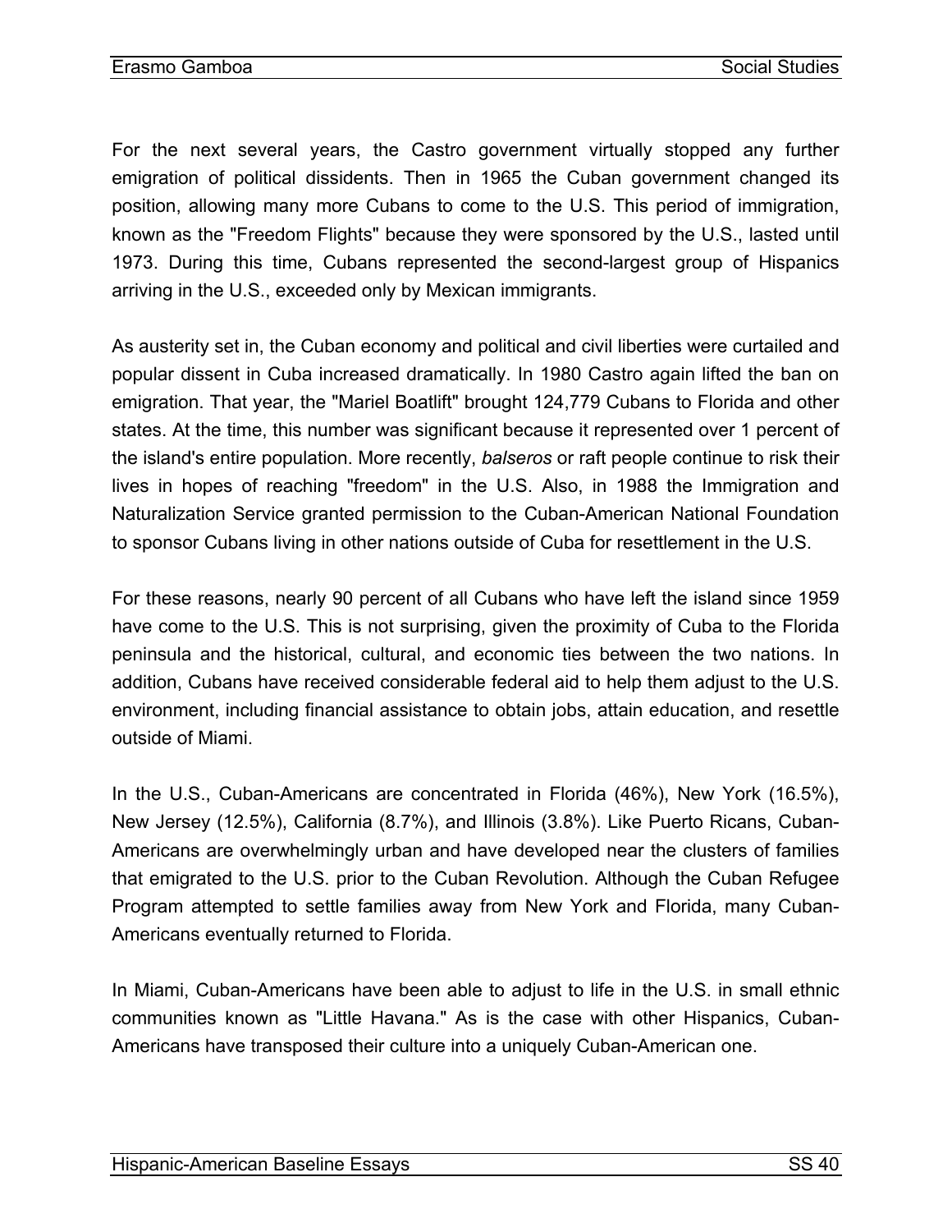For the next several years, the Castro government virtually stopped any further emigration of political dissidents. Then in 1965 the Cuban government changed its position, allowing many more Cubans to come to the U.S. This period of immigration, known as the "Freedom Flights" because they were sponsored by the U.S., lasted until 1973. During this time, Cubans represented the second-largest group of Hispanics arriving in the U.S., exceeded only by Mexican immigrants.

As austerity set in, the Cuban economy and political and civil liberties were curtailed and popular dissent in Cuba increased dramatically. In 1980 Castro again lifted the ban on emigration. That year, the "Mariel Boatlift" brought 124,779 Cubans to Florida and other states. At the time, this number was significant because it represented over 1 percent of the island's entire population. More recently, *balseros* or raft people continue to risk their lives in hopes of reaching "freedom" in the U.S. Also, in 1988 the Immigration and Naturalization Service granted permission to the Cuban-American National Foundation to sponsor Cubans living in other nations outside of Cuba for resettlement in the U.S.

For these reasons, nearly 90 percent of all Cubans who have left the island since 1959 have come to the U.S. This is not surprising, given the proximity of Cuba to the Florida peninsula and the historical, cultural, and economic ties between the two nations. In addition, Cubans have received considerable federal aid to help them adjust to the U.S. environment, including financial assistance to obtain jobs, attain education, and resettle outside of Miami.

In the U.S., Cuban-Americans are concentrated in Florida (46%), New York (16.5%), New Jersey (12.5%), California (8.7%), and Illinois (3.8%). Like Puerto Ricans, Cuban-Americans are overwhelmingly urban and have developed near the clusters of families that emigrated to the U.S. prior to the Cuban Revolution. Although the Cuban Refugee Program attempted to settle families away from New York and Florida, many Cuban-Americans eventually returned to Florida.

In Miami, Cuban-Americans have been able to adjust to life in the U.S. in small ethnic communities known as "Little Havana." As is the case with other Hispanics, Cuban-Americans have transposed their culture into a uniquely Cuban-American one.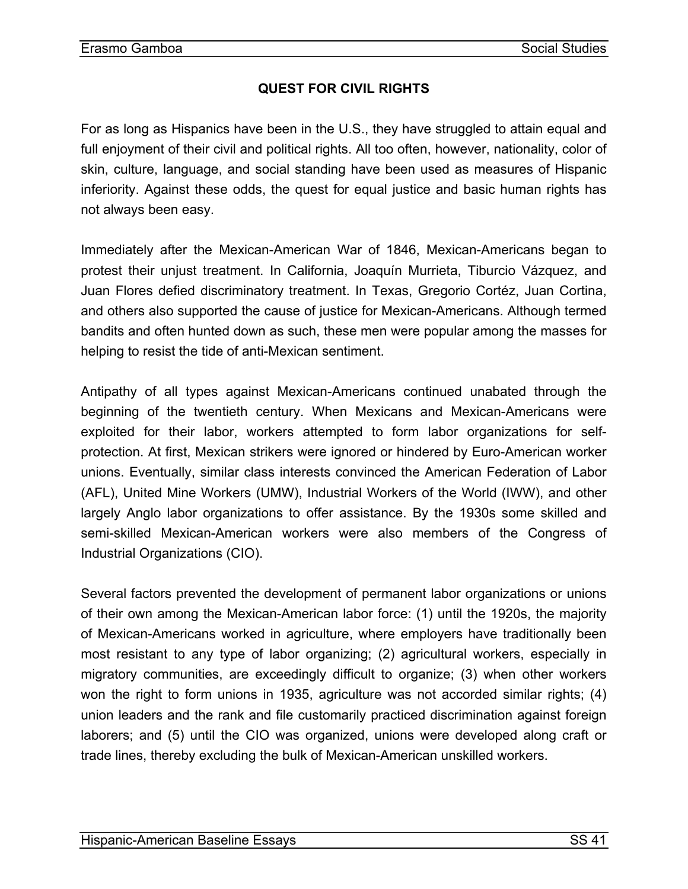## QUEST FOR CIVIL RIGHTS

For as long as Hispanics have been in the U.S., they have struggled to attain equal and full enjoyment of their civil and political rights. All too often, however, nationality, color of skin, culture, language, and social standing have been used as measures of Hispanic inferiority. Against these odds, the quest for equal justice and basic human rights has not always been easy.

Immediately after the Mexican-American War of 1846, Mexican-Americans began to protest their unjust treatment. In California, Joaquín Murrieta, Tiburcio Vázquez, and Juan Flores defied discriminatory treatment. In Texas, Gregorio Cortéz, Juan Cortina, and others also supported the cause of justice for Mexican-Americans. Although termed bandits and often hunted down as such, these men were popular among the masses for helping to resist the tide of anti-Mexican sentiment.

Antipathy of all types against Mexican-Americans continued unabated through the beginning of the twentieth century. When Mexicans and Mexican-Americans were exploited for their labor, workers attempted to form labor organizations for self-protection. At first, Mexican strikers were ignored or hindered by Euro-American worker unions. Eventually, similar class interests convinced the American Federation of Labor (AFL), United Mine Workers (UMW), Industrial Workers of the World (IWW), and other largely Anglo labor organizations to offer assistance. By the 1930s some skilled and semi-skilled Mexican-American workers were also members of the Congress of Industrial Organizations (CIO).

Several factors prevented the development of permanent labor organizations or unions of their own among the Mexican-American labor force: (1) until the 1920s, the majority of Mexican-Americans worked in agriculture, where employers have traditionally been most resistant to any type of labor organizing; (2) agricultural workers, especially in migratory communities, are exceedingly difficult to organize; (3) when other workers won the right to form unions in 1935, agriculture was not accorded similar rights; (4) union leaders and the rank and file customarily practiced discrimination against foreign laborers; and (5) until the CIO was organized, unions were developed along craft or trade lines, thereby excluding the bulk of Mexican-American unskilled workers.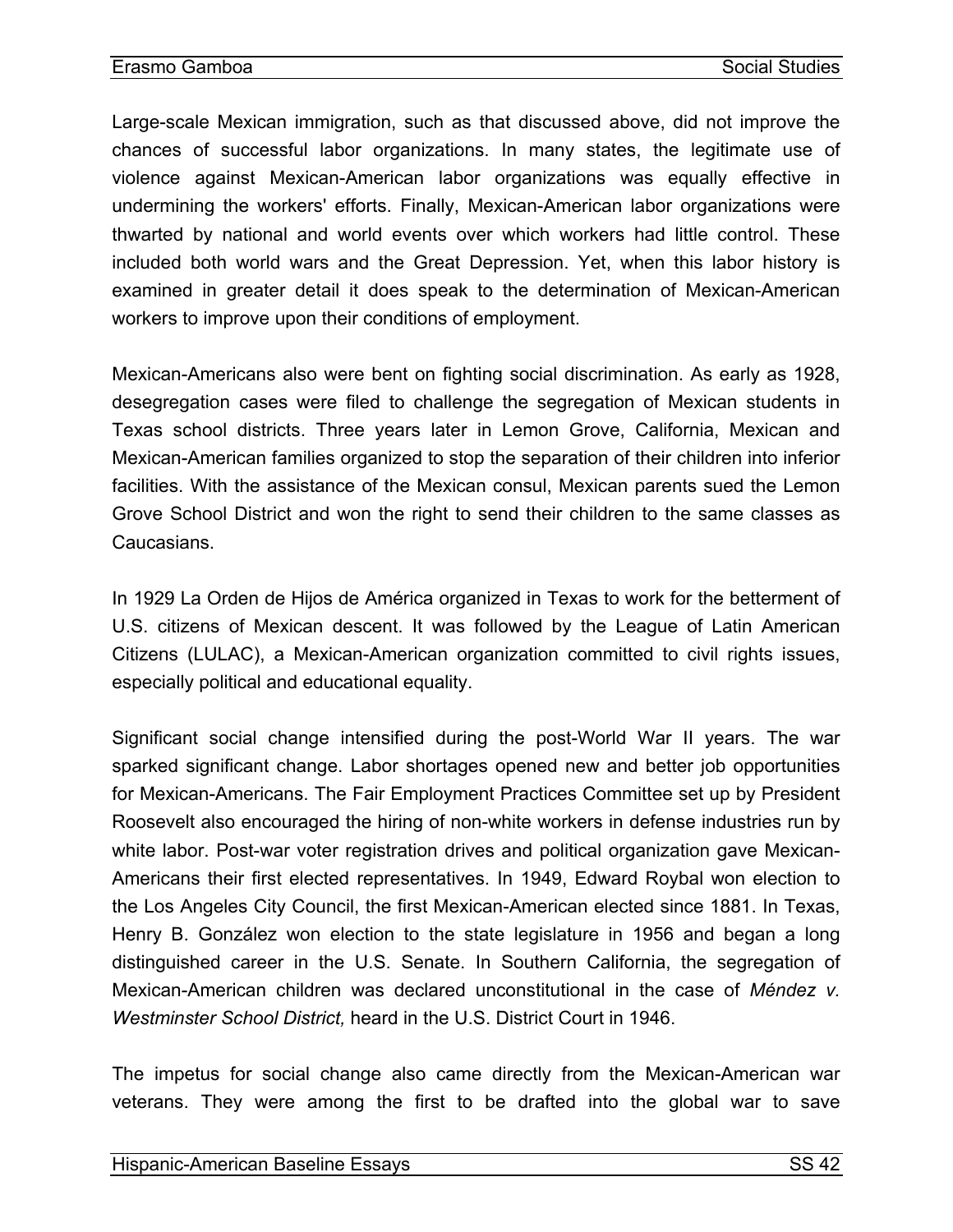Large-scale Mexican immigration, such as that discussed above, did not improve the chances of successful labor organizations. In many states, the legitimate use of violence against Mexican-American labor organizations was equally effective in undermining the workers' efforts. Finally, Mexican-American labor organizations were thwarted by national and world events over which workers had little control. These included both world wars and the Great Depression. Yet, when this labor history is examined in greater detail it does speak to the determination of Mexican-American workers to improve upon their conditions of employment.

Mexican-Americans also were bent on fighting social discrimination. As early as 1928, desegregation cases were filed to challenge the segregation of Mexican students in Texas school districts. Three years later in Lemon Grove, California, Mexican and Mexican-American families organized to stop the separation of their children into inferior facilities. With the assistance of the Mexican consul, Mexican parents sued the Lemon Grove School District and won the right to send their children to the same classes as Caucasians.

In 1929 La Orden de Hijos de América organized in Texas to work for the betterment of U.S. citizens of Mexican descent. It was followed by the League of Latin American Citizens (LULAC), a Mexican-American organization committed to civil rights issues, especially political and educational equality.

Significant social change intensified during the post-World War II years. The war sparked significant change. Labor shortages opened new and better job opportunities for Mexican-Americans. The Fair Employment Practices Committee set up by President Roosevelt also encouraged the hiring of non-white workers in defense industries run by white labor. Post-war voter registration drives and political organization gave Mexican-Americans their first elected representatives. In 1949, Edward Roybal won election to the Los Angeles City Council, the first Mexican-American elected since 1881. In Texas, Henry B. González won election to the state legislature in 1956 and began a long distinguished career in the U.S. Senate. In Southern California, the segregation of Mexican-American children was declared unconstitutional in the case of *Méndez v. Westminster School District,* heard in the U.S. District Court in 1946.

The impetus for social change also came directly from the Mexican-American war veterans. They were among the first to be drafted into the global war to save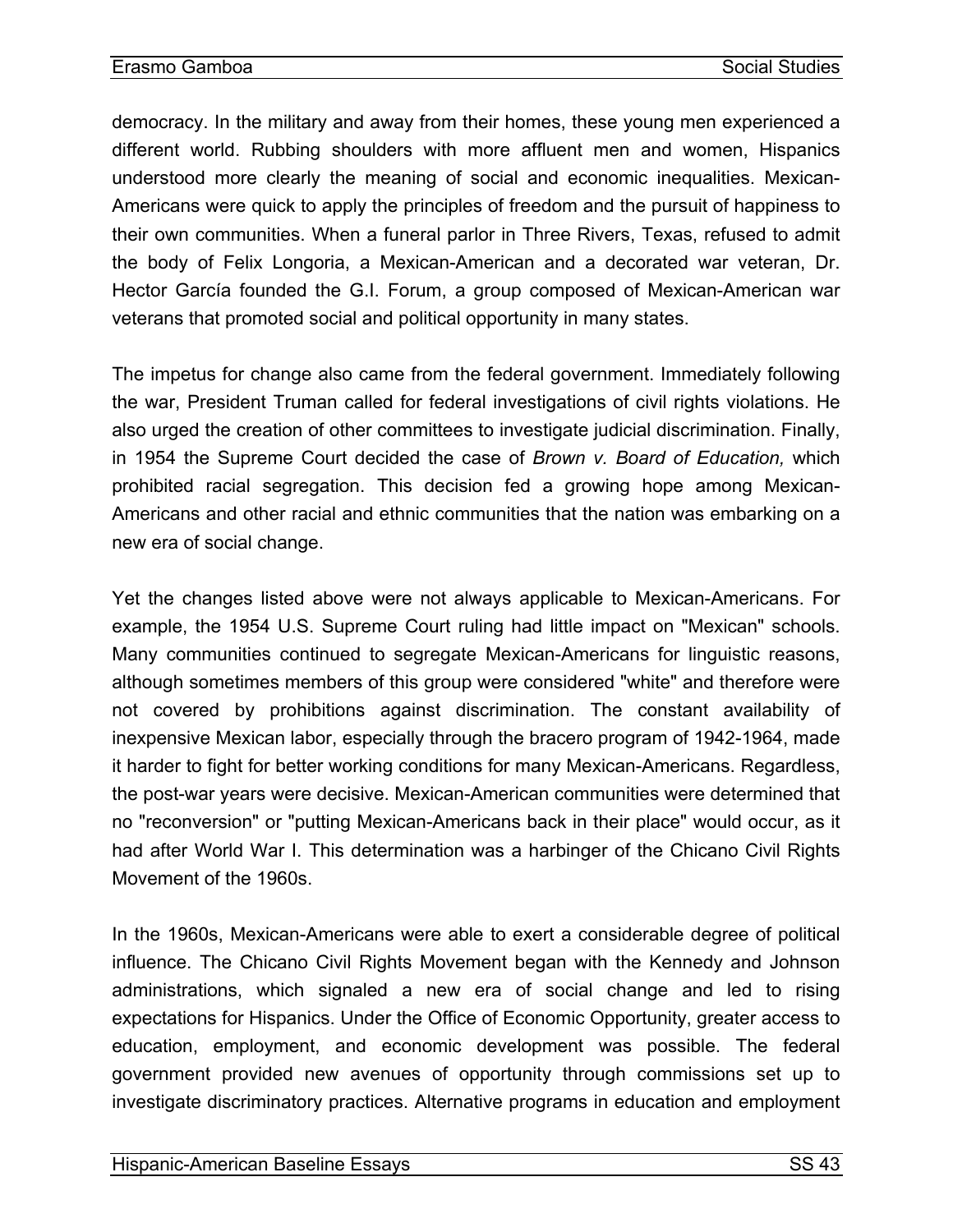democracy. In the military and away from their homes, these young men experienced a different world. Rubbing shoulders with more affluent men and women, Hispanics understood more clearly the meaning of social and economic inequalities. Mexican-Americans were quick to apply the principles of freedom and the pursuit of happiness to their own communities. When a funeral parlor in Three Rivers, Texas, refused to admit the body of Felix Longoria, a Mexican-American and a decorated war veteran, Dr. Hector García founded the G.I. Forum, a group composed of Mexican-American war veterans that promoted social and political opportunity in many states.

The impetus for change also came from the federal government. Immediately following the war, President Truman called for federal investigations of civil rights violations. He also urged the creation of other committees to investigate judicial discrimination. Finally, in 1954 the Supreme Court decided the case of *Brown v. Board of Education,* which prohibited racial segregation. This decision fed a growing hope among Mexican-Americans and other racial and ethnic communities that the nation was embarking on a new era of social change.

Yet the changes listed above were not always applicable to Mexican-Americans. For example, the 1954 U.S. Supreme Court ruling had little impact on "Mexican" schools. Many communities continued to segregate Mexican-Americans for linguistic reasons, although sometimes members of this group were considered "white" and therefore were not covered by prohibitions against discrimination. The constant availability of inexpensive Mexican labor, especially through the bracero program of 1942-1964, made it harder to fight for better working conditions for many Mexican-Americans. Regardless, the post-war years were decisive. Mexican-American communities were determined that no "reconversion" or "putting Mexican-Americans back in their place" would occur, as it had after World War I. This determination was a harbinger of the Chicano Civil Rights Movement of the 1960s.

In the 1960s, Mexican-Americans were able to exert a considerable degree of political influence. The Chicano Civil Rights Movement began with the Kennedy and Johnson administrations, which signaled a new era of social change and led to rising expectations for Hispanics. Under the Office of Economic Opportunity, greater access to education, employment, and economic development was possible. The federal government provided new avenues of opportunity through commissions set up to investigate discriminatory practices. Alternative programs in education and employment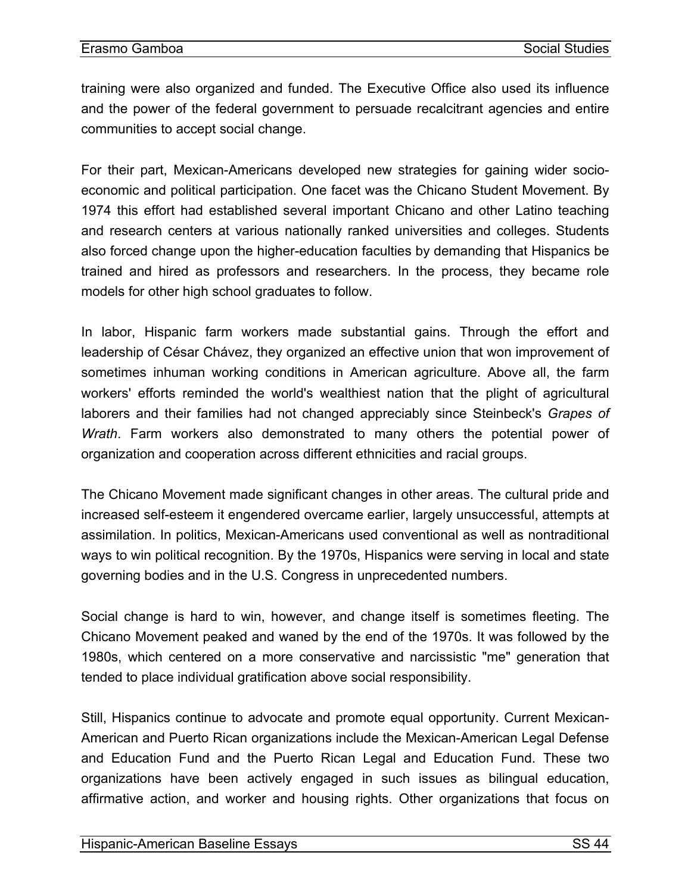training were also organized and funded. The Executive Office also used its influence and the power of the federal government to persuade recalcitrant agencies and entire communities to accept social change.

For their part, Mexican-Americans developed new strategies for gaining wider socio-economic and political participation. One facet was the Chicano Student Movement. By 1974 this effort had established several important Chicano and other Latino teaching and research centers at various nationally ranked universities and colleges. Students also forced change upon the higher-education faculties by demanding that Hispanics be trained and hired as professors and researchers. In the process, they became role models for other high school graduates to follow.

In labor, Hispanic farm workers made substantial gains. Through the effort and leadership of César Chávez, they organized an effective union that won improvement of sometimes inhuman working conditions in American agriculture. Above all, the farm workers' efforts reminded the world's wealthiest nation that the plight of agricultural laborers and their families had not changed appreciably since Steinbeck's *Grapes of Wrath*. Farm workers also demonstrated to many others the potential power of organization and cooperation across different ethnicities and racial groups.

The Chicano Movement made significant changes in other areas. The cultural pride and increased self-esteem it engendered overcame earlier, largely unsuccessful, attempts at assimilation. In politics, Mexican-Americans used conventional as well as nontraditional ways to win political recognition. By the 1970s, Hispanics were serving in local and state governing bodies and in the U.S. Congress in unprecedented numbers.

Social change is hard to win, however, and change itself is sometimes fleeting. The Chicano Movement peaked and waned by the end of the 1970s. It was followed by the 1980s, which centered on a more conservative and narcissistic "me" generation that tended to place individual gratification above social responsibility.

Still, Hispanics continue to advocate and promote equal opportunity. Current Mexican-American and Puerto Rican organizations include the Mexican-American Legal Defense and Education Fund and the Puerto Rican Legal and Education Fund. These two organizations have been actively engaged in such issues as bilingual education, affirmative action, and worker and housing rights. Other organizations that focus on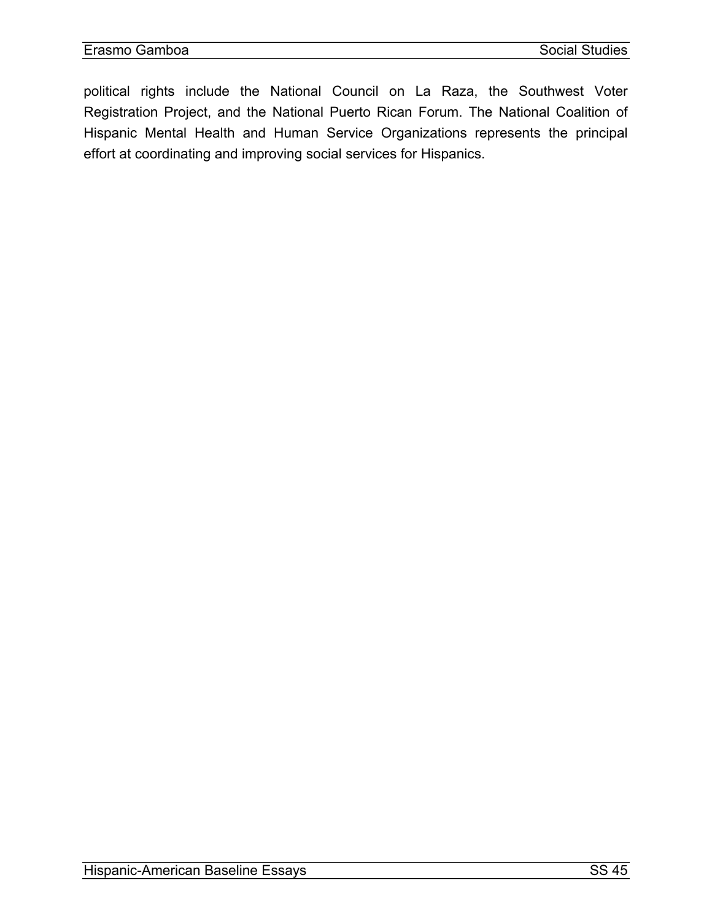political rights include the National Council on La Raza, the Southwest Voter Registration Project, and the National Puerto Rican Forum. The National Coalition of Hispanic Mental Health and Human Service Organizations represents the principal effort at coordinating and improving social services for Hispanics.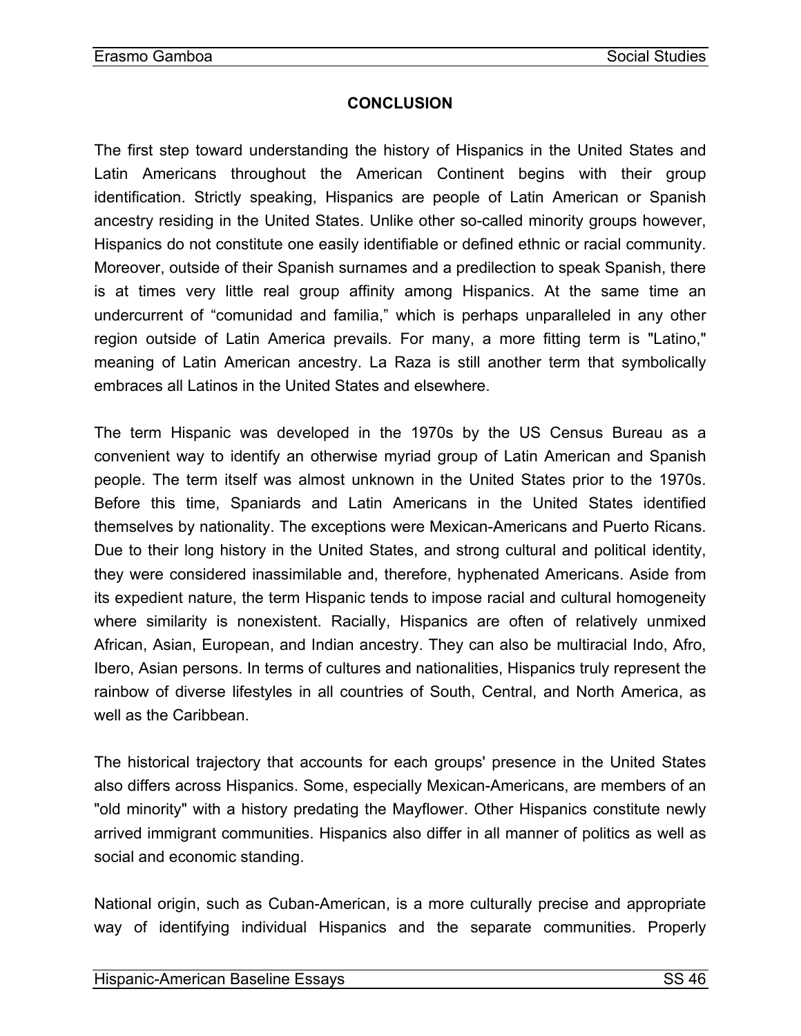## CONCLUSION

The first step toward understanding the history of Hispanics in the United States and Latin Americans throughout the American Continent begins with their group identification. Strictly speaking, Hispanics are people of Latin American or Spanish ancestry residing in the United States. Unlike other so-called minority groups however, Hispanics do not constitute one easily identifiable or defined ethnic or racial community. Moreover, outside of their Spanish surnames and a predilection to speak Spanish, there is at times very little real group affinity among Hispanics. At the same time an undercurrent of “comunidad and familia,” which is perhaps unparalleled in any other region outside of Latin America prevails. For many, a more fitting term is "Latino," meaning of Latin American ancestry. La Raza is still another term that symbolically embraces all Latinos in the United States and elsewhere.

The term Hispanic was developed in the 1970s by the US Census Bureau as a convenient way to identify an otherwise myriad group of Latin American and Spanish people. The term itself was almost unknown in the United States prior to the 1970s. Before this time, Spaniards and Latin Americans in the United States identified themselves by nationality. The exceptions were Mexican-Americans and Puerto Ricans. Due to their long history in the United States, and strong cultural and political identity, they were considered inassimilable and, therefore, hyphenated Americans. Aside from its expedient nature, the term Hispanic tends to impose racial and cultural homogeneity where similarity is nonexistent. Racially, Hispanics are often of relatively unmixed African, Asian, European, and Indian ancestry. They can also be multiracial Indo, Afro, Ibero, Asian persons. In terms of cultures and nationalities, Hispanics truly represent the rainbow of diverse lifestyles in all countries of South, Central, and North America, as well as the Caribbean.

The historical trajectory that accounts for each groups' presence in the United States also differs across Hispanics. Some, especially Mexican-Americans, are members of an "old minority" with a history predating the Mayflower. Other Hispanics constitute newly arrived immigrant communities. Hispanics also differ in all manner of politics as well as social and economic standing.

National origin, such as Cuban-American, is a more culturally precise and appropriate way of identifying individual Hispanics and the separate communities. Properly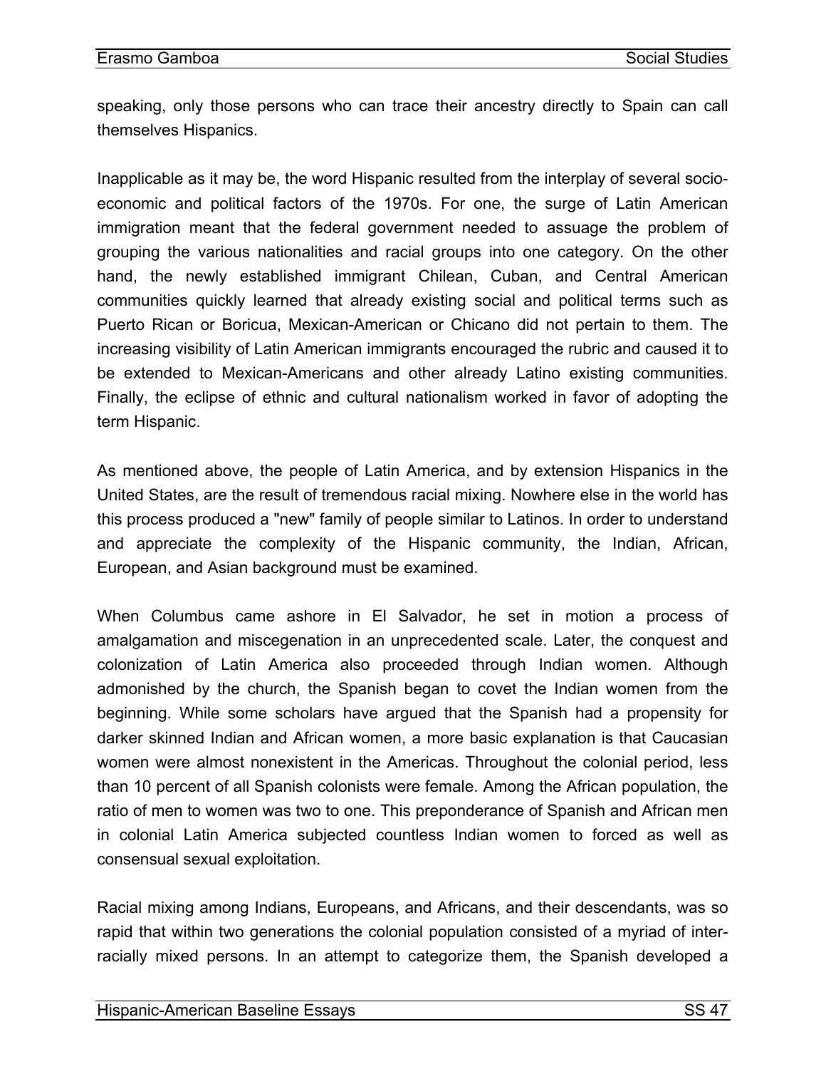speaking, only those persons who can trace their ancestry directly to Spain can call themselves Hispanics.

Inapplicable as it may be, the word Hispanic resulted from the interplay of several socio-economic and political factors of the 1970s. For one, the surge of Latin American immigration meant that the federal government needed to assuage the problem of grouping the various nationalities and racial groups into one category. On the other hand, the newly established immigrant Chilean, Cuban, and Central American communities quickly learned that already existing social and political terms such as Puerto Rican or Boricua, Mexican-American or Chicano did not pertain to them. The increasing visibility of Latin American immigrants encouraged the rubric and caused it to be extended to Mexican-Americans and other already Latino existing communities. Finally, the eclipse of ethnic and cultural nationalism worked in favor of adopting the term Hispanic.

As mentioned above, the people of Latin America, and by extension Hispanics in the United States, are the result of tremendous racial mixing. Nowhere else in the world has this process produced a "new" family of people similar to Latinos. In order to understand and appreciate the complexity of the Hispanic community, the Indian, African, European, and Asian background must be examined.

When Columbus came ashore in El Salvador, he set in motion a process of amalgamation and miscegenation in an unprecedented scale. Later, the conquest and colonization of Latin America also proceeded through Indian women. Although admonished by the church, the Spanish began to covet the Indian women from the beginning. While some scholars have argued that the Spanish had a propensity for darker skinned Indian and African women, a more basic explanation is that Caucasian women were almost nonexistent in the Americas. Throughout the colonial period, less than 10 percent of all Spanish colonists were female. Among the African population, the ratio of men to women was two to one. This preponderance of Spanish and African men in colonial Latin America subjected countless Indian women to forced as well as consensual sexual exploitation.

Racial mixing among Indians, Europeans, and Africans, and their descendants, was so rapid that within two generations the colonial population consisted of a myriad of inter-racially mixed persons. In an attempt to categorize them, the Spanish developed a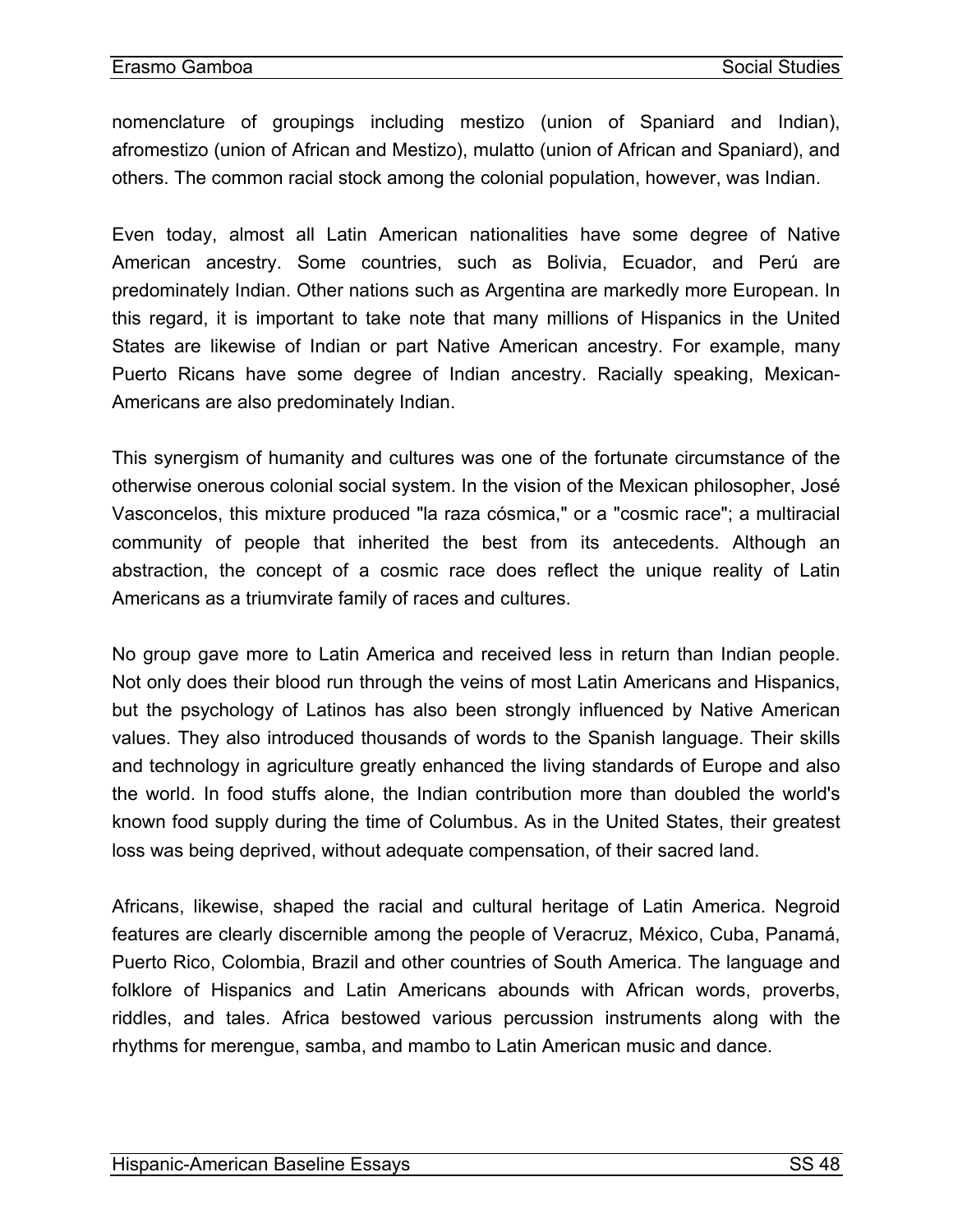nomenclature of groupings including mestizo (union of Spaniard and Indian), afromestizo (union of African and Mestizo), mulatto (union of African and Spaniard), and others. The common racial stock among the colonial population, however, was Indian.

Even today, almost all Latin American nationalities have some degree of Native American ancestry. Some countries, such as Bolivia, Ecuador, and Perú are predominately Indian. Other nations such as Argentina are markedly more European. In this regard, it is important to take note that many millions of Hispanics in the United States are likewise of Indian or part Native American ancestry. For example, many Puerto Ricans have some degree of Indian ancestry. Racially speaking, Mexican-Americans are also predominately Indian.

This synergism of humanity and cultures was one of the fortunate circumstance of the otherwise onerous colonial social system. In the vision of the Mexican philosopher, José Vasconcelos, this mixture produced "la raza cósmica," or a "cosmic race"; a multiracial community of people that inherited the best from its antecedents. Although an abstraction, the concept of a cosmic race does reflect the unique reality of Latin Americans as a triumvirate family of races and cultures.

No group gave more to Latin America and received less in return than Indian people. Not only does their blood run through the veins of most Latin Americans and Hispanics, but the psychology of Latinos has also been strongly influenced by Native American values. They also introduced thousands of words to the Spanish language. Their skills and technology in agriculture greatly enhanced the living standards of Europe and also the world. In food stuffs alone, the Indian contribution more than doubled the world's known food supply during the time of Columbus. As in the United States, their greatest loss was being deprived, without adequate compensation, of their sacred land.

Africans, likewise, shaped the racial and cultural heritage of Latin America. Negroid features are clearly discernible among the people of Veracruz, México, Cuba, Panamá, Puerto Rico, Colombia, Brazil and other countries of South America. The language and folklore of Hispanics and Latin Americans abounds with African words, proverbs, riddles, and tales. Africa bestowed various percussion instruments along with the rhythms for merengue, samba, and mambo to Latin American music and dance.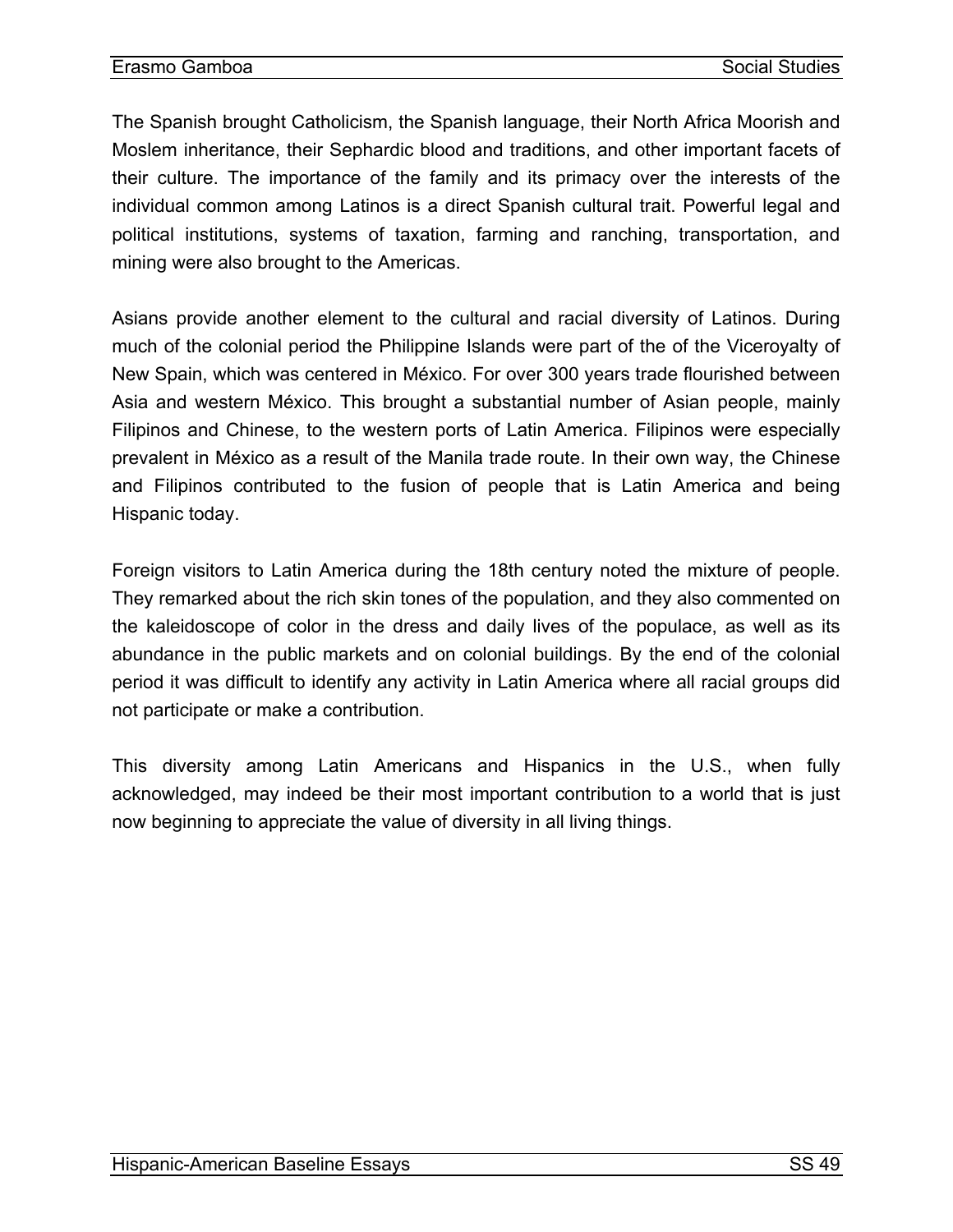The Spanish brought Catholicism, the Spanish language, their North Africa Moorish and Moslem inheritance, their Sephardic blood and traditions, and other important facets of their culture. The importance of the family and its primacy over the interests of the individual common among Latinos is a direct Spanish cultural trait. Powerful legal and political institutions, systems of taxation, farming and ranching, transportation, and mining were also brought to the Americas.

Asians provide another element to the cultural and racial diversity of Latinos. During much of the colonial period the Philippine Islands were part of the of the Viceroyalty of New Spain, which was centered in México. For over 300 years trade flourished between Asia and western México. This brought a substantial number of Asian people, mainly Filipinos and Chinese, to the western ports of Latin America. Filipinos were especially prevalent in México as a result of the Manila trade route. In their own way, the Chinese and Filipinos contributed to the fusion of people that is Latin America and being Hispanic today.

Foreign visitors to Latin America during the 18th century noted the mixture of people. They remarked about the rich skin tones of the population, and they also commented on the kaleidoscope of color in the dress and daily lives of the populace, as well as its abundance in the public markets and on colonial buildings. By the end of the colonial period it was difficult to identify any activity in Latin America where all racial groups did not participate or make a contribution.

This diversity among Latin Americans and Hispanics in the U.S., when fully acknowledged, may indeed be their most important contribution to a world that is just now beginning to appreciate the value of diversity in all living things.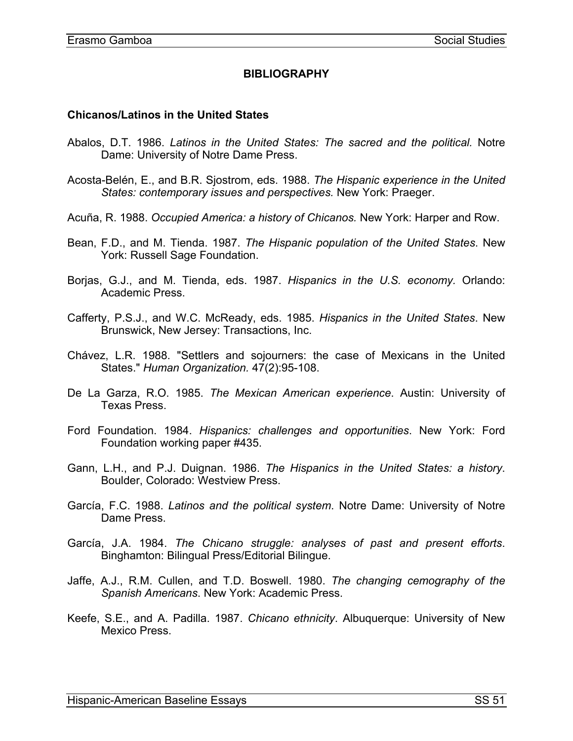## BIBLIOGRAPHY

### Chicanos/Latinos in the United States

Abalos, D.T. 1986. *Latinos in the United States: The sacred and the political.* Notre Dame: University of Notre Dame Press.

Acosta-Belén, E., and B.R. Sjostrom, eds. 1988. *The Hispanic experience in the United States: contemporary issues and perspectives.* New York: Praeger.

Acuña, R. 1988. *Occupied America: a history of Chicanos.* New York: Harper and Row.

Bean, F.D., and M. Tienda. 1987. *The Hispanic population of the United States.* New York: Russell Sage Foundation.

Borjas, G.J., and M. Tienda, eds. 1987. *Hispanics in the U.S. economy.* Orlando: Academic Press.

Cafferty, P.S.J., and W.C. McReady, eds. 1985. *Hispanics in the United States*. New Brunswick, New Jersey: Transactions, Inc.

Chávez, L.R. 1988. "Settlers and sojourners: the case of Mexicans in the United States." *Human Organization.* 47(2):95-108.

De La Garza, R.O. 1985. *The Mexican American experience*. Austin: University of Texas Press.

Ford Foundation. 1984. *Hispanics: challenges and opportunities*. New York: Ford Foundation working paper #435.

Gann, L.H., and P.J. Duignan. 1986. *The Hispanics in the United States: a history*. Boulder, Colorado: Westview Press.

García, F.C. 1988. *Latinos and the political system*. Notre Dame: University of Notre Dame Press.

García, J.A. 1984. *The Chicano struggle: analyses of past and present efforts*. Binghamton: Bilingual Press/Editorial Bilingue.

Jaffe, A.J., R.M. Cullen, and T.D. Boswell. 1980. *The changing cemography of the Spanish Americans*. New York: Academic Press.

Keefe, S.E., and A. Padilla. 1987. *Chicano ethnicity*. Albuquerque: University of New Mexico Press.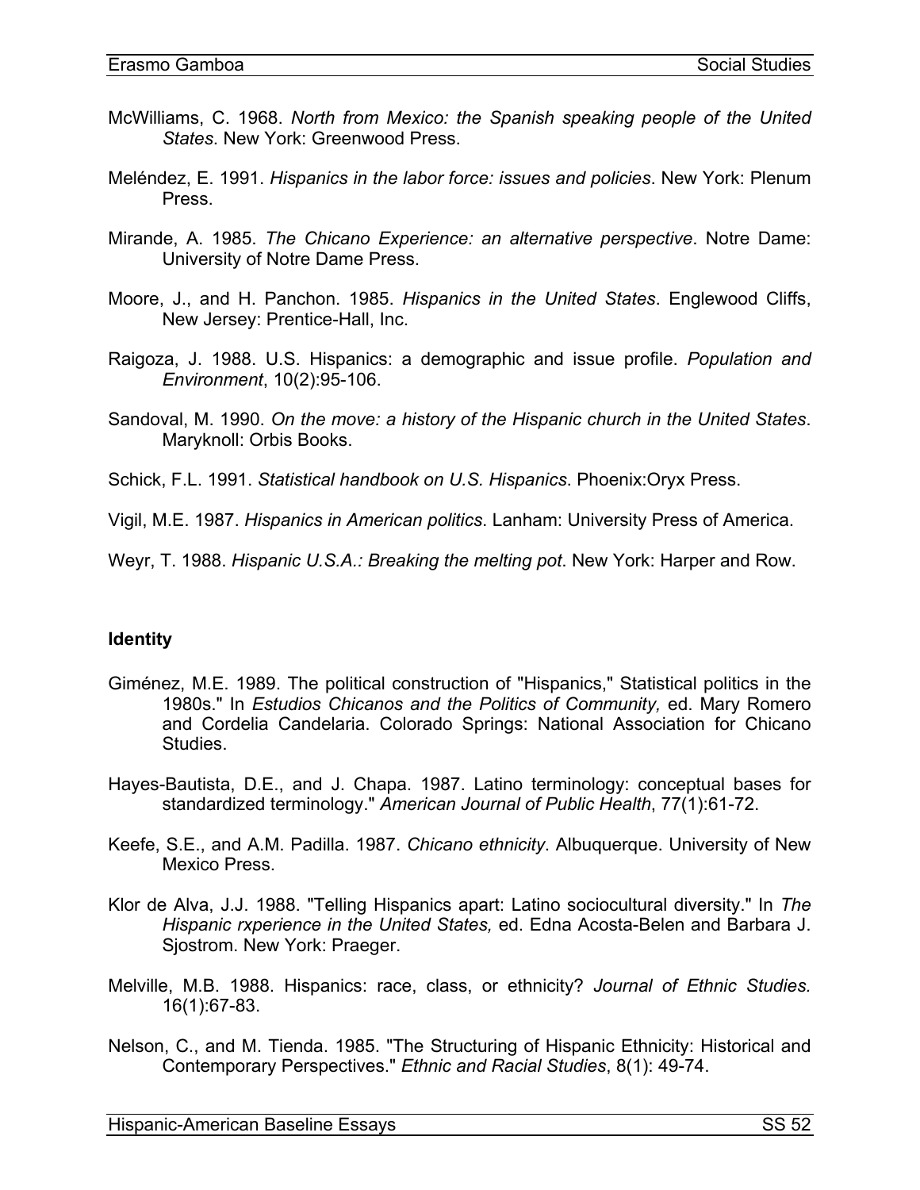McWilliams, C. 1968. *North from Mexico: the Spanish speaking people of the United States*. New York: Greenwood Press.

Meléndez, E. 1991. *Hispanics in the labor force: issues and policies*. New York: Plenum Press.

Mirande, A. 1985. *The Chicano Experience: an alternative perspective*. Notre Dame: University of Notre Dame Press.

Moore, J., and H. Panchon. 1985. *Hispanics in the United States*. Englewood Cliffs, New Jersey: Prentice-Hall, Inc.

Raigoza, J. 1988. U.S. Hispanics: a demographic and issue profile. *Population and Environment*, 10(2):95-106.

Sandoval, M. 1990. *On the move: a history of the Hispanic church in the United States*. Maryknoll: Orbis Books.

Schick, F.L. 1991. *Statistical handbook on U.S. Hispanics*. Phoenix:Oryx Press.

Vigil, M.E. 1987. *Hispanics in American politics*. Lanham: University Press of America.

Weyr, T. 1988. *Hispanic U.S.A.: Breaking the melting pot*. New York: Harper and Row.

**Identity**

Giménez, M.E. 1989. The political construction of "Hispanics," Statistical politics in the 1980s." In *Estudios Chicanos and the Politics of Community,* ed. Mary Romero and Cordelia Candelaria. Colorado Springs: National Association for Chicano Studies.

Hayes-Bautista, D.E., and J. Chapa. 1987. Latino terminology: conceptual bases for standardized terminology." *American Journal of Public Health*, 77(1):61-72.

Keefe, S.E., and A.M. Padilla. 1987. *Chicano ethnicity*. Albuquerque. University of New Mexico Press.

Klor de Alva, J.J. 1988. "Telling Hispanics apart: Latino sociocultural diversity." In *The Hispanic rxperience in the United States,* ed. Edna Acosta-Belen and Barbara J. Sjostrom. New York: Praeger.

Melville, M.B. 1988. Hispanics: race, class, or ethnicity? *Journal of Ethnic Studies.* 16(1):67-83.

Nelson, C., and M. Tienda. 1985. "The Structuring of Hispanic Ethnicity: Historical and Contemporary Perspectives." *Ethnic and Racial Studies*, 8(1): 49-74.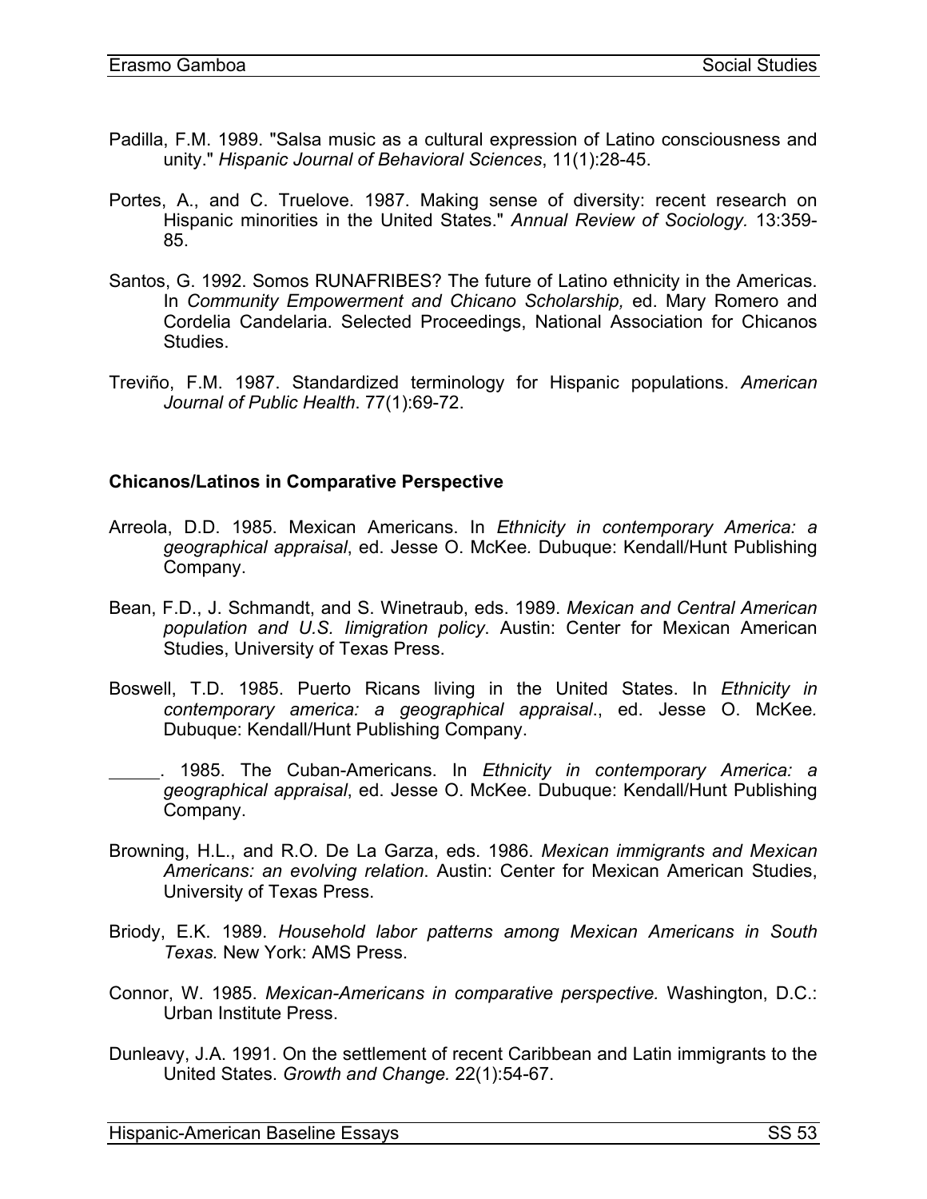Padilla, F.M. 1989. "Salsa music as a cultural expression of Latino consciousness and unity." *Hispanic Journal of Behavioral Sciences*, 11(1):28-45.

Portes, A., and C. Truelove. 1987. Making sense of diversity: recent research on Hispanic minorities in the United States." *Annual Review of Sociology.* 13:359-85.

Santos, G. 1992. Somos RUNAFRIBES? The future of Latino ethnicity in the Americas. In *Community Empowerment and Chicano Scholarship,* ed. Mary Romero and Cordelia Candelaria. Selected Proceedings, National Association for Chicanos Studies.

Treviño, F.M. 1987. Standardized terminology for Hispanic populations. *American Journal of Public Health*. 77(1):69-72.

**Chicanos/Latinos in Comparative Perspective**

Arreola, D.D. 1985. Mexican Americans. In *Ethnicity in contemporary America: a geographical appraisal*, ed. Jesse O. McKee. Dubuque: Kendall/Hunt Publishing Company.

Bean, F.D., J. Schmandt, and S. Winetraub, eds. 1989. *Mexican and Central American population and U.S. Iimigration policy*. Austin: Center for Mexican American Studies, University of Texas Press.

Boswell, T.D. 1985. Puerto Ricans living in the United States. In *Ethnicity in contemporary america: a geographical appraisal*., ed. Jesse O. McKee. Dubuque: Kendall/Hunt Publishing Company.

\_\_\_\_\_. 1985. The Cuban-Americans. In *Ethnicity in contemporary America: a geographical appraisal*, ed. Jesse O. McKee. Dubuque: Kendall/Hunt Publishing Company.

Browning, H.L., and R.O. De La Garza, eds. 1986. *Mexican immigrants and Mexican Americans: an evolving relation*. Austin: Center for Mexican American Studies, University of Texas Press.

Briody, E.K. 1989. *Household labor patterns among Mexican Americans in South Texas.* New York: AMS Press.

Connor, W. 1985. *Mexican-Americans in comparative perspective.* Washington, D.C.: Urban Institute Press.

Dunleavy, J.A. 1991. On the settlement of recent Caribbean and Latin immigrants to the United States. *Growth and Change.* 22(1):54-67.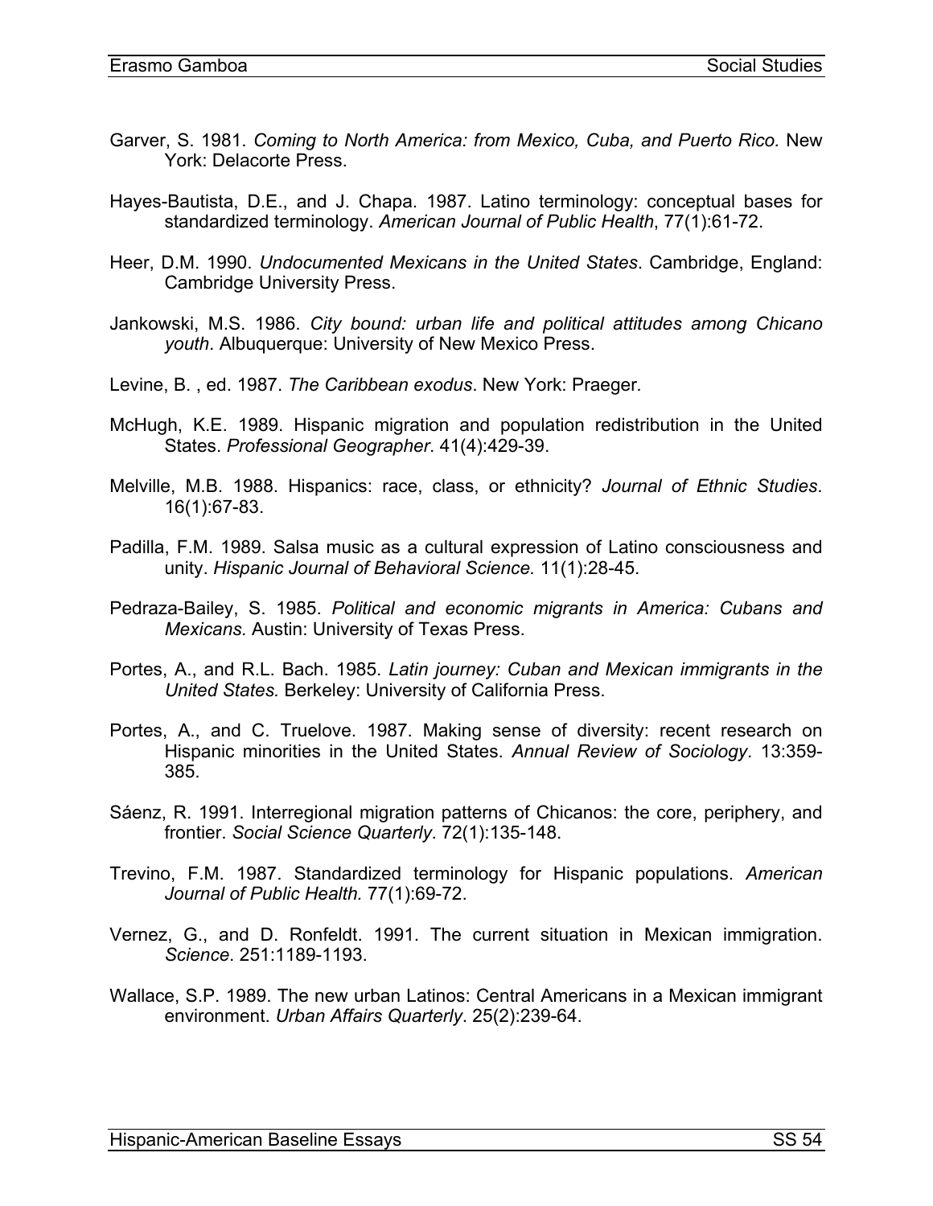Garver, S. 1981. *Coming to North America: from Mexico, Cuba, and Puerto Rico.* New York: Delacorte Press.

Hayes-Bautista, D.E., and J. Chapa. 1987. Latino terminology: conceptual bases for standardized terminology. *American Journal of Public Health*, 77(1):61-72.

Heer, D.M. 1990. *Undocumented Mexicans in the United States*. Cambridge, England: Cambridge University Press.

Jankowski, M.S. 1986. *City bound: urban life and political attitudes among Chicano youth*. Albuquerque: University of New Mexico Press.

Levine, B. , ed. 1987. *The Caribbean exodus*. New York: Praeger.

McHugh, K.E. 1989. Hispanic migration and population redistribution in the United States. *Professional Geographer*. 41(4):429-39.

Melville, M.B. 1988. Hispanics: race, class, or ethnicity? *Journal of Ethnic Studies*. 16(1):67-83.

Padilla, F.M. 1989. Salsa music as a cultural expression of Latino consciousness and unity. *Hispanic Journal of Behavioral Science.* 11(1):28-45.

Pedraza-Bailey, S. 1985. *Political and economic migrants in America: Cubans and Mexicans*. Austin: University of Texas Press.

Portes, A., and R.L. Bach. 1985. *Latin journey: Cuban and Mexican immigrants in the United States.* Berkeley: University of California Press.

Portes, A., and C. Truelove. 1987. Making sense of diversity: recent research on Hispanic minorities in the United States. *Annual Review of Sociology*. 13:359-385.

Sáenz, R. 1991. Interregional migration patterns of Chicanos: the core, periphery, and frontier. *Social Science Quarterly*. 72(1):135-148.

Trevino, F.M. 1987. Standardized terminology for Hispanic populations. *American Journal of Public Health.* 77(1):69-72.

Vernez, G., and D. Ronfeldt. 1991. The current situation in Mexican immigration. *Science*. 251:1189-1193.

Wallace, S.P. 1989. The new urban Latinos: Central Americans in a Mexican immigrant environment. *Urban Affairs Quarterly*. 25(2):239-64.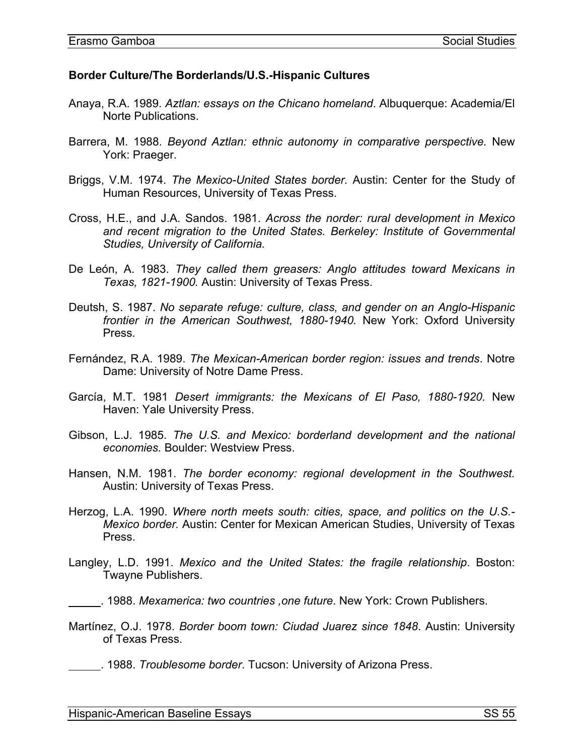**Border Culture/The Borderlands/U.S.-Hispanic Cultures**

Anaya, R.A. 1989. *Aztlan: essays on the Chicano homeland*. Albuquerque: Academia/El Norte Publications.

Barrera, M. 1988. *Beyond Aztlan: ethnic autonomy in comparative perspective.* New York: Praeger.

Briggs, V.M. 1974. *The Mexico-United States border.* Austin: Center for the Study of Human Resources, University of Texas Press.

Cross, H.E., and J.A. Sandos. 1981. *Across the norder: rural development in Mexico and recent migration to the United States. Berkeley: Institute of Governmental Studies, University of California.*

De León, A. 1983. *They called them greasers: Anglo attitudes toward Mexicans in Texas, 1821-1900.* Austin: University of Texas Press.

Deutsh, S. 1987. *No separate refuge: culture, class, and gender on an Anglo-Hispanic frontier in the American Southwest, 1880-1940.* New York: Oxford University Press.

Fernández, R.A. 1989. *The Mexican-American border region: issues and trends*. Notre Dame: University of Notre Dame Press.

García, M.T. 1981 *Desert immigrants: the Mexicans of El Paso, 1880-1920.* New Haven: Yale University Press.

Gibson, L.J. 1985. *The U.S. and Mexico: borderland development and the national economies.* Boulder: Westview Press.

Hansen, N.M. 1981. *The border economy: regional development in the Southwest.* Austin: University of Texas Press.

Herzog, L.A. 1990. *Where north meets south: cities, space, and politics on the U.S.-Mexico border.* Austin: Center for Mexican American Studies, University of Texas Press.

Langley, L.D. 1991. *Mexico and the United States: the fragile relationship*. Boston: Twayne Publishers.

\_\_\_\_\_. 1988. *Mexamerica: two countries ,one future*. New York: Crown Publishers.

Martínez, O.J. 1978. *Border boom town: Ciudad Juarez since 1848*. Austin: University of Texas Press.

\_\_\_\_\_. 1988. *Troublesome border*. Tucson: University of Arizona Press.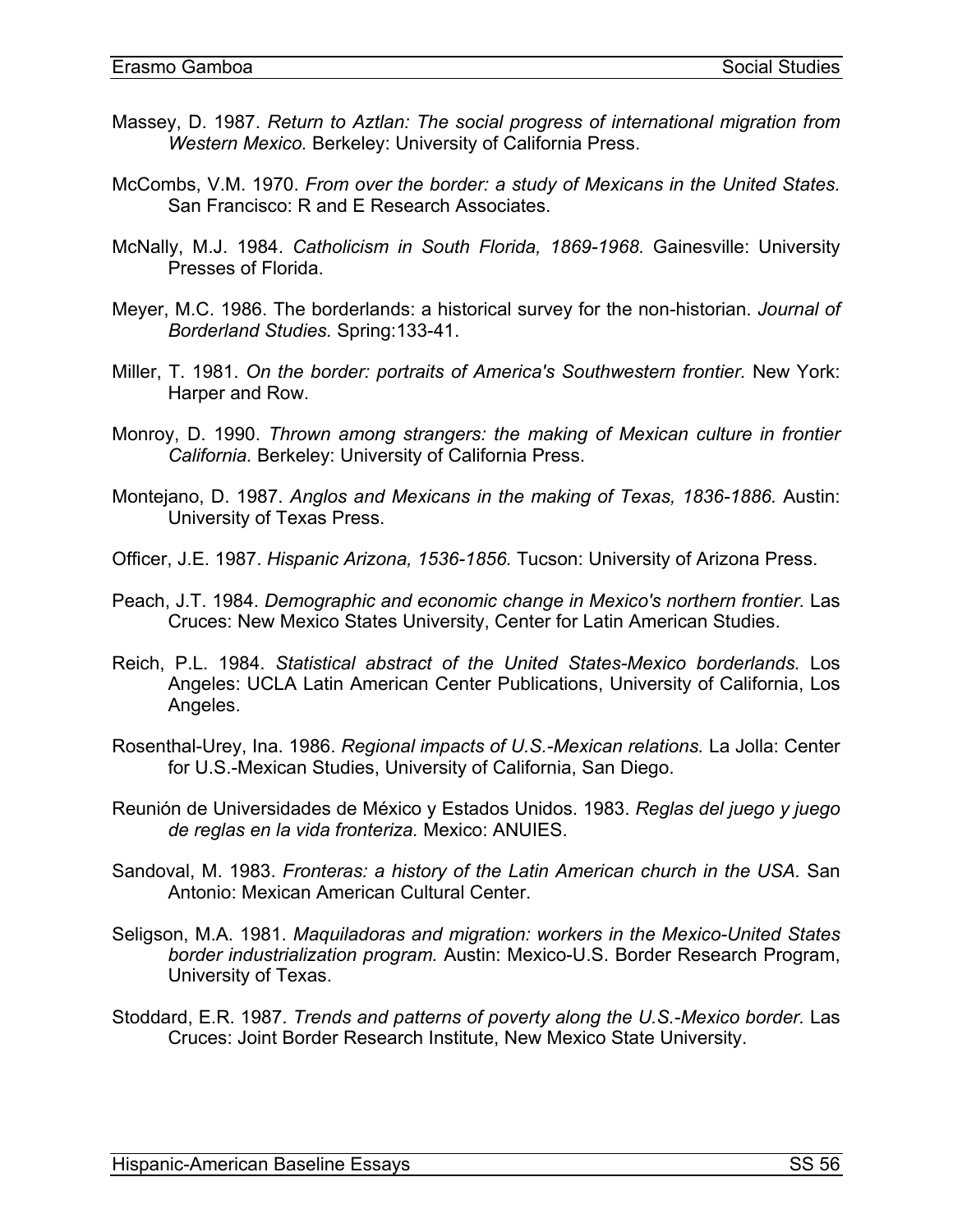Massey, D. 1987. *Return to Aztlan: The social progress of international migration from Western Mexico.* Berkeley: University of California Press.

McCombs, V.M. 1970. *From over the border: a study of Mexicans in the United States.* San Francisco: R and E Research Associates.

McNally, M.J. 1984. *Catholicism in South Florida, 1869-1968.* Gainesville: University Presses of Florida.

Meyer, M.C. 1986. The borderlands: a historical survey for the non-historian. *Journal of Borderland Studies.* Spring:133-41.

Miller, T. 1981. *On the border: portraits of America's Southwestern frontier.* New York: Harper and Row.

Monroy, D. 1990. *Thrown among strangers: the making of Mexican culture in frontier California.* Berkeley: University of California Press.

Montejano, D. 1987. *Anglos and Mexicans in the making of Texas, 1836-1886.* Austin: University of Texas Press.

Officer, J.E. 1987. *Hispanic Arizona, 1536-1856.* Tucson: University of Arizona Press.

Peach, J.T. 1984. *Demographic and economic change in Mexico's northern frontier.* Las Cruces: New Mexico States University, Center for Latin American Studies.

Reich, P.L. 1984. *Statistical abstract of the United States-Mexico borderlands.* Los Angeles: UCLA Latin American Center Publications, University of California, Los Angeles.

Rosenthal-Urey, Ina. 1986. *Regional impacts of U.S.-Mexican relations.* La Jolla: Center for U.S.-Mexican Studies, University of California, San Diego.

Reunión de Universidades de México y Estados Unidos. 1983. *Reglas del juego y juego de reglas en la vida fronteriza.* Mexico: ANUIES.

Sandoval, M. 1983. *Fronteras: a history of the Latin American church in the USA.* San Antonio: Mexican American Cultural Center.

Seligson, M.A. 1981. *Maquiladoras and migration: workers in the Mexico-United States border industrialization program.* Austin: Mexico-U.S. Border Research Program, University of Texas.

Stoddard, E.R. 1987. *Trends and patterns of poverty along the U.S.-Mexico border.* Las Cruces: Joint Border Research Institute, New Mexico State University.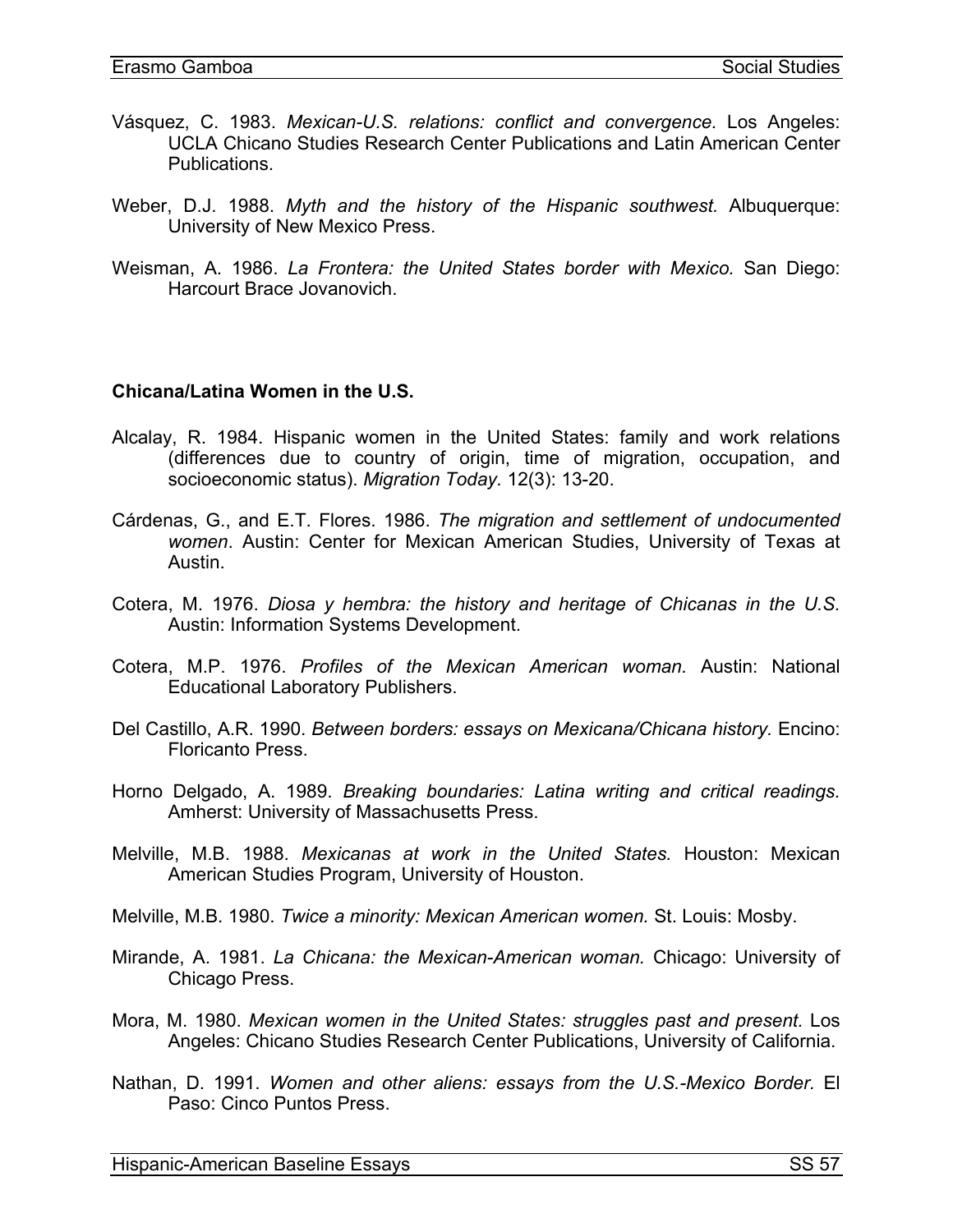Vásquez, C. 1983. *Mexican-U.S. relations: conflict and convergence.* Los Angeles: UCLA Chicano Studies Research Center Publications and Latin American Center Publications.

Weber, D.J. 1988. *Myth and the history of the Hispanic southwest.* Albuquerque: University of New Mexico Press.

Weisman, A. 1986. *La Frontera: the United States border with Mexico.* San Diego: Harcourt Brace Jovanovich.

### Chicana/Latina Women in the U.S.

Alcalay, R. 1984. Hispanic women in the United States: family and work relations (differences due to country of origin, time of migration, occupation, and socioeconomic status). *Migration Today.* 12(3): 13-20.

Cárdenas, G., and E.T. Flores. 1986. *The migration and settlement of undocumented women*. Austin: Center for Mexican American Studies, University of Texas at Austin.

Cotera, M. 1976. *Diosa y hembra: the history and heritage of Chicanas in the U.S.* Austin: Information Systems Development.

Cotera, M.P. 1976. *Profiles of the Mexican American woman.* Austin: National Educational Laboratory Publishers.

Del Castillo, A.R. 1990. *Between borders: essays on Mexicana/Chicana history.* Encino: Floricanto Press.

Horno Delgado, A. 1989. *Breaking boundaries: Latina writing and critical readings.* Amherst: University of Massachusetts Press.

Melville, M.B. 1988. *Mexicanas at work in the United States.* Houston: Mexican American Studies Program, University of Houston.

Melville, M.B. 1980. *Twice a minority: Mexican American women.* St. Louis: Mosby.

Mirande, A. 1981. *La Chicana: the Mexican-American woman.* Chicago: University of Chicago Press.

Mora, M. 1980. *Mexican women in the United States: struggles past and present.* Los Angeles: Chicano Studies Research Center Publications, University of California.

Nathan, D. 1991. *Women and other aliens: essays from the U.S.-Mexico Border.* El Paso: Cinco Puntos Press.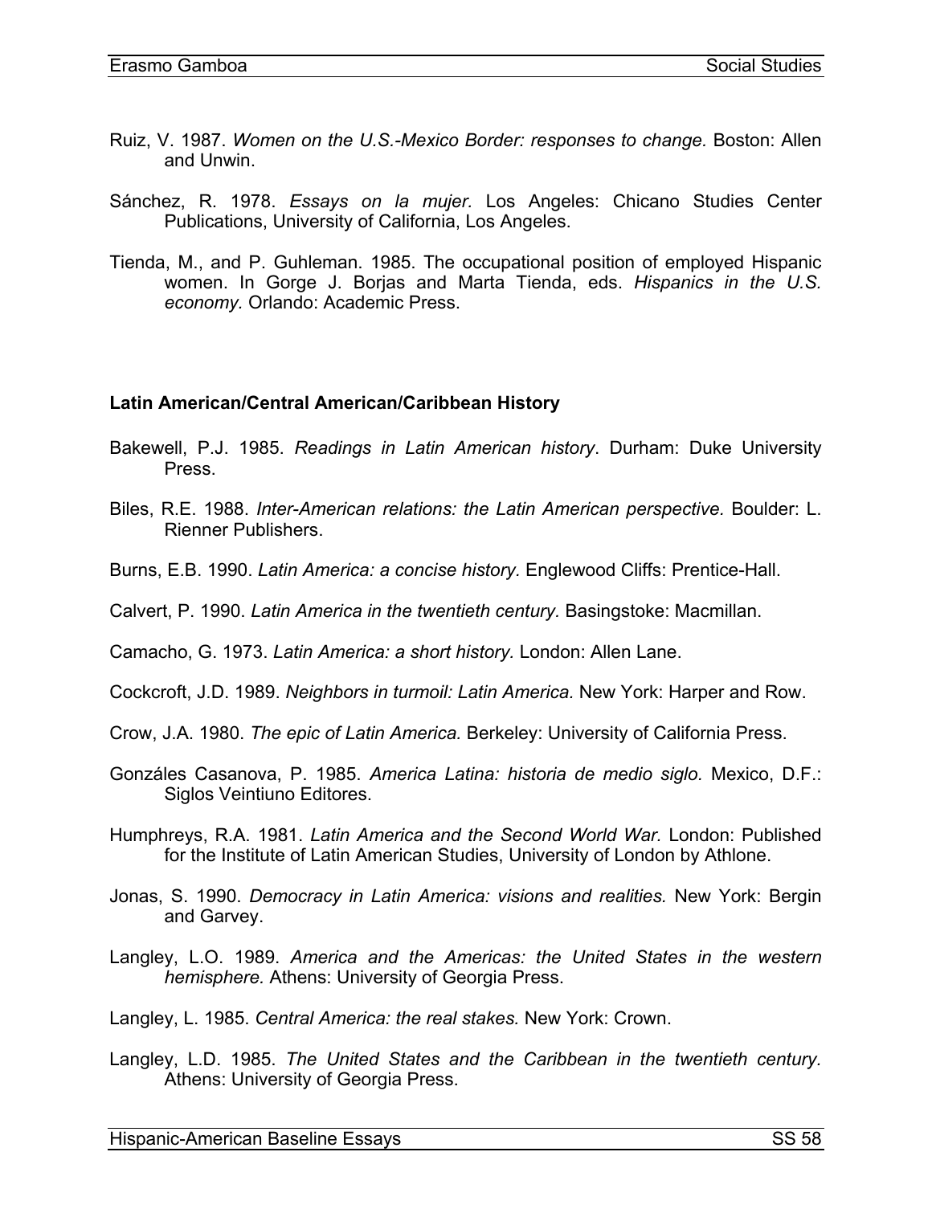Ruiz, V. 1987. *Women on the U.S.-Mexico Border: responses to change.* Boston: Allen and Unwin.

Sánchez, R. 1978. *Essays on la mujer.* Los Angeles: Chicano Studies Center Publications, University of California, Los Angeles.

Tienda, M., and P. Guhleman. 1985. The occupational position of employed Hispanic women. In Gorge J. Borjas and Marta Tienda, eds. *Hispanics in the U.S. economy.* Orlando: Academic Press.

**Latin American/Central American/Caribbean History**

Bakewell, P.J. 1985. *Readings in Latin American history*. Durham: Duke University Press.

Biles, R.E. 1988. *Inter-American relations: the Latin American perspective.* Boulder: L. Rienner Publishers.

Burns, E.B. 1990. *Latin America: a concise history.* Englewood Cliffs: Prentice-Hall.

Calvert, P. 1990. *Latin America in the twentieth century.* Basingstoke: Macmillan.

Camacho, G. 1973. *Latin America: a short history.* London: Allen Lane.

Cockcroft, J.D. 1989. *Neighbors in turmoil: Latin America.* New York: Harper and Row.

Crow, J.A. 1980. *The epic of Latin America.* Berkeley: University of California Press.

Gonzáles Casanova, P. 1985. *America Latina: historia de medio siglo.* Mexico, D.F.: Siglos Veintiuno Editores.

Humphreys, R.A. 1981. *Latin America and the Second World War.* London: Published for the Institute of Latin American Studies, University of London by Athlone.

Jonas, S. 1990. *Democracy in Latin America: visions and realities.* New York: Bergin and Garvey.

Langley, L.O. 1989. *America and the Americas: the United States in the western hemisphere.* Athens: University of Georgia Press.

Langley, L. 1985. *Central America: the real stakes.* New York: Crown.

Langley, L.D. 1985. *The United States and the Caribbean in the twentieth century.* Athens: University of Georgia Press.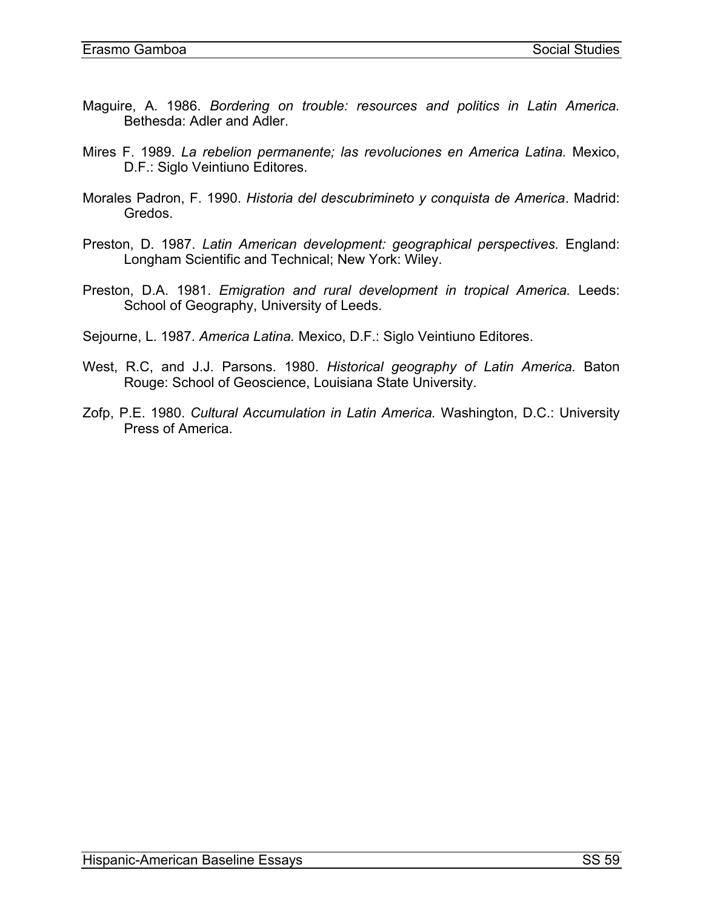Maguire, A. 1986. *Bordering on trouble: resources and politics in Latin America.* Bethesda: Adler and Adler.

Mires F. 1989. *La rebelion permanente; las revoluciones en America Latina.* Mexico, D.F.: Siglo Veintiuno Editores.

Morales Padron, F. 1990. *Historia del descubrimineto y conquista de America*. Madrid: Gredos.

Preston, D. 1987. *Latin American development: geographical perspectives.* England: Longham Scientific and Technical; New York: Wiley.

Preston, D.A. 1981. *Emigration and rural development in tropical America.* Leeds: School of Geography, University of Leeds.

Sejourne, L. 1987. *America Latina.* Mexico, D.F.: Siglo Veintiuno Editores.

West, R.C, and J.J. Parsons. 1980. *Historical geography of Latin America.* Baton Rouge: School of Geoscience, Louisiana State University.

Zofp, P.E. 1980. *Cultural Accumulation in Latin America.* Washington, D.C.: University Press of America.